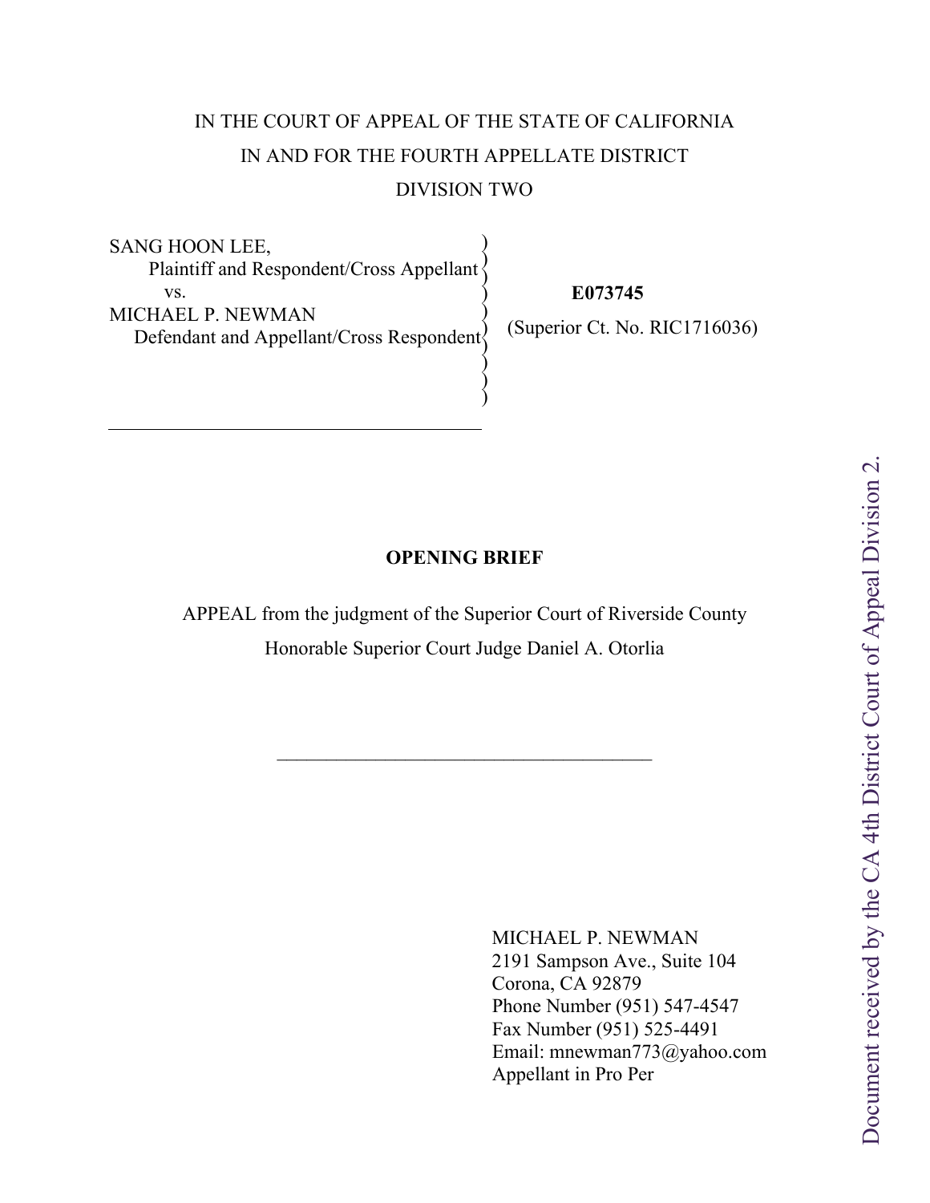IN THE COURT OF APPEAL OF THE STATE OF CALIFORNIA

IN AND FOR THE FOURTH APPELLATE DISTRICT

DIVISION TWO

| | |
|---|---|
| SANG HOON LEE,<br>Plaintiff and Respondent/Cross Appellant<br>vs.<br>MICHAEL P. NEWMAN<br>Defendant and Appellant/Cross Respondent | **E073745**<br>(Superior Ct. No. RIC1716036) |

**OPENING BRIEF**

APPEAL from the judgment of the Superior Court of Riverside County

Honorable Superior Court Judge Daniel A. Otorlia

MICHAEL P. NEWMAN
2191 Sampson Ave., Suite 104
Corona, CA 92879
Phone Number (951) 547-4547
Fax Number (951) 525-4491
Email: mnewman773@yahoo.com
Appellant in Pro Per

Document received by the CA 4th District Court of Appeal Division 2.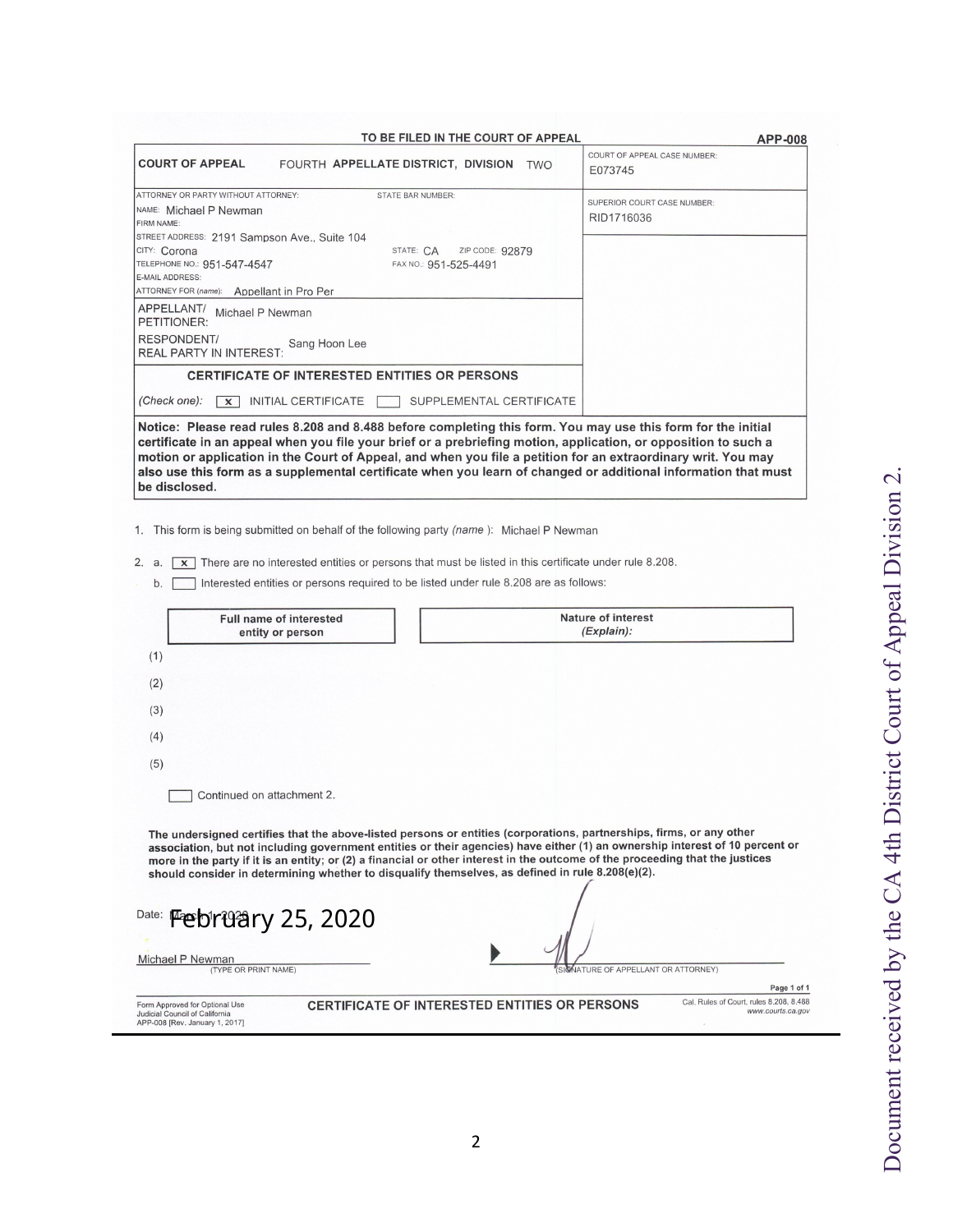TO BE FILED IN THE COURT OF APPEAL **APP-008**

| **COURT OF APPEAL** FOURTH **APPELLATE DISTRICT, DIVISION** TWO | COURT OF APPEAL CASE NUMBER: E073745 |
|---|---|
| ATTORNEY OR PARTY WITHOUT ATTORNEY: STATE BAR NUMBER:<br>NAME: Michael P Newman<br>FIRM NAME:<br>STREET ADDRESS: 2191 Sampson Ave., Suite 104<br>CITY: Corona STATE: CA ZIP CODE: 92879<br>TELEPHONE NO.: 951-547-4547 FAX NO.: 951-525-4491<br>E-MAIL ADDRESS:<br>ATTORNEY FOR (name): Appellant in Pro Per | SUPERIOR COURT CASE NUMBER: RID1716036 |
| APPELLANT/ PETITIONER: Michael P Newman | |
| RESPONDENT/ REAL PARTY IN INTEREST: Sang Hoon Lee | |

**CERTIFICATE OF INTERESTED ENTITIES OR PERSONS**

*(Check one):* [x] INITIAL CERTIFICATE [ ] SUPPLEMENTAL CERTIFICATE

**Notice: Please read rules 8.208 and 8.488 before completing this form. You may use this form for the initial certificate in an appeal when you file your brief or a prebriefing motion, application, or opposition to such a motion or application in the Court of Appeal, and when you file a petition for an extraordinary writ. You may also use this form as a supplemental certificate when you learn of changed or additional information that must be disclosed.**

1. This form is being submitted on behalf of the following party *(name)*: Michael P Newman

2. a. [x] There are no interested entities or persons that must be listed in this certificate under rule 8.208.

   b. [ ] Interested entities or persons required to be listed under rule 8.208 are as follows:

| | Full name of interested entity or person | Nature of interest *(Explain):* |
|---|---|---|
| (1) | | |
| (2) | | |
| (3) | | |
| (4) | | |
| (5) | | |

[ ] Continued on attachment 2.

**The undersigned certifies that the above-listed persons or entities (corporations, partnerships, firms, or any other association, but not including government entities or their agencies) have either (1) an ownership interest of 10 percent or more in the party if it is an entity; or (2) a financial or other interest in the outcome of the proceeding that the justices should consider in determining whether to disqualify themselves, as defined in rule 8.208(e)(2).**

Date: February 25, 2020

Michael P Newman
(TYPE OR PRINT NAME)

(SIGNATURE OF APPELLANT OR ATTORNEY)

Form Approved for Optional Use
Judicial Council of California
APP-008 [Rev. January 1, 2017]

**CERTIFICATE OF INTERESTED ENTITIES OR PERSONS**

Cal. Rules of Court, rules 8.208, 8.488
www.courts.ca.gov

Document received by the CA 4th District Court of Appeal Division 2.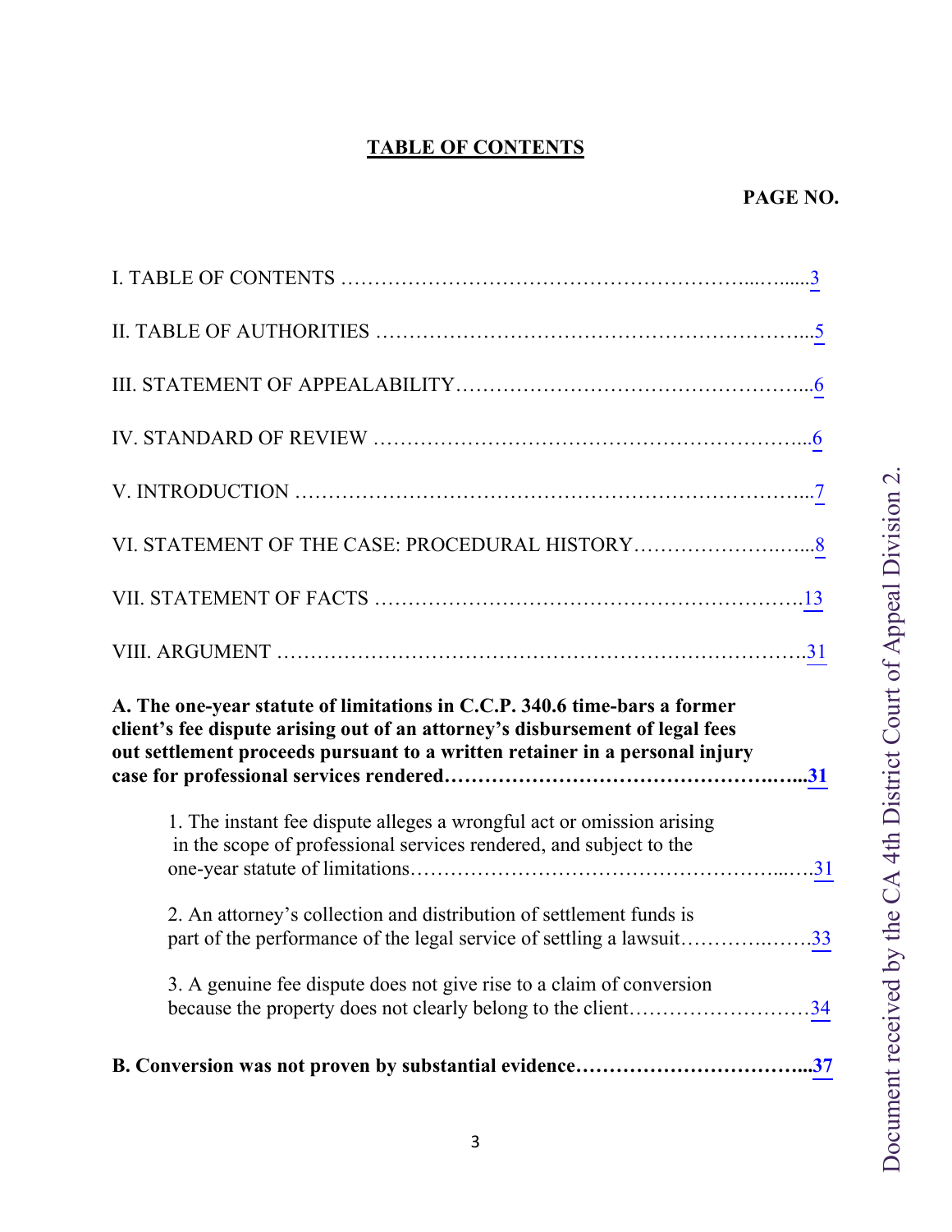# TABLE OF CONTENTS

**PAGE NO.**

I. TABLE OF CONTENTS ....................................................................3

II. TABLE OF AUTHORITIES ..............................................................5

III. STATEMENT OF APPEALABILITY..................................................6

IV. STANDARD OF REVIEW ...............................................................6

V. INTRODUCTION ...........................................................................7

VI. STATEMENT OF THE CASE: PROCEDURAL HISTORY...........................8

VII. STATEMENT OF FACTS ...............................................................13

VIII. ARGUMENT ...............................................................................31

**A. The one-year statute of limitations in C.C.P. 340.6 time-bars a former client's fee dispute arising out of an attorney's disbursement of legal fees out settlement proceeds pursuant to a written retainer in a personal injury case for professional services rendered..............................................31**

1. The instant fee dispute alleges a wrongful act or omission arising in the scope of professional services rendered, and subject to the one-year statute of limitations.................................................31

2. An attorney's collection and distribution of settlement funds is part of the performance of the legal service of settling a lawsuit..................33

3. A genuine fee dispute does not give rise to a claim of conversion because the property does not clearly belong to the client..................34

**B. Conversion was not proven by substantial evidence.................................37**

Document received by the CA 4th District Court of Appeal Division 2.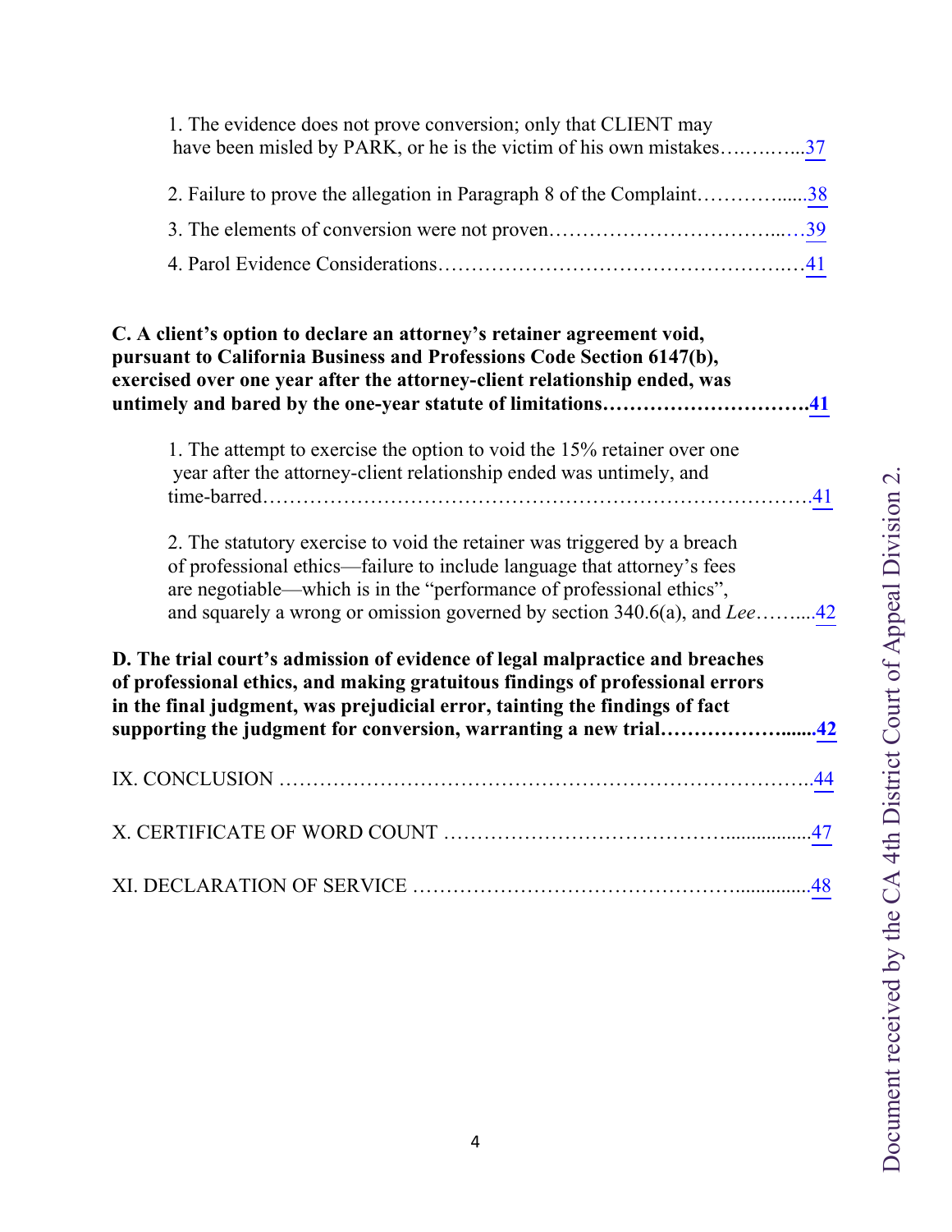1. The evidence does not prove conversion; only that CLIENT may have been misled by PARK, or he is the victim of his own mistakes….….…...37

2. Failure to prove the allegation in Paragraph 8 of the Complaint…………......38

3. The elements of conversion were not proven…………………………...…39

4. Parol Evidence Considerations……………………………………………41

**C. A client's option to declare an attorney's retainer agreement void, pursuant to California Business and Professions Code Section 6147(b), exercised over one year after the attorney-client relationship ended, was untimely and bared by the one-year statute of limitations………………………….41**

1. The attempt to exercise the option to void the 15% retainer over one year after the attorney-client relationship ended was untimely, and time-barred……………………………………………………………………41

2. The statutory exercise to void the retainer was triggered by a breach of professional ethics—failure to include language that attorney's fees are negotiable—which is in the "performance of professional ethics", and squarely a wrong or omission governed by section 340.6(a), and *Lee*……....42

**D. The trial court's admission of evidence of legal malpractice and breaches of professional ethics, and making gratuitous findings of professional errors in the final judgment, was prejudicial error, tainting the findings of fact supporting the judgment for conversion, warranting a new trial……………….......42**

IX. CONCLUSION …………………………………………………………………..44

X. CERTIFICATE OF WORD COUNT …………………………………….................47

XI. DECLARATION OF SERVICE ……………………………………...............48

Document received by the CA 4th District Court of Appeal Division 2.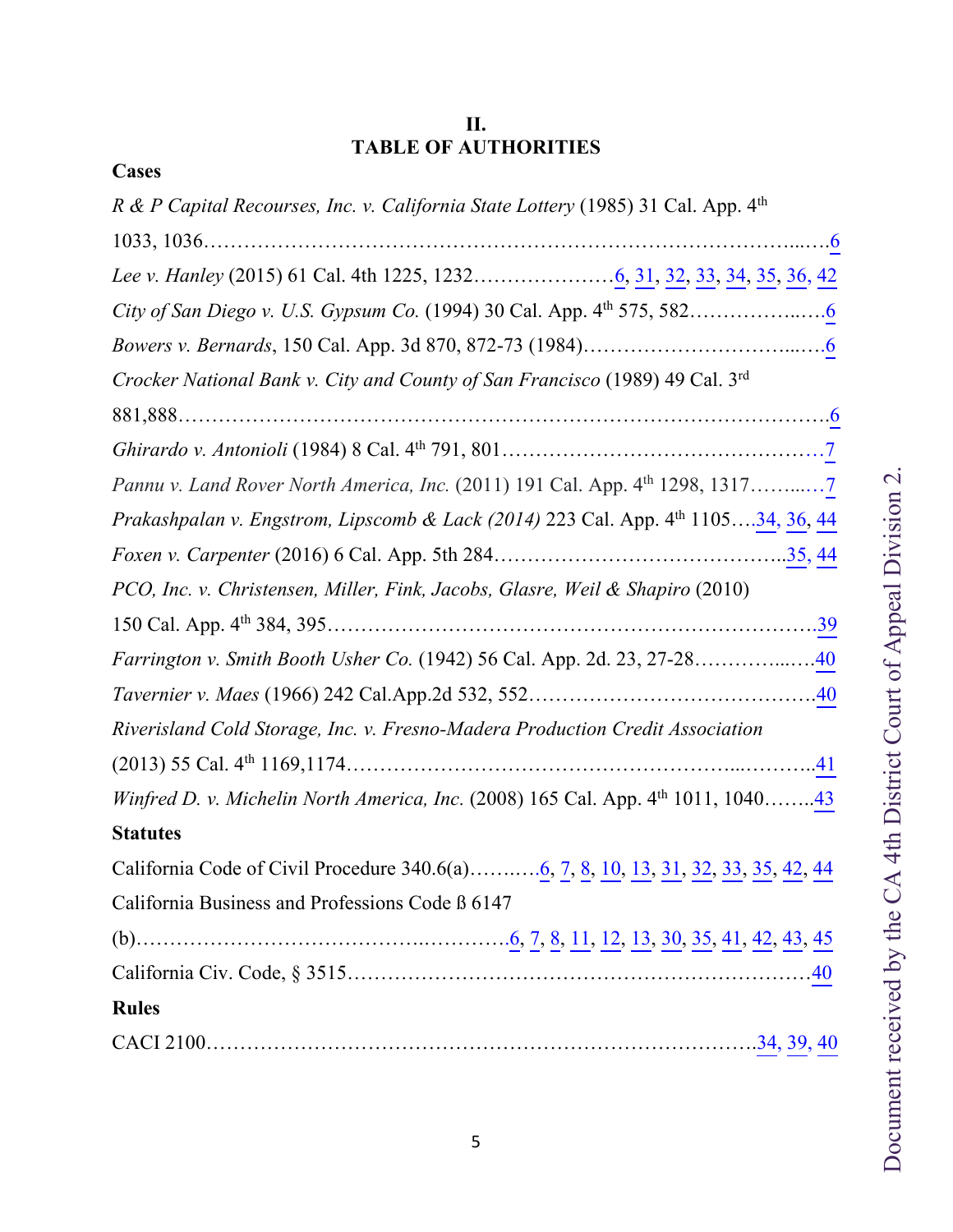## II.
## TABLE OF AUTHORITIES

**Cases**

*R & P Capital Recourses, Inc. v. California State Lottery* (1985) 31 Cal. App. 4th 1033, 1036……………………………………………………………………………...….6

*Lee v. Hanley* (2015) 61 Cal. 4th 1225, 1232…………………6, 31, 32, 33, 34, 35, 36, 42

*City of San Diego v. U.S. Gypsum Co.* (1994) 30 Cal. App. 4th 575, 582……………..….6

*Bowers v. Bernards*, 150 Cal. App. 3d 870, 872-73 (1984)…………………………...….6

*Crocker National Bank v. City and County of San Francisco* (1989) 49 Cal. 3rd 881,888……………………………………………………………………………………….6

*Ghirardo v. Antonioli* (1984) 8 Cal. 4th 791, 801…………………………………………7

*Pannu v. Land Rover North America, Inc.* (2011) 191 Cal. App. 4th 1298, 1317……...…7

*Prakashpalan v. Engstrom, Lipscomb & Lack (2014)* 223 Cal. App. 4th 1105….34, 36, 44

*Foxen v. Carpenter* (2016) 6 Cal. App. 5th 284……………………………………..35, 44

*PCO, Inc. v. Christensen, Miller, Fink, Jacobs, Glasre, Weil & Shapiro* (2010) 150 Cal. App. 4th 384, 395……………………………………………………………….39

*Farrington v. Smith Booth Usher Co.* (1942) 56 Cal. App. 2d. 23, 27-28…………...….40

*Tavernier v. Maes* (1966) 242 Cal.App.2d 532, 552…………………………………….40

*Riverisland Cold Storage, Inc. v. Fresno-Madera Production Credit Association* (2013) 55 Cal. 4th 1169,1174………………………………………………...………..41

*Winfred D. v. Michelin North America, Inc.* (2008) 165 Cal. App. 4th 1011, 1040……..43

**Statutes**

California Code of Civil Procedure 340.6(a)……..….6, 7, 8, 10, 13, 31, 32, 33, 35, 42, 44

California Business and Professions Code ß 6147 (b)…………………………………..…………6, 7, 8, 11, 12, 13, 30, 35, 41, 42, 43, 45

California Civ. Code, § 3515……………………………………………………………40

**Rules**

CACI 2100…………………………………………………………………….34, 39, 40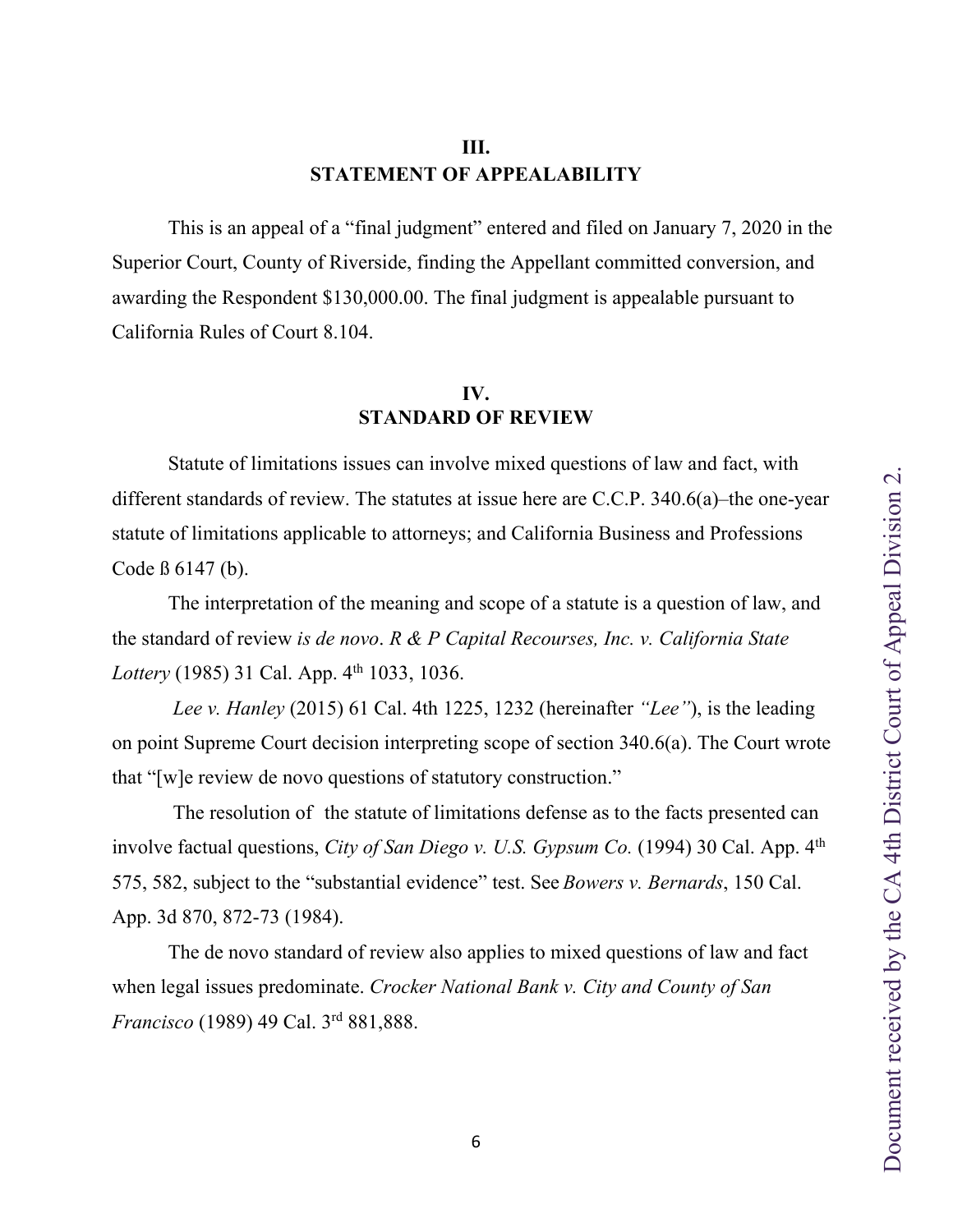## III.
## STATEMENT OF APPEALABILITY

This is an appeal of a "final judgment" entered and filed on January 7, 2020 in the Superior Court, County of Riverside, finding the Appellant committed conversion, and awarding the Respondent $130,000.00. The final judgment is appealable pursuant to California Rules of Court 8.104.

## IV.
## STANDARD OF REVIEW

Statute of limitations issues can involve mixed questions of law and fact, with different standards of review. The statutes at issue here are C.C.P. 340.6(a)–the one-year statute of limitations applicable to attorneys; and California Business and Professions Code ß 6147 (b).

The interpretation of the meaning and scope of a statute is a question of law, and the standard of review *is de novo*. *R & P Capital Recourses, Inc. v. California State Lottery* (1985) 31 Cal. App. 4th 1033, 1036.

*Lee v. Hanley* (2015) 61 Cal. 4th 1225, 1232 (hereinafter *"Lee"*), is the leading on point Supreme Court decision interpreting scope of section 340.6(a). The Court wrote that "[w]e review de novo questions of statutory construction."

The resolution of the statute of limitations defense as to the facts presented can involve factual questions, *City of San Diego v. U.S. Gypsum Co.* (1994) 30 Cal. App. 4th 575, 582, subject to the "substantial evidence" test. See *Bowers v. Bernards*, 150 Cal. App. 3d 870, 872-73 (1984).

The de novo standard of review also applies to mixed questions of law and fact when legal issues predominate. *Crocker National Bank v. City and County of San Francisco* (1989) 49 Cal. 3rd 881,888.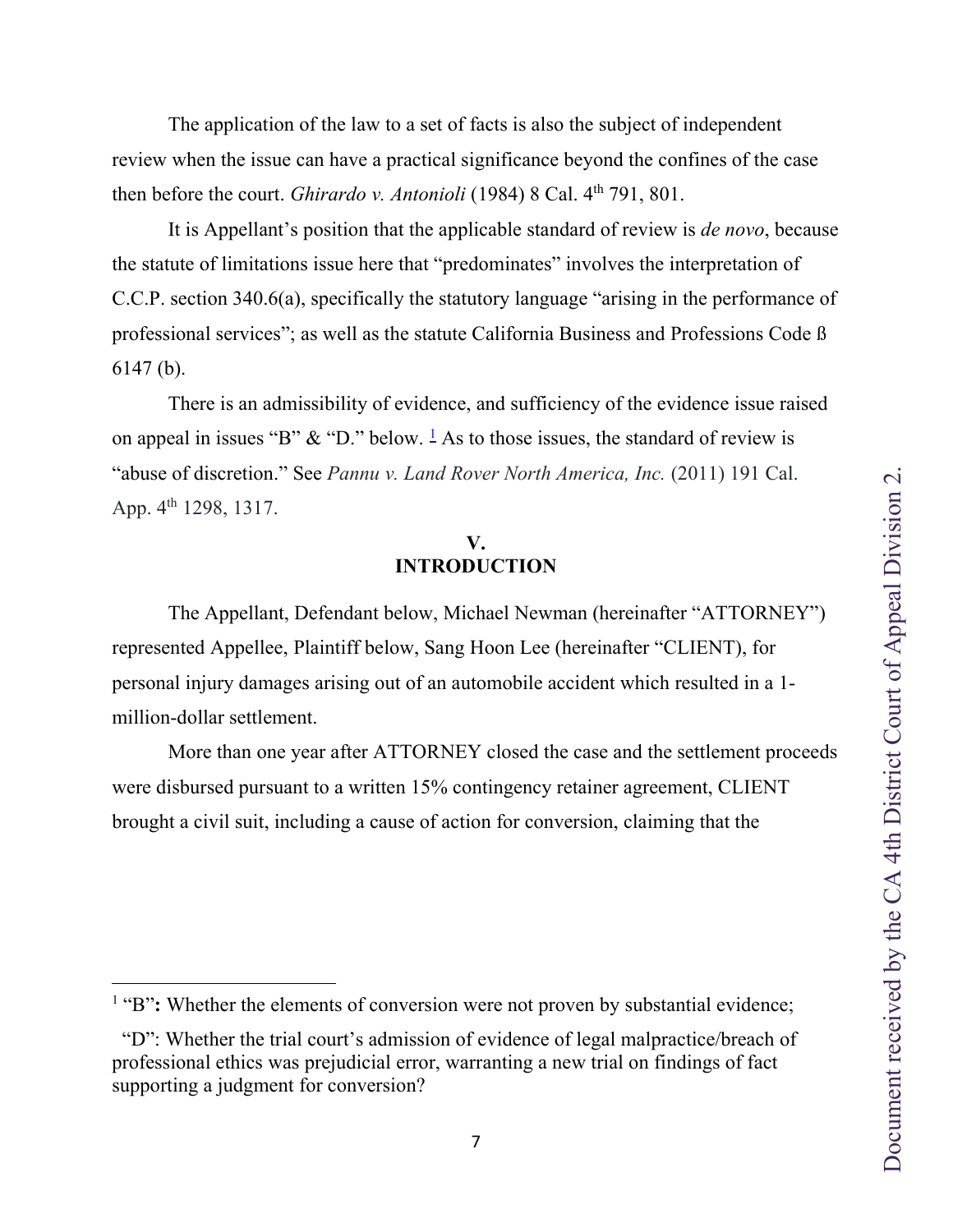The application of the law to a set of facts is also the subject of independent review when the issue can have a practical significance beyond the confines of the case then before the court. *Ghirardo v. Antonioli* (1984) 8 Cal. 4th 791, 801.

It is Appellant's position that the applicable standard of review is *de novo*, because the statute of limitations issue here that "predominates" involves the interpretation of C.C.P. section 340.6(a), specifically the statutory language "arising in the performance of professional services"; as well as the statute California Business and Professions Code ß 6147 (b).

There is an admissibility of evidence, and sufficiency of the evidence issue raised on appeal in issues "B" & "D." below. [1] As to those issues, the standard of review is "abuse of discretion." See *Pannu v. Land Rover North America, Inc.* (2011) 191 Cal. App. 4th 1298, 1317.

## V. INTRODUCTION

The Appellant, Defendant below, Michael Newman (hereinafter "ATTORNEY") represented Appellee, Plaintiff below, Sang Hoon Lee (hereinafter "CLIENT), for personal injury damages arising out of an automobile accident which resulted in a 1-million-dollar settlement.

More than one year after ATTORNEY closed the case and the settlement proceeds were disbursed pursuant to a written 15% contingency retainer agreement, CLIENT brought a civil suit, including a cause of action for conversion, claiming that the

---

[1] "B"**:** Whether the elements of conversion were not proven by substantial evidence;

"D": Whether the trial court's admission of evidence of legal malpractice/breach of professional ethics was prejudicial error, warranting a new trial on findings of fact supporting a judgment for conversion?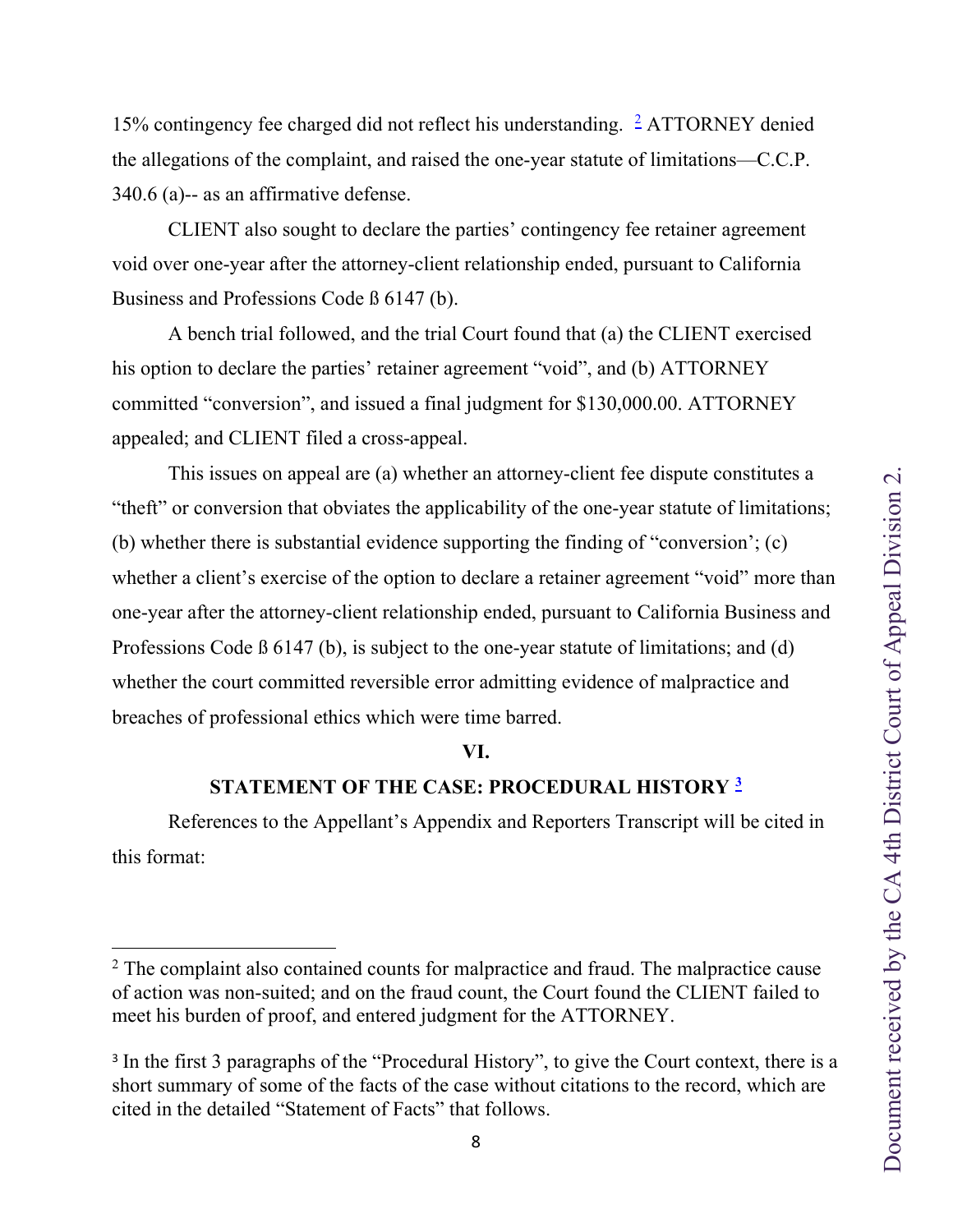15% contingency fee charged did not reflect his understanding. [2] ATTORNEY denied the allegations of the complaint, and raised the one-year statute of limitations—C.C.P. 340.6 (a)-- as an affirmative defense.

CLIENT also sought to declare the parties' contingency fee retainer agreement void over one-year after the attorney-client relationship ended, pursuant to California Business and Professions Code ß 6147 (b).

A bench trial followed, and the trial Court found that (a) the CLIENT exercised his option to declare the parties' retainer agreement "void", and (b) ATTORNEY committed "conversion", and issued a final judgment for $130,000.00. ATTORNEY appealed; and CLIENT filed a cross-appeal.

This issues on appeal are (a) whether an attorney-client fee dispute constitutes a "theft" or conversion that obviates the applicability of the one-year statute of limitations; (b) whether there is substantial evidence supporting the finding of "conversion'; (c) whether a client's exercise of the option to declare a retainer agreement "void" more than one-year after the attorney-client relationship ended, pursuant to California Business and Professions Code ß 6147 (b), is subject to the one-year statute of limitations; and (d) whether the court committed reversible error admitting evidence of malpractice and breaches of professional ethics which were time barred.

## VI.

## STATEMENT OF THE CASE: PROCEDURAL HISTORY [3]

References to the Appellant's Appendix and Reporters Transcript will be cited in this format:

---

[2] The complaint also contained counts for malpractice and fraud. The malpractice cause of action was non-suited; and on the fraud count, the Court found the CLIENT failed to meet his burden of proof, and entered judgment for the ATTORNEY.

[3] In the first 3 paragraphs of the "Procedural History", to give the Court context, there is a short summary of some of the facts of the case without citations to the record, which are cited in the detailed "Statement of Facts" that follows.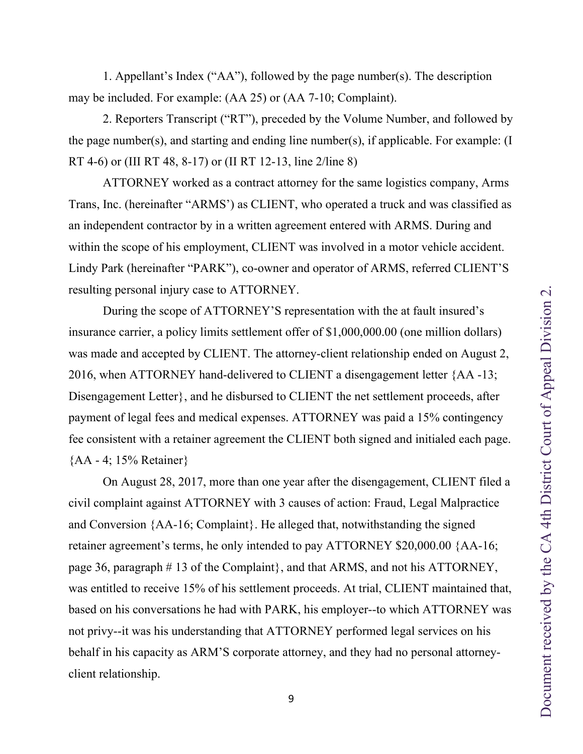1. Appellant's Index ("AA"), followed by the page number(s). The description may be included. For example: (AA 25) or (AA 7-10; Complaint).

2. Reporters Transcript ("RT"), preceded by the Volume Number, and followed by the page number(s), and starting and ending line number(s), if applicable. For example: (I RT 4-6) or (III RT 48, 8-17) or (II RT 12-13, line 2/line 8)

ATTORNEY worked as a contract attorney for the same logistics company, Arms Trans, Inc. (hereinafter "ARMS') as CLIENT, who operated a truck and was classified as an independent contractor by in a written agreement entered with ARMS. During and within the scope of his employment, CLIENT was involved in a motor vehicle accident. Lindy Park (hereinafter "PARK"), co-owner and operator of ARMS, referred CLIENT'S resulting personal injury case to ATTORNEY.

During the scope of ATTORNEY'S representation with the at fault insured's insurance carrier, a policy limits settlement offer of $1,000,000.00 (one million dollars) was made and accepted by CLIENT. The attorney-client relationship ended on August 2, 2016, when ATTORNEY hand-delivered to CLIENT a disengagement letter {AA -13; Disengagement Letter}, and he disbursed to CLIENT the net settlement proceeds, after payment of legal fees and medical expenses. ATTORNEY was paid a 15% contingency fee consistent with a retainer agreement the CLIENT both signed and initialed each page. {AA - 4; 15% Retainer}

On August 28, 2017, more than one year after the disengagement, CLIENT filed a civil complaint against ATTORNEY with 3 causes of action: Fraud, Legal Malpractice and Conversion {AA-16; Complaint}. He alleged that, notwithstanding the signed retainer agreement's terms, he only intended to pay ATTORNEY $20,000.00 {AA-16; page 36, paragraph # 13 of the Complaint}, and that ARMS, and not his ATTORNEY, was entitled to receive 15% of his settlement proceeds. At trial, CLIENT maintained that, based on his conversations he had with PARK, his employer--to which ATTORNEY was not privy--it was his understanding that ATTORNEY performed legal services on his behalf in his capacity as ARM'S corporate attorney, and they had no personal attorney-client relationship.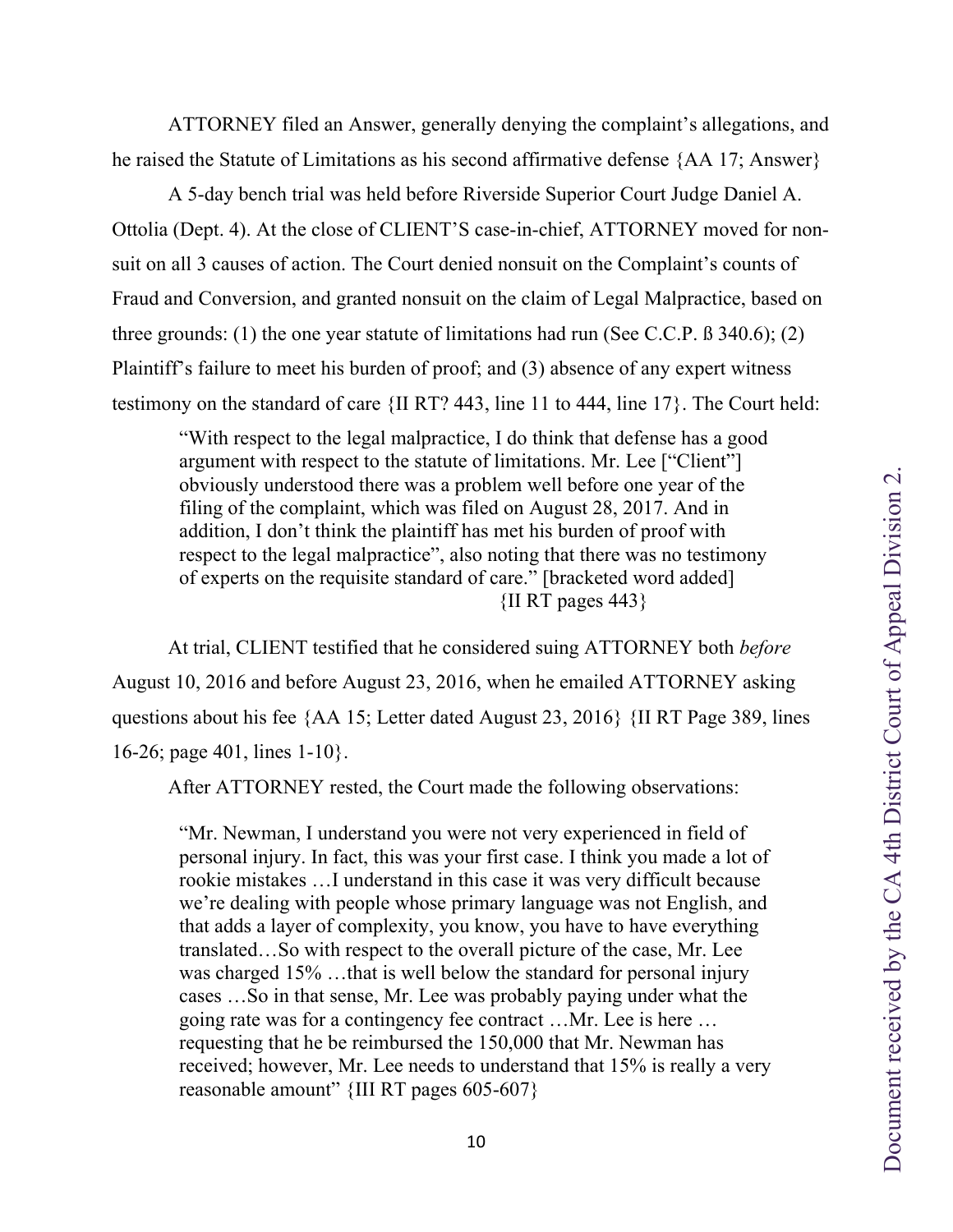ATTORNEY filed an Answer, generally denying the complaint's allegations, and he raised the Statute of Limitations as his second affirmative defense {AA 17; Answer}

A 5-day bench trial was held before Riverside Superior Court Judge Daniel A. Ottolia (Dept. 4). At the close of CLIENT'S case-in-chief, ATTORNEY moved for non-suit on all 3 causes of action. The Court denied nonsuit on the Complaint's counts of Fraud and Conversion, and granted nonsuit on the claim of Legal Malpractice, based on three grounds: (1) the one year statute of limitations had run (See C.C.P. ß 340.6); (2) Plaintiff's failure to meet his burden of proof; and (3) absence of any expert witness testimony on the standard of care {II RT? 443, line 11 to 444, line 17}. The Court held:

> "With respect to the legal malpractice, I do think that defense has a good argument with respect to the statute of limitations. Mr. Lee ["Client"] obviously understood there was a problem well before one year of the filing of the complaint, which was filed on August 28, 2017. And in addition, I don't think the plaintiff has met his burden of proof with respect to the legal malpractice", also noting that there was no testimony of experts on the requisite standard of care." [bracketed word added] {II RT pages 443}

At trial, CLIENT testified that he considered suing ATTORNEY both *before* August 10, 2016 and before August 23, 2016, when he emailed ATTORNEY asking questions about his fee {AA 15; Letter dated August 23, 2016} {II RT Page 389, lines 16-26; page 401, lines 1-10}.

After ATTORNEY rested, the Court made the following observations:

> "Mr. Newman, I understand you were not very experienced in field of personal injury. In fact, this was your first case. I think you made a lot of rookie mistakes …I understand in this case it was very difficult because we're dealing with people whose primary language was not English, and that adds a layer of complexity, you know, you have to have everything translated…So with respect to the overall picture of the case, Mr. Lee was charged 15% …that is well below the standard for personal injury cases …So in that sense, Mr. Lee was probably paying under what the going rate was for a contingency fee contract …Mr. Lee is here … requesting that he be reimbursed the 150,000 that Mr. Newman has received; however, Mr. Lee needs to understand that 15% is really a very reasonable amount" {III RT pages 605-607}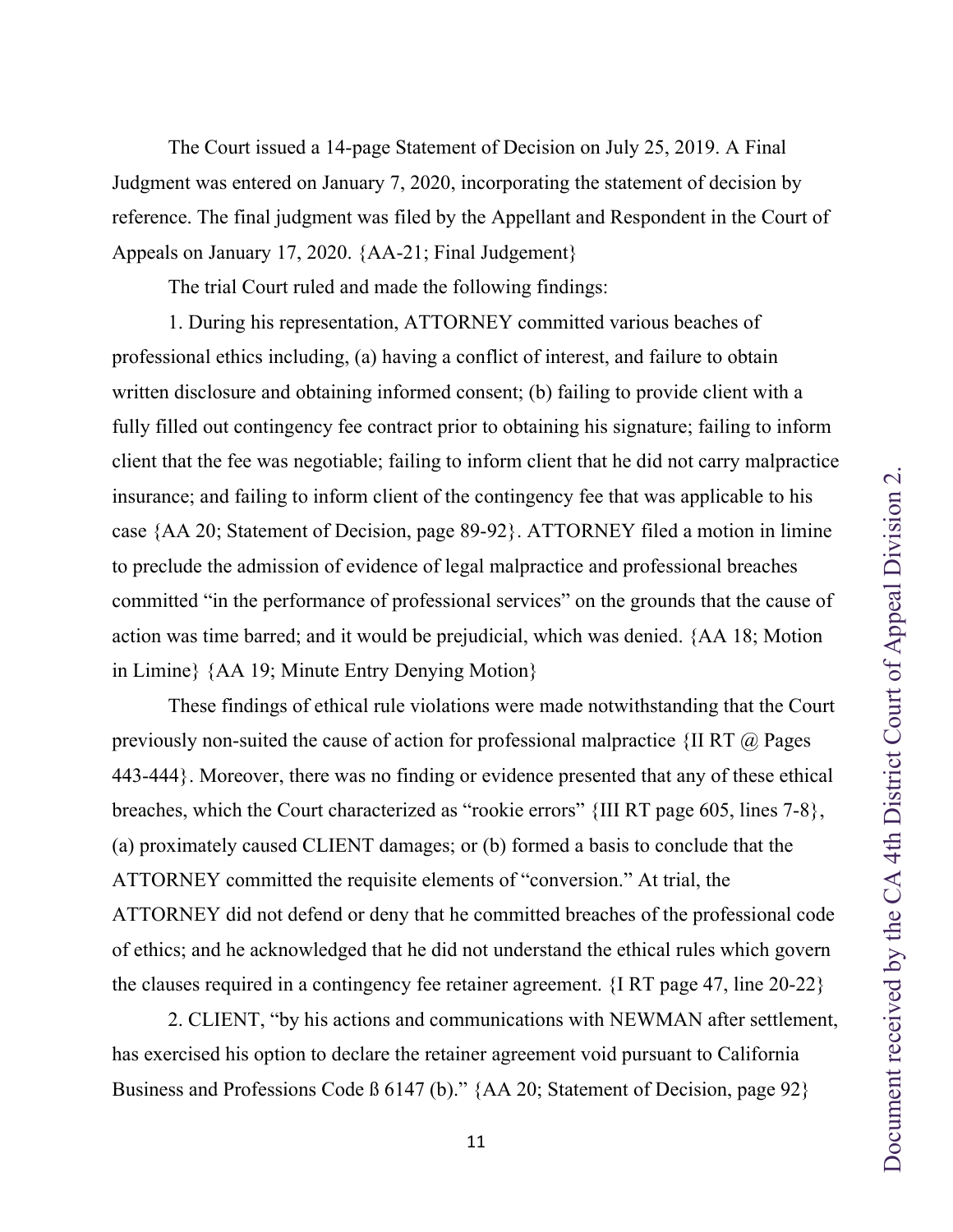The Court issued a 14-page Statement of Decision on July 25, 2019. A Final Judgment was entered on January 7, 2020, incorporating the statement of decision by reference. The final judgment was filed by the Appellant and Respondent in the Court of Appeals on January 17, 2020. {AA-21; Final Judgement}

The trial Court ruled and made the following findings:

1. During his representation, ATTORNEY committed various beaches of professional ethics including, (a) having a conflict of interest, and failure to obtain written disclosure and obtaining informed consent; (b) failing to provide client with a fully filled out contingency fee contract prior to obtaining his signature; failing to inform client that the fee was negotiable; failing to inform client that he did not carry malpractice insurance; and failing to inform client of the contingency fee that was applicable to his case {AA 20; Statement of Decision, page 89-92}. ATTORNEY filed a motion in limine to preclude the admission of evidence of legal malpractice and professional breaches committed "in the performance of professional services" on the grounds that the cause of action was time barred; and it would be prejudicial, which was denied. {AA 18; Motion in Limine} {AA 19; Minute Entry Denying Motion}

These findings of ethical rule violations were made notwithstanding that the Court previously non-suited the cause of action for professional malpractice {II RT @ Pages 443-444}. Moreover, there was no finding or evidence presented that any of these ethical breaches, which the Court characterized as "rookie errors" {III RT page 605, lines 7-8}, (a) proximately caused CLIENT damages; or (b) formed a basis to conclude that the ATTORNEY committed the requisite elements of "conversion." At trial, the ATTORNEY did not defend or deny that he committed breaches of the professional code of ethics; and he acknowledged that he did not understand the ethical rules which govern the clauses required in a contingency fee retainer agreement. {I RT page 47, line 20-22}

2. CLIENT, "by his actions and communications with NEWMAN after settlement, has exercised his option to declare the retainer agreement void pursuant to California Business and Professions Code ß 6147 (b)." {AA 20; Statement of Decision, page 92}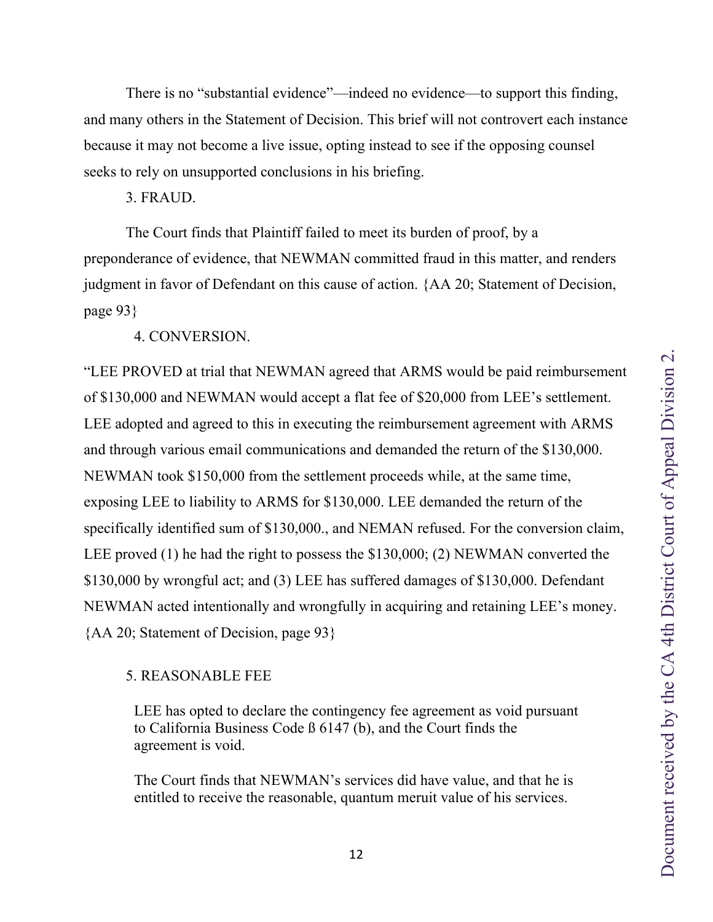There is no "substantial evidence"—indeed no evidence—to support this finding, and many others in the Statement of Decision. This brief will not controvert each instance because it may not become a live issue, opting instead to see if the opposing counsel seeks to rely on unsupported conclusions in his briefing.

3. FRAUD.

The Court finds that Plaintiff failed to meet its burden of proof, by a preponderance of evidence, that NEWMAN committed fraud in this matter, and renders judgment in favor of Defendant on this cause of action. {AA 20; Statement of Decision, page 93}

4. CONVERSION.

"LEE PROVED at trial that NEWMAN agreed that ARMS would be paid reimbursement of $130,000 and NEWMAN would accept a flat fee of $20,000 from LEE's settlement. LEE adopted and agreed to this in executing the reimbursement agreement with ARMS and through various email communications and demanded the return of the $130,000. NEWMAN took $150,000 from the settlement proceeds while, at the same time, exposing LEE to liability to ARMS for $130,000. LEE demanded the return of the specifically identified sum of $130,000., and NEMAN refused. For the conversion claim, LEE proved (1) he had the right to possess the $130,000; (2) NEWMAN converted the $130,000 by wrongful act; and (3) LEE has suffered damages of $130,000. Defendant NEWMAN acted intentionally and wrongfully in acquiring and retaining LEE's money. {AA 20; Statement of Decision, page 93}

5. REASONABLE FEE

> LEE has opted to declare the contingency fee agreement as void pursuant to California Business Code ß 6147 (b), and the Court finds the agreement is void.
>
> The Court finds that NEWMAN's services did have value, and that he is entitled to receive the reasonable, quantum meruit value of his services.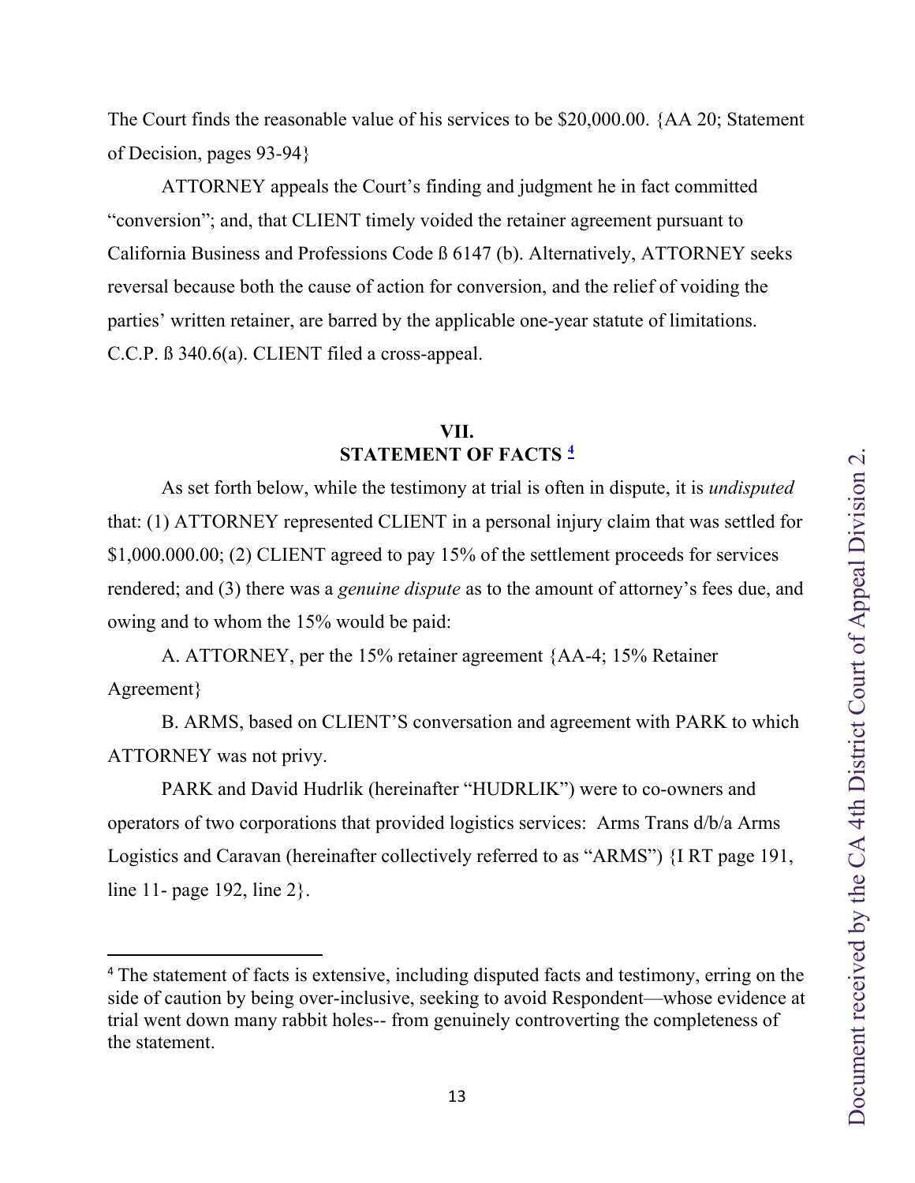The Court finds the reasonable value of his services to be $20,000.00. {AA 20; Statement of Decision, pages 93-94}

ATTORNEY appeals the Court's finding and judgment he in fact committed "conversion"; and, that CLIENT timely voided the retainer agreement pursuant to California Business and Professions Code ß 6147 (b). Alternatively, ATTORNEY seeks reversal because both the cause of action for conversion, and the relief of voiding the parties' written retainer, are barred by the applicable one-year statute of limitations. C.C.P. ß 340.6(a). CLIENT filed a cross-appeal.

## VII. STATEMENT OF FACTS [4]

As set forth below, while the testimony at trial is often in dispute, it is *undisputed* that: (1) ATTORNEY represented CLIENT in a personal injury claim that was settled for $1,000.000.00; (2) CLIENT agreed to pay 15% of the settlement proceeds for services rendered; and (3) there was a *genuine dispute* as to the amount of attorney's fees due, and owing and to whom the 15% would be paid:

A. ATTORNEY, per the 15% retainer agreement {AA-4; 15% Retainer Agreement}

B. ARMS, based on CLIENT'S conversation and agreement with PARK to which ATTORNEY was not privy.

PARK and David Hudrlik (hereinafter "HUDRLIK") were to co-owners and operators of two corporations that provided logistics services: Arms Trans d/b/a Arms Logistics and Caravan (hereinafter collectively referred to as "ARMS") {I RT page 191, line 11- page 192, line 2}.

---

[4] The statement of facts is extensive, including disputed facts and testimony, erring on the side of caution by being over-inclusive, seeking to avoid Respondent—whose evidence at trial went down many rabbit holes-- from genuinely controverting the completeness of the statement.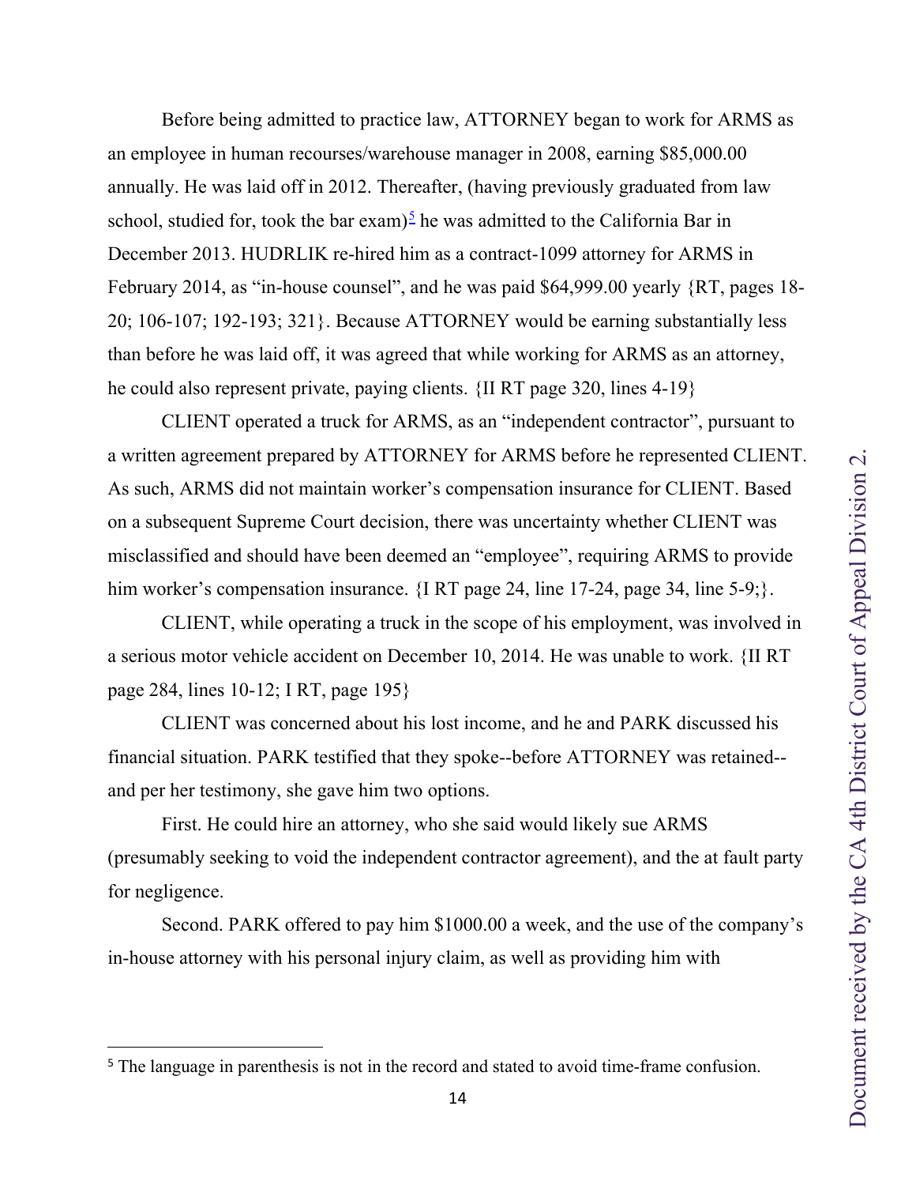Before being admitted to practice law, ATTORNEY began to work for ARMS as an employee in human recourses/warehouse manager in 2008, earning $85,000.00 annually. He was laid off in 2012. Thereafter, (having previously graduated from law school, studied for, took the bar exam)[5] he was admitted to the California Bar in December 2013. HUDRLIK re-hired him as a contract-1099 attorney for ARMS in February 2014, as "in-house counsel", and he was paid $64,999.00 yearly {RT, pages 18-20; 106-107; 192-193; 321}. Because ATTORNEY would be earning substantially less than before he was laid off, it was agreed that while working for ARMS as an attorney, he could also represent private, paying clients. {II RT page 320, lines 4-19}

CLIENT operated a truck for ARMS, as an "independent contractor", pursuant to a written agreement prepared by ATTORNEY for ARMS before he represented CLIENT. As such, ARMS did not maintain worker's compensation insurance for CLIENT. Based on a subsequent Supreme Court decision, there was uncertainty whether CLIENT was misclassified and should have been deemed an "employee", requiring ARMS to provide him worker's compensation insurance. {I RT page 24, line 17-24, page 34, line 5-9;}.

CLIENT, while operating a truck in the scope of his employment, was involved in a serious motor vehicle accident on December 10, 2014. He was unable to work. {II RT page 284, lines 10-12; I RT, page 195}

CLIENT was concerned about his lost income, and he and PARK discussed his financial situation. PARK testified that they spoke--before ATTORNEY was retained--and per her testimony, she gave him two options.

First. He could hire an attorney, who she said would likely sue ARMS (presumably seeking to void the independent contractor agreement), and the at fault party for negligence.

Second. PARK offered to pay him $1000.00 a week, and the use of the company's in-house attorney with his personal injury claim, as well as providing him with

[5] The language in parenthesis is not in the record and stated to avoid time-frame confusion.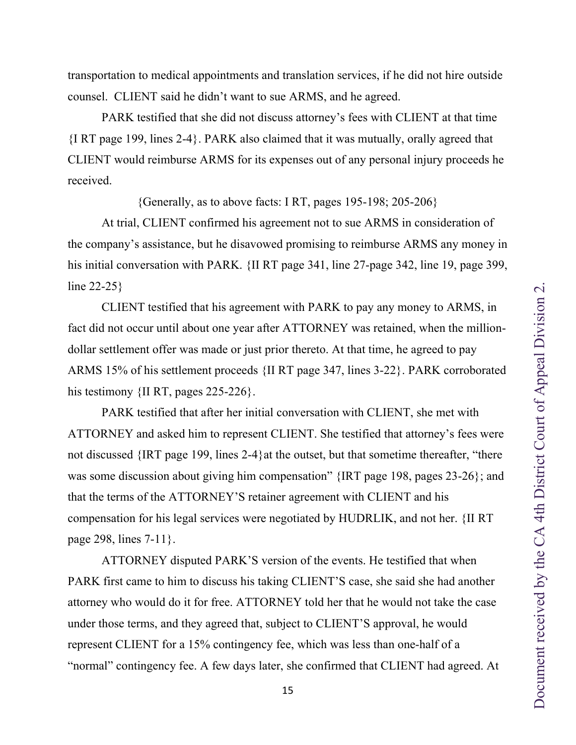transportation to medical appointments and translation services, if he did not hire outside counsel. CLIENT said he didn't want to sue ARMS, and he agreed.

PARK testified that she did not discuss attorney's fees with CLIENT at that time {I RT page 199, lines 2-4}. PARK also claimed that it was mutually, orally agreed that CLIENT would reimburse ARMS for its expenses out of any personal injury proceeds he received.

{Generally, as to above facts: I RT, pages 195-198; 205-206}

At trial, CLIENT confirmed his agreement not to sue ARMS in consideration of the company's assistance, but he disavowed promising to reimburse ARMS any money in his initial conversation with PARK. {II RT page 341, line 27-page 342, line 19, page 399, line 22-25}

CLIENT testified that his agreement with PARK to pay any money to ARMS, in fact did not occur until about one year after ATTORNEY was retained, when the million-dollar settlement offer was made or just prior thereto. At that time, he agreed to pay ARMS 15% of his settlement proceeds {II RT page 347, lines 3-22}. PARK corroborated his testimony {II RT, pages 225-226}.

PARK testified that after her initial conversation with CLIENT, she met with ATTORNEY and asked him to represent CLIENT. She testified that attorney's fees were not discussed {IRT page 199, lines 2-4}at the outset, but that sometime thereafter, "there was some discussion about giving him compensation" {IRT page 198, pages 23-26}; and that the terms of the ATTORNEY'S retainer agreement with CLIENT and his compensation for his legal services were negotiated by HUDRLIK, and not her. {II RT page 298, lines 7-11}.

ATTORNEY disputed PARK'S version of the events. He testified that when PARK first came to him to discuss his taking CLIENT'S case, she said she had another attorney who would do it for free. ATTORNEY told her that he would not take the case under those terms, and they agreed that, subject to CLIENT'S approval, he would represent CLIENT for a 15% contingency fee, which was less than one-half of a "normal" contingency fee. A few days later, she confirmed that CLIENT had agreed. At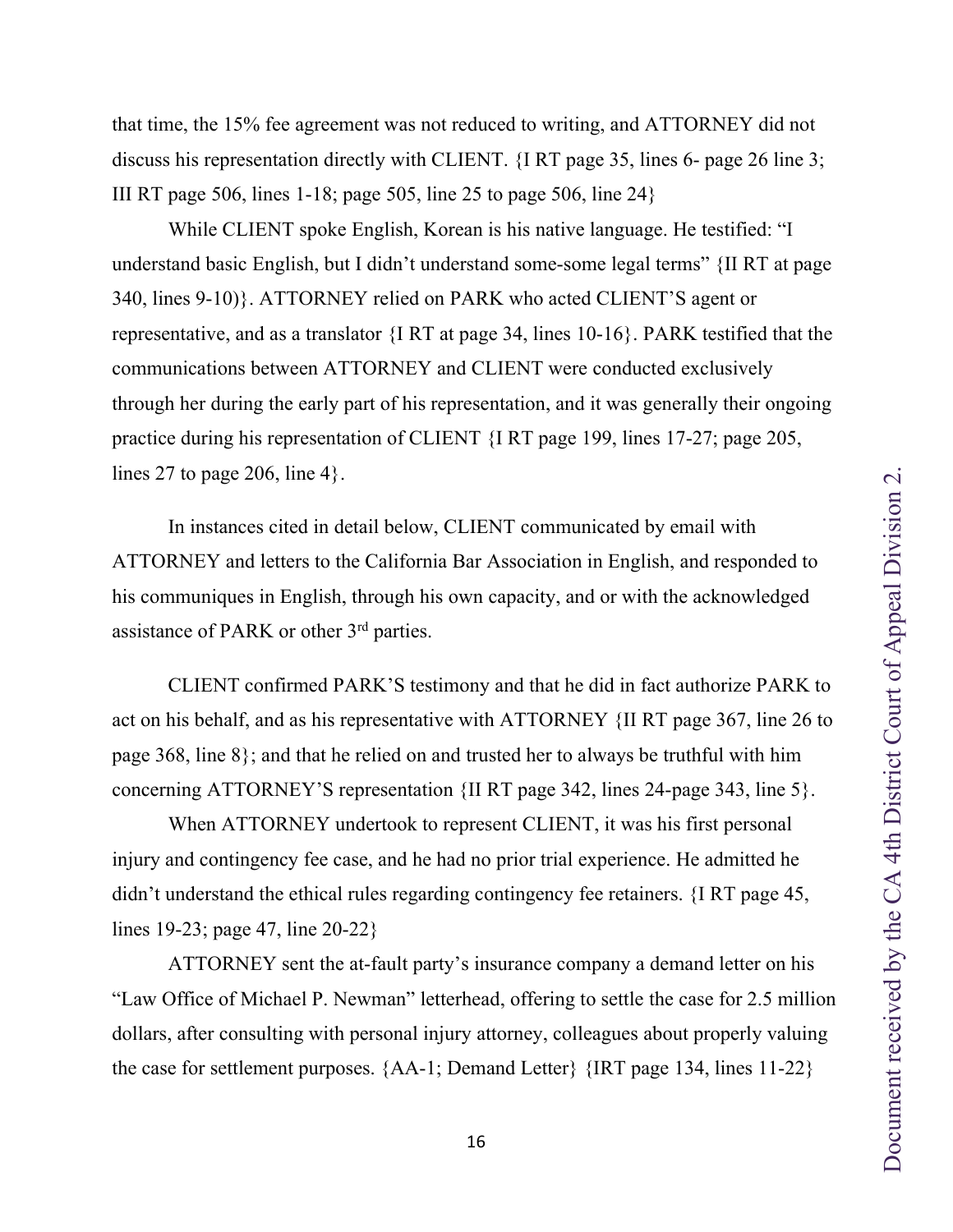that time, the 15% fee agreement was not reduced to writing, and ATTORNEY did not discuss his representation directly with CLIENT. {I RT page 35, lines 6- page 26 line 3; III RT page 506, lines 1-18; page 505, line 25 to page 506, line 24}

While CLIENT spoke English, Korean is his native language. He testified: "I understand basic English, but I didn't understand some-some legal terms" {II RT at page 340, lines 9-10)}. ATTORNEY relied on PARK who acted CLIENT'S agent or representative, and as a translator {I RT at page 34, lines 10-16}. PARK testified that the communications between ATTORNEY and CLIENT were conducted exclusively through her during the early part of his representation, and it was generally their ongoing practice during his representation of CLIENT {I RT page 199, lines 17-27; page 205, lines 27 to page 206, line 4}.

In instances cited in detail below, CLIENT communicated by email with ATTORNEY and letters to the California Bar Association in English, and responded to his communiques in English, through his own capacity, and or with the acknowledged assistance of PARK or other 3rd parties.

CLIENT confirmed PARK'S testimony and that he did in fact authorize PARK to act on his behalf, and as his representative with ATTORNEY {II RT page 367, line 26 to page 368, line 8}; and that he relied on and trusted her to always be truthful with him concerning ATTORNEY'S representation {II RT page 342, lines 24-page 343, line 5}.

When ATTORNEY undertook to represent CLIENT, it was his first personal injury and contingency fee case, and he had no prior trial experience. He admitted he didn't understand the ethical rules regarding contingency fee retainers. {I RT page 45, lines 19-23; page 47, line 20-22}

ATTORNEY sent the at-fault party's insurance company a demand letter on his "Law Office of Michael P. Newman" letterhead, offering to settle the case for 2.5 million dollars, after consulting with personal injury attorney, colleagues about properly valuing the case for settlement purposes. {AA-1; Demand Letter} {IRT page 134, lines 11-22}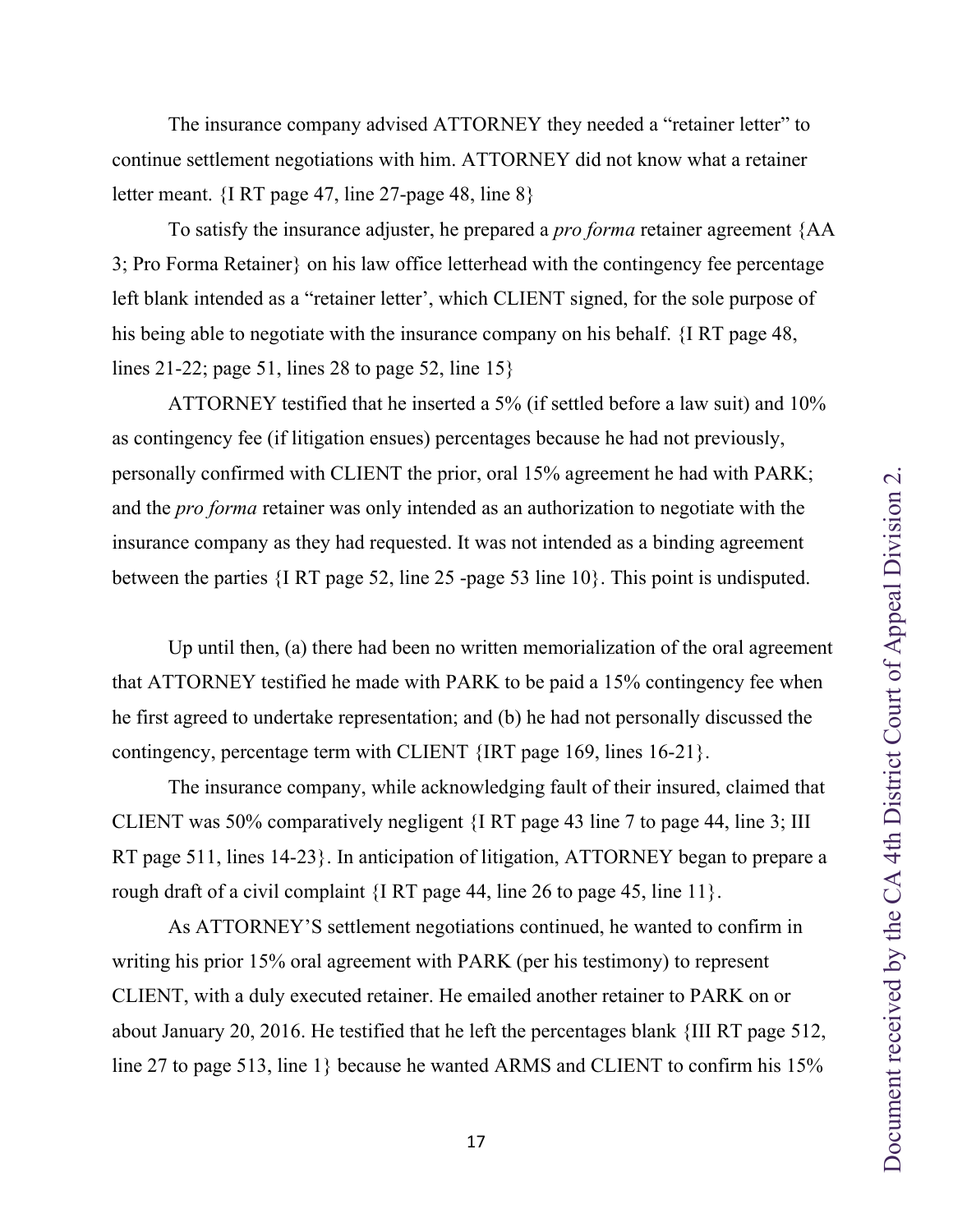The insurance company advised ATTORNEY they needed a "retainer letter" to continue settlement negotiations with him. ATTORNEY did not know what a retainer letter meant. {I RT page 47, line 27-page 48, line 8}

To satisfy the insurance adjuster, he prepared a *pro forma* retainer agreement {AA 3; Pro Forma Retainer} on his law office letterhead with the contingency fee percentage left blank intended as a "retainer letter', which CLIENT signed, for the sole purpose of his being able to negotiate with the insurance company on his behalf. {I RT page 48, lines 21-22; page 51, lines 28 to page 52, line 15}

ATTORNEY testified that he inserted a 5% (if settled before a law suit) and 10% as contingency fee (if litigation ensues) percentages because he had not previously, personally confirmed with CLIENT the prior, oral 15% agreement he had with PARK; and the *pro forma* retainer was only intended as an authorization to negotiate with the insurance company as they had requested. It was not intended as a binding agreement between the parties {I RT page 52, line 25 -page 53 line 10}. This point is undisputed.

Up until then, (a) there had been no written memorialization of the oral agreement that ATTORNEY testified he made with PARK to be paid a 15% contingency fee when he first agreed to undertake representation; and (b) he had not personally discussed the contingency, percentage term with CLIENT {IRT page 169, lines 16-21}.

The insurance company, while acknowledging fault of their insured, claimed that CLIENT was 50% comparatively negligent {I RT page 43 line 7 to page 44, line 3; III RT page 511, lines 14-23}. In anticipation of litigation, ATTORNEY began to prepare a rough draft of a civil complaint {I RT page 44, line 26 to page 45, line 11}.

As ATTORNEY'S settlement negotiations continued, he wanted to confirm in writing his prior 15% oral agreement with PARK (per his testimony) to represent CLIENT, with a duly executed retainer. He emailed another retainer to PARK on or about January 20, 2016. He testified that he left the percentages blank {III RT page 512, line 27 to page 513, line 1} because he wanted ARMS and CLIENT to confirm his 15%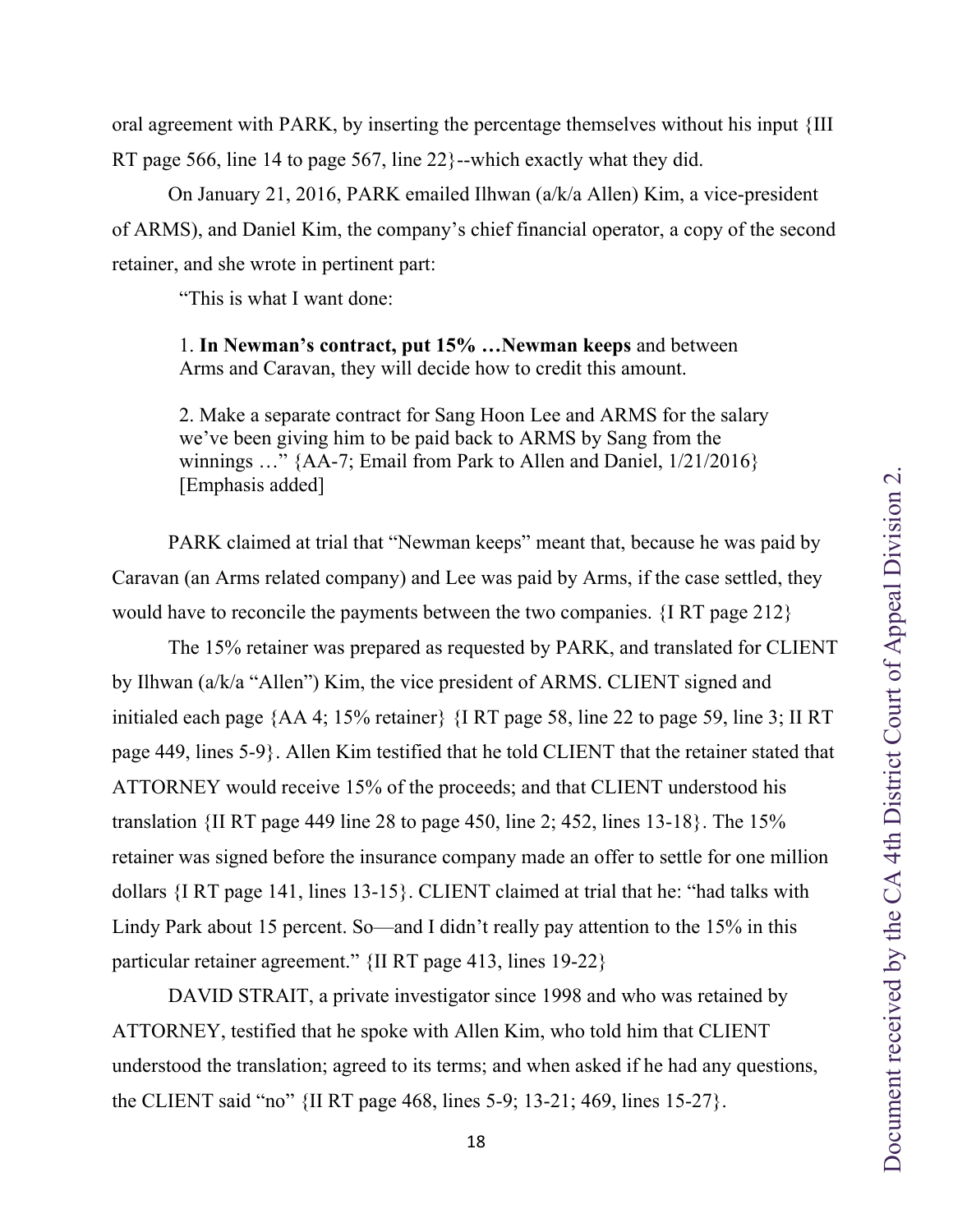oral agreement with PARK, by inserting the percentage themselves without his input {III RT page 566, line 14 to page 567, line 22}--which exactly what they did.

On January 21, 2016, PARK emailed Ilhwan (a/k/a Allen) Kim, a vice-president of ARMS), and Daniel Kim, the company's chief financial operator, a copy of the second retainer, and she wrote in pertinent part:

> "This is what I want done:
>
> 1. **In Newman's contract, put 15% …Newman keeps** and between Arms and Caravan, they will decide how to credit this amount.
>
> 2. Make a separate contract for Sang Hoon Lee and ARMS for the salary we've been giving him to be paid back to ARMS by Sang from the winnings …" {AA-7; Email from Park to Allen and Daniel, 1/21/2016} [Emphasis added]

PARK claimed at trial that "Newman keeps" meant that, because he was paid by Caravan (an Arms related company) and Lee was paid by Arms, if the case settled, they would have to reconcile the payments between the two companies. {I RT page 212}

The 15% retainer was prepared as requested by PARK, and translated for CLIENT by Ilhwan (a/k/a "Allen") Kim, the vice president of ARMS. CLIENT signed and initialed each page {AA 4; 15% retainer} {I RT page 58, line 22 to page 59, line 3; II RT page 449, lines 5-9}. Allen Kim testified that he told CLIENT that the retainer stated that ATTORNEY would receive 15% of the proceeds; and that CLIENT understood his translation {II RT page 449 line 28 to page 450, line 2; 452, lines 13-18}. The 15% retainer was signed before the insurance company made an offer to settle for one million dollars {I RT page 141, lines 13-15}. CLIENT claimed at trial that he: "had talks with Lindy Park about 15 percent. So—and I didn't really pay attention to the 15% in this particular retainer agreement." {II RT page 413, lines 19-22}

DAVID STRAIT, a private investigator since 1998 and who was retained by ATTORNEY, testified that he spoke with Allen Kim, who told him that CLIENT understood the translation; agreed to its terms; and when asked if he had any questions, the CLIENT said "no" {II RT page 468, lines 5-9; 13-21; 469, lines 15-27}.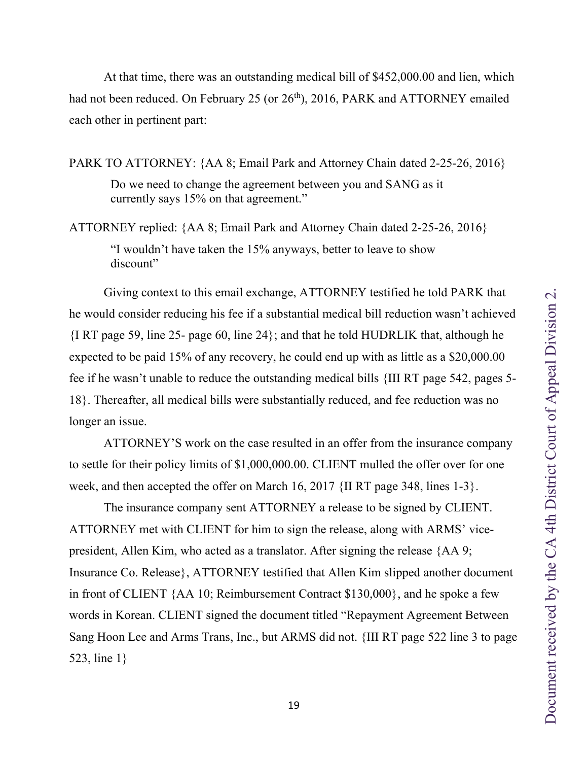At that time, there was an outstanding medical bill of $452,000.00 and lien, which had not been reduced. On February 25 (or 26th), 2016, PARK and ATTORNEY emailed each other in pertinent part:

PARK TO ATTORNEY: {AA 8; Email Park and Attorney Chain dated 2-25-26, 2016}

> Do we need to change the agreement between you and SANG as it currently says 15% on that agreement."

ATTORNEY replied: {AA 8; Email Park and Attorney Chain dated 2-25-26, 2016}

> "I wouldn't have taken the 15% anyways, better to leave to show discount"

Giving context to this email exchange, ATTORNEY testified he told PARK that he would consider reducing his fee if a substantial medical bill reduction wasn't achieved {I RT page 59, line 25- page 60, line 24}; and that he told HUDRLIK that, although he expected to be paid 15% of any recovery, he could end up with as little as a $20,000.00 fee if he wasn't unable to reduce the outstanding medical bills {III RT page 542, pages 5-18}. Thereafter, all medical bills were substantially reduced, and fee reduction was no longer an issue.

ATTORNEY'S work on the case resulted in an offer from the insurance company to settle for their policy limits of $1,000,000.00. CLIENT mulled the offer over for one week, and then accepted the offer on March 16, 2017 {II RT page 348, lines 1-3}.

The insurance company sent ATTORNEY a release to be signed by CLIENT. ATTORNEY met with CLIENT for him to sign the release, along with ARMS' vice-president, Allen Kim, who acted as a translator. After signing the release {AA 9; Insurance Co. Release}, ATTORNEY testified that Allen Kim slipped another document in front of CLIENT {AA 10; Reimbursement Contract $130,000}, and he spoke a few words in Korean. CLIENT signed the document titled "Repayment Agreement Between Sang Hoon Lee and Arms Trans, Inc., but ARMS did not. {III RT page 522 line 3 to page 523, line 1}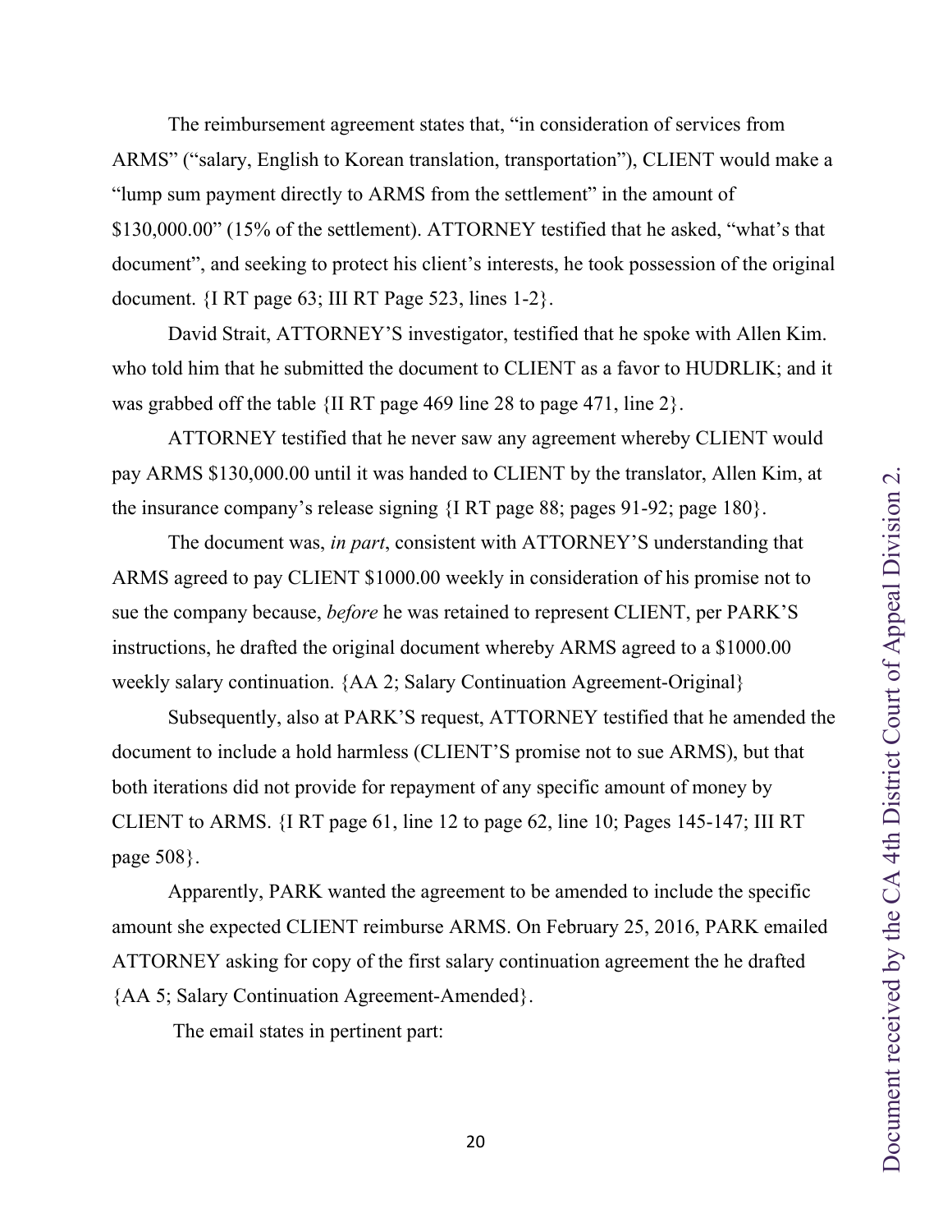The reimbursement agreement states that, "in consideration of services from ARMS" ("salary, English to Korean translation, transportation"), CLIENT would make a "lump sum payment directly to ARMS from the settlement" in the amount of $130,000.00" (15% of the settlement). ATTORNEY testified that he asked, "what's that document", and seeking to protect his client's interests, he took possession of the original document. {I RT page 63; III RT Page 523, lines 1-2}.

David Strait, ATTORNEY'S investigator, testified that he spoke with Allen Kim. who told him that he submitted the document to CLIENT as a favor to HUDRLIK; and it was grabbed off the table {II RT page 469 line 28 to page 471, line 2}.

ATTORNEY testified that he never saw any agreement whereby CLIENT would pay ARMS $130,000.00 until it was handed to CLIENT by the translator, Allen Kim, at the insurance company's release signing {I RT page 88; pages 91-92; page 180}.

The document was, *in part*, consistent with ATTORNEY'S understanding that ARMS agreed to pay CLIENT $1000.00 weekly in consideration of his promise not to sue the company because, *before* he was retained to represent CLIENT, per PARK'S instructions, he drafted the original document whereby ARMS agreed to a $1000.00 weekly salary continuation. {AA 2; Salary Continuation Agreement-Original}

Subsequently, also at PARK'S request, ATTORNEY testified that he amended the document to include a hold harmless (CLIENT'S promise not to sue ARMS), but that both iterations did not provide for repayment of any specific amount of money by CLIENT to ARMS. {I RT page 61, line 12 to page 62, line 10; Pages 145-147; III RT page 508}.

Apparently, PARK wanted the agreement to be amended to include the specific amount she expected CLIENT reimburse ARMS. On February 25, 2016, PARK emailed ATTORNEY asking for copy of the first salary continuation agreement the he drafted {AA 5; Salary Continuation Agreement-Amended}.

The email states in pertinent part: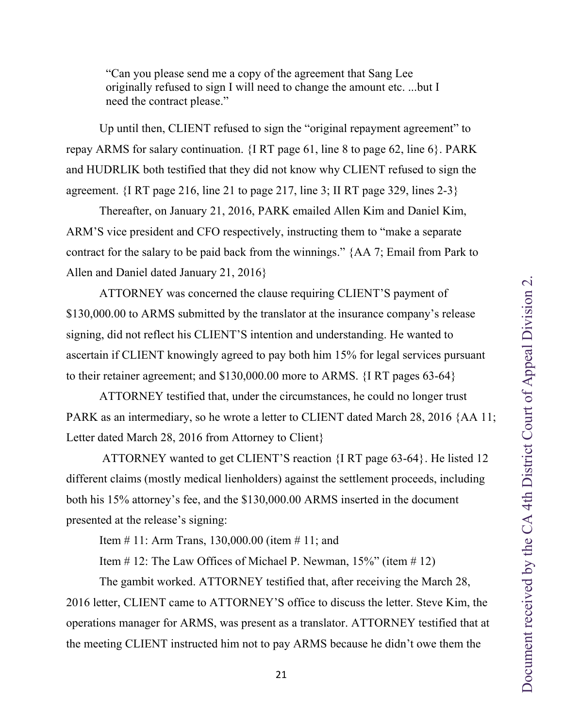"Can you please send me a copy of the agreement that Sang Lee originally refused to sign I will need to change the amount etc. ...but I need the contract please."

Up until then, CLIENT refused to sign the "original repayment agreement" to repay ARMS for salary continuation. {I RT page 61, line 8 to page 62, line 6}. PARK and HUDRLIK both testified that they did not know why CLIENT refused to sign the agreement. {I RT page 216, line 21 to page 217, line 3; II RT page 329, lines 2-3}

Thereafter, on January 21, 2016, PARK emailed Allen Kim and Daniel Kim, ARM'S vice president and CFO respectively, instructing them to "make a separate contract for the salary to be paid back from the winnings." {AA 7; Email from Park to Allen and Daniel dated January 21, 2016}

ATTORNEY was concerned the clause requiring CLIENT'S payment of $130,000.00 to ARMS submitted by the translator at the insurance company's release signing, did not reflect his CLIENT'S intention and understanding. He wanted to ascertain if CLIENT knowingly agreed to pay both him 15% for legal services pursuant to their retainer agreement; and $130,000.00 more to ARMS. {I RT pages 63-64}

ATTORNEY testified that, under the circumstances, he could no longer trust PARK as an intermediary, so he wrote a letter to CLIENT dated March 28, 2016 {AA 11; Letter dated March 28, 2016 from Attorney to Client}

ATTORNEY wanted to get CLIENT'S reaction {I RT page 63-64}. He listed 12 different claims (mostly medical lienholders) against the settlement proceeds, including both his 15% attorney's fee, and the $130,000.00 ARMS inserted in the document presented at the release's signing:

Item # 11: Arm Trans, 130,000.00 (item # 11; and

Item # 12: The Law Offices of Michael P. Newman, 15%" (item # 12)

The gambit worked. ATTORNEY testified that, after receiving the March 28, 2016 letter, CLIENT came to ATTORNEY'S office to discuss the letter. Steve Kim, the operations manager for ARMS, was present as a translator. ATTORNEY testified that at the meeting CLIENT instructed him not to pay ARMS because he didn't owe them the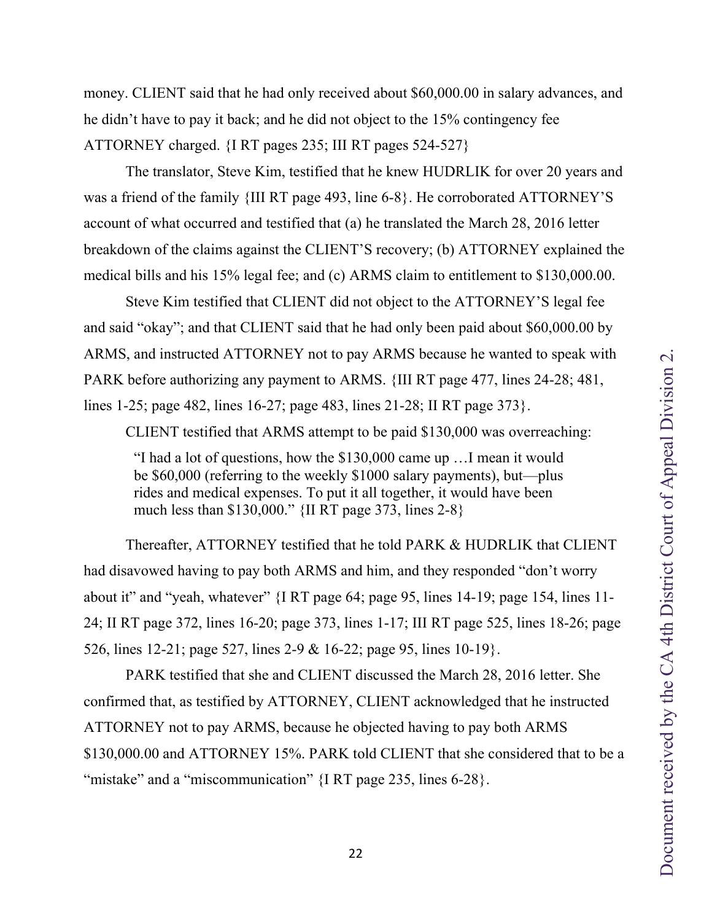money. CLIENT said that he had only received about $60,000.00 in salary advances, and he didn't have to pay it back; and he did not object to the 15% contingency fee ATTORNEY charged. {I RT pages 235; III RT pages 524-527}

The translator, Steve Kim, testified that he knew HUDRLIK for over 20 years and was a friend of the family {III RT page 493, line 6-8}. He corroborated ATTORNEY'S account of what occurred and testified that (a) he translated the March 28, 2016 letter breakdown of the claims against the CLIENT'S recovery; (b) ATTORNEY explained the medical bills and his 15% legal fee; and (c) ARMS claim to entitlement to $130,000.00.

Steve Kim testified that CLIENT did not object to the ATTORNEY'S legal fee and said "okay"; and that CLIENT said that he had only been paid about $60,000.00 by ARMS, and instructed ATTORNEY not to pay ARMS because he wanted to speak with PARK before authorizing any payment to ARMS. {III RT page 477, lines 24-28; 481, lines 1-25; page 482, lines 16-27; page 483, lines 21-28; II RT page 373}.

CLIENT testified that ARMS attempt to be paid $130,000 was overreaching:

> "I had a lot of questions, how the $130,000 came up …I mean it would be $60,000 (referring to the weekly $1000 salary payments), but—plus rides and medical expenses. To put it all together, it would have been much less than $130,000." {II RT page 373, lines 2-8}

Thereafter, ATTORNEY testified that he told PARK & HUDRLIK that CLIENT had disavowed having to pay both ARMS and him, and they responded "don't worry about it" and "yeah, whatever" {I RT page 64; page 95, lines 14-19; page 154, lines 11-24; II RT page 372, lines 16-20; page 373, lines 1-17; III RT page 525, lines 18-26; page 526, lines 12-21; page 527, lines 2-9 & 16-22; page 95, lines 10-19}.

PARK testified that she and CLIENT discussed the March 28, 2016 letter. She confirmed that, as testified by ATTORNEY, CLIENT acknowledged that he instructed ATTORNEY not to pay ARMS, because he objected having to pay both ARMS $130,000.00 and ATTORNEY 15%. PARK told CLIENT that she considered that to be a "mistake" and a "miscommunication" {I RT page 235, lines 6-28}.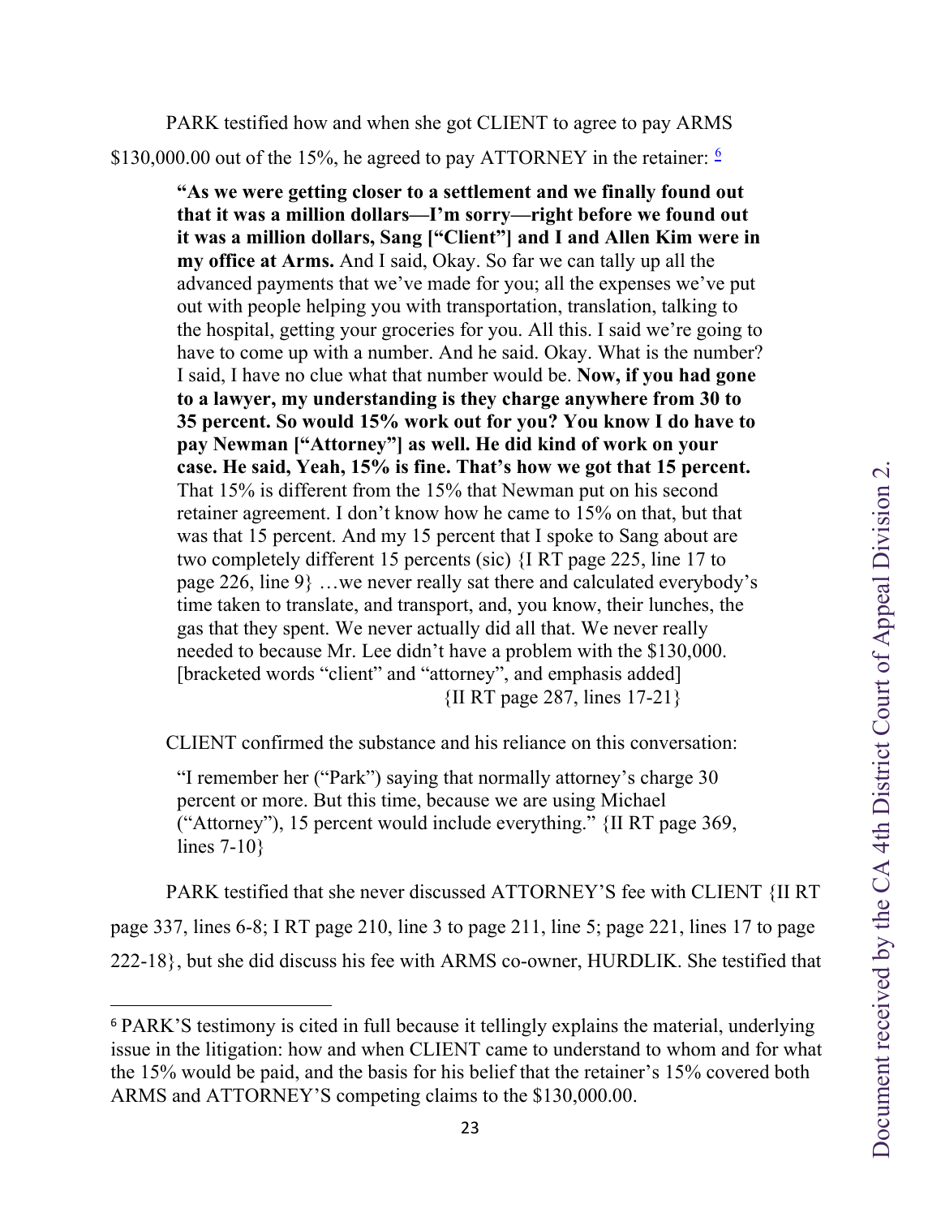PARK testified how and when she got CLIENT to agree to pay ARMS $130,000.00 out of the 15%, he agreed to pay ATTORNEY in the retainer: [6]

> **"As we were getting closer to a settlement and we finally found out that it was a million dollars—I'm sorry—right before we found out it was a million dollars, Sang ["Client"] and I and Allen Kim were in my office at Arms.** And I said, Okay. So far we can tally up all the advanced payments that we've made for you; all the expenses we've put out with people helping you with transportation, translation, talking to the hospital, getting your groceries for you. All this. I said we're going to have to come up with a number. And he said. Okay. What is the number? I said, I have no clue what that number would be. **Now, if you had gone to a lawyer, my understanding is they charge anywhere from 30 to 35 percent. So would 15% work out for you? You know I do have to pay Newman ["Attorney"] as well. He did kind of work on your case. He said, Yeah, 15% is fine. That's how we got that 15 percent.** That 15% is different from the 15% that Newman put on his second retainer agreement. I don't know how he came to 15% on that, but that was that 15 percent. And my 15 percent that I spoke to Sang about are two completely different 15 percents (sic) {I RT page 225, line 17 to page 226, line 9} …we never really sat there and calculated everybody's time taken to translate, and transport, and, you know, their lunches, the gas that they spent. We never actually did all that. We never really needed to because Mr. Lee didn't have a problem with the $130,000. [bracketed words "client" and "attorney", and emphasis added]
> {II RT page 287, lines 17-21}

CLIENT confirmed the substance and his reliance on this conversation:

> "I remember her ("Park") saying that normally attorney's charge 30 percent or more. But this time, because we are using Michael ("Attorney"), 15 percent would include everything." {II RT page 369, lines 7-10}

PARK testified that she never discussed ATTORNEY'S fee with CLIENT {II RT page 337, lines 6-8; I RT page 210, line 3 to page 211, line 5; page 221, lines 17 to page 222-18}, but she did discuss his fee with ARMS co-owner, HURDLIK. She testified that

---

[6] PARK'S testimony is cited in full because it tellingly explains the material, underlying issue in the litigation: how and when CLIENT came to understand to whom and for what the 15% would be paid, and the basis for his belief that the retainer's 15% covered both ARMS and ATTORNEY'S competing claims to the $130,000.00.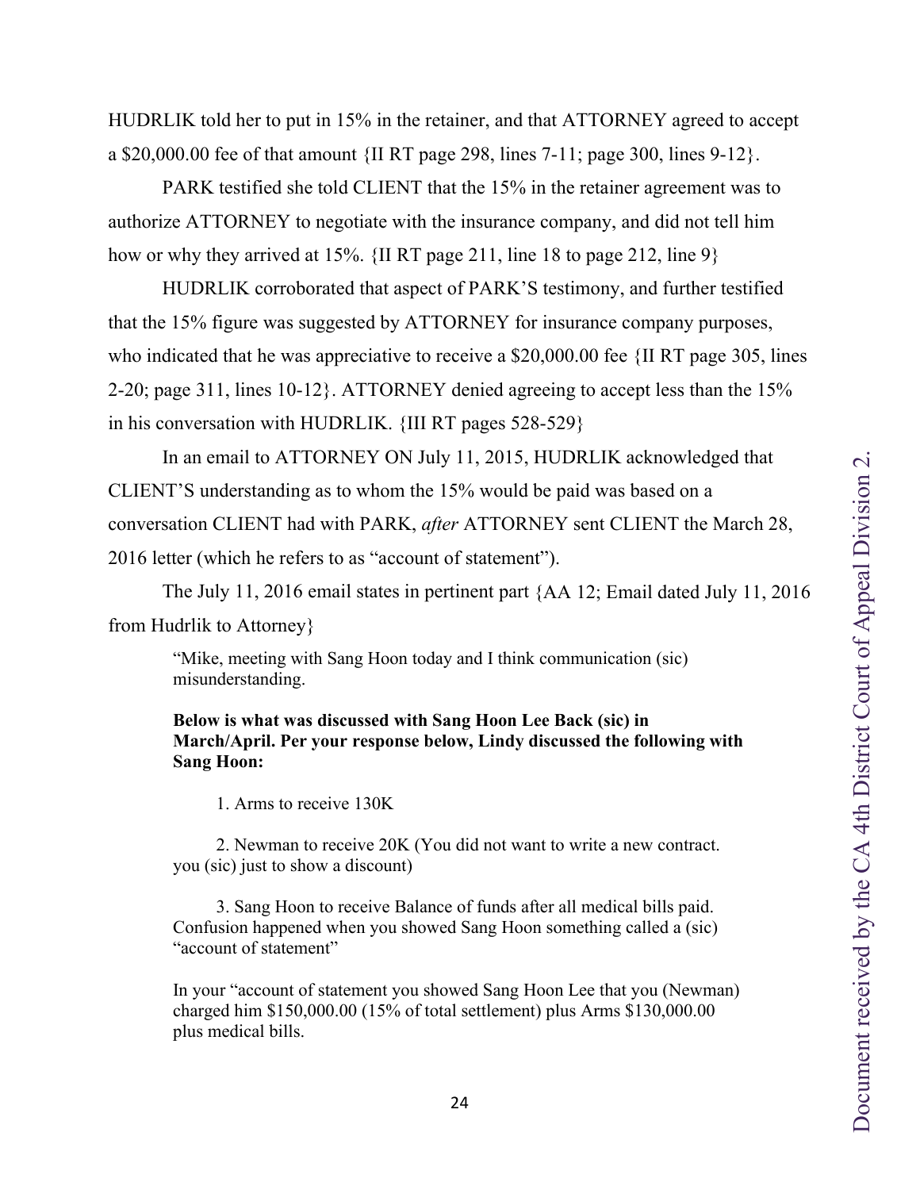HUDRLIK told her to put in 15% in the retainer, and that ATTORNEY agreed to accept a $20,000.00 fee of that amount {II RT page 298, lines 7-11; page 300, lines 9-12}.

PARK testified she told CLIENT that the 15% in the retainer agreement was to authorize ATTORNEY to negotiate with the insurance company, and did not tell him how or why they arrived at 15%. {II RT page 211, line 18 to page 212, line 9}

HUDRLIK corroborated that aspect of PARK'S testimony, and further testified that the 15% figure was suggested by ATTORNEY for insurance company purposes, who indicated that he was appreciative to receive a $20,000.00 fee {II RT page 305, lines 2-20; page 311, lines 10-12}. ATTORNEY denied agreeing to accept less than the 15% in his conversation with HUDRLIK. {III RT pages 528-529}

In an email to ATTORNEY ON July 11, 2015, HUDRLIK acknowledged that CLIENT'S understanding as to whom the 15% would be paid was based on a conversation CLIENT had with PARK, *after* ATTORNEY sent CLIENT the March 28, 2016 letter (which he refers to as "account of statement").

The July 11, 2016 email states in pertinent part {AA 12; Email dated July 11, 2016 from Hudrlik to Attorney}

> "Mike, meeting with Sang Hoon today and I think communication (sic) misunderstanding.
>
> **Below is what was discussed with Sang Hoon Lee Back (sic) in March/April. Per your response below, Lindy discussed the following with Sang Hoon:**
>
> 1. Arms to receive 130K
>
> 2. Newman to receive 20K (You did not want to write a new contract. you (sic) just to show a discount)
>
> 3. Sang Hoon to receive Balance of funds after all medical bills paid. Confusion happened when you showed Sang Hoon something called a (sic) "account of statement"
>
> In your "account of statement you showed Sang Hoon Lee that you (Newman) charged him $150,000.00 (15% of total settlement) plus Arms $130,000.00 plus medical bills.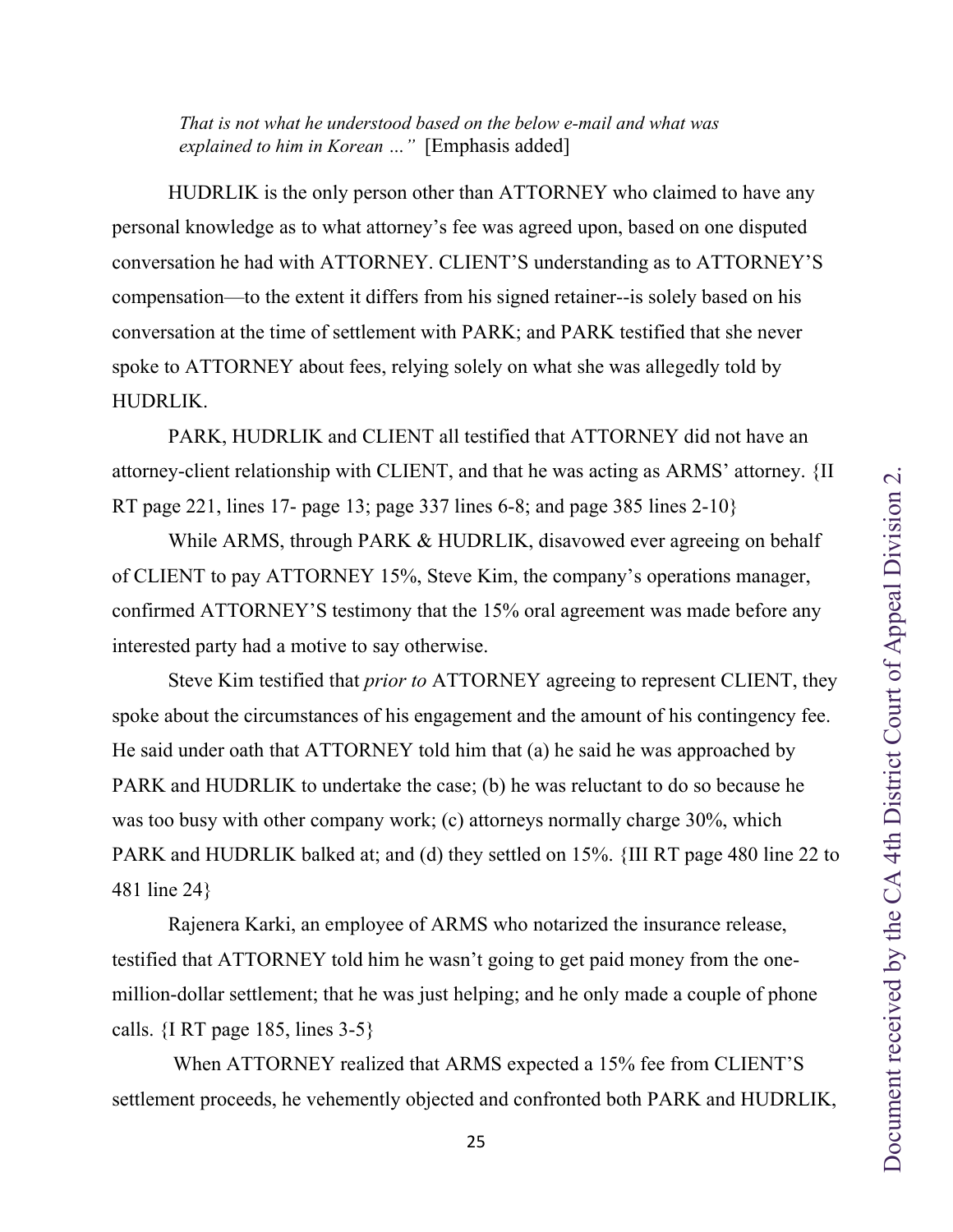*That is not what he understood based on the below e-mail and what was explained to him in Korean …"* [Emphasis added]

HUDRLIK is the only person other than ATTORNEY who claimed to have any personal knowledge as to what attorney's fee was agreed upon, based on one disputed conversation he had with ATTORNEY. CLIENT'S understanding as to ATTORNEY'S compensation—to the extent it differs from his signed retainer--is solely based on his conversation at the time of settlement with PARK; and PARK testified that she never spoke to ATTORNEY about fees, relying solely on what she was allegedly told by HUDRLIK.

PARK, HUDRLIK and CLIENT all testified that ATTORNEY did not have an attorney-client relationship with CLIENT, and that he was acting as ARMS' attorney. {II RT page 221, lines 17- page 13; page 337 lines 6-8; and page 385 lines 2-10}

While ARMS, through PARK & HUDRLIK, disavowed ever agreeing on behalf of CLIENT to pay ATTORNEY 15%, Steve Kim, the company's operations manager, confirmed ATTORNEY'S testimony that the 15% oral agreement was made before any interested party had a motive to say otherwise.

Steve Kim testified that *prior to* ATTORNEY agreeing to represent CLIENT, they spoke about the circumstances of his engagement and the amount of his contingency fee. He said under oath that ATTORNEY told him that (a) he said he was approached by PARK and HUDRLIK to undertake the case; (b) he was reluctant to do so because he was too busy with other company work; (c) attorneys normally charge 30%, which PARK and HUDRLIK balked at; and (d) they settled on 15%. {III RT page 480 line 22 to 481 line 24}

Rajenera Karki, an employee of ARMS who notarized the insurance release, testified that ATTORNEY told him he wasn't going to get paid money from the one-million-dollar settlement; that he was just helping; and he only made a couple of phone calls. {I RT page 185, lines 3-5}

When ATTORNEY realized that ARMS expected a 15% fee from CLIENT'S settlement proceeds, he vehemently objected and confronted both PARK and HUDRLIK,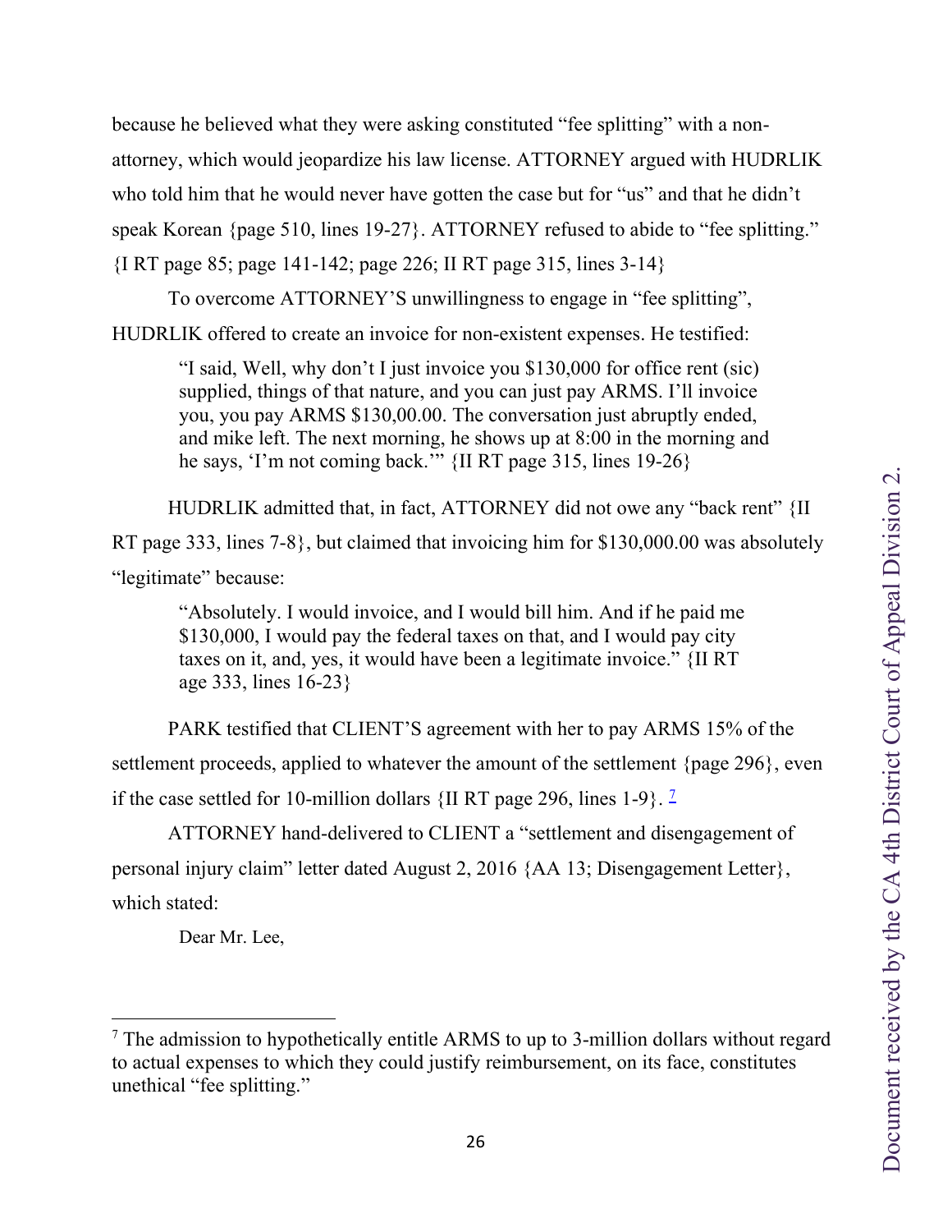because he believed what they were asking constituted "fee splitting" with a non-attorney, which would jeopardize his law license. ATTORNEY argued with HUDRLIK who told him that he would never have gotten the case but for "us" and that he didn't speak Korean {page 510, lines 19-27}. ATTORNEY refused to abide to "fee splitting." {I RT page 85; page 141-142; page 226; II RT page 315, lines 3-14}

To overcome ATTORNEY'S unwillingness to engage in "fee splitting", HUDRLIK offered to create an invoice for non-existent expenses. He testified:

> "I said, Well, why don't I just invoice you $130,000 for office rent (sic) supplied, things of that nature, and you can just pay ARMS. I'll invoice you, you pay ARMS $130,00.00. The conversation just abruptly ended, and mike left. The next morning, he shows up at 8:00 in the morning and he says, 'I'm not coming back.'" {II RT page 315, lines 19-26}

HUDRLIK admitted that, in fact, ATTORNEY did not owe any "back rent" {II RT page 333, lines 7-8}, but claimed that invoicing him for $130,000.00 was absolutely "legitimate" because:

> "Absolutely. I would invoice, and I would bill him. And if he paid me $130,000, I would pay the federal taxes on that, and I would pay city taxes on it, and, yes, it would have been a legitimate invoice." {II RT age 333, lines 16-23}

PARK testified that CLIENT'S agreement with her to pay ARMS 15% of the settlement proceeds, applied to whatever the amount of the settlement {page 296}, even if the case settled for 10-million dollars {II RT page 296, lines 1-9}. [7]

ATTORNEY hand-delivered to CLIENT a "settlement and disengagement of personal injury claim" letter dated August 2, 2016 {AA 13; Disengagement Letter}, which stated:

> Dear Mr. Lee,

---

[7] The admission to hypothetically entitle ARMS to up to 3-million dollars without regard to actual expenses to which they could justify reimbursement, on its face, constitutes unethical "fee splitting."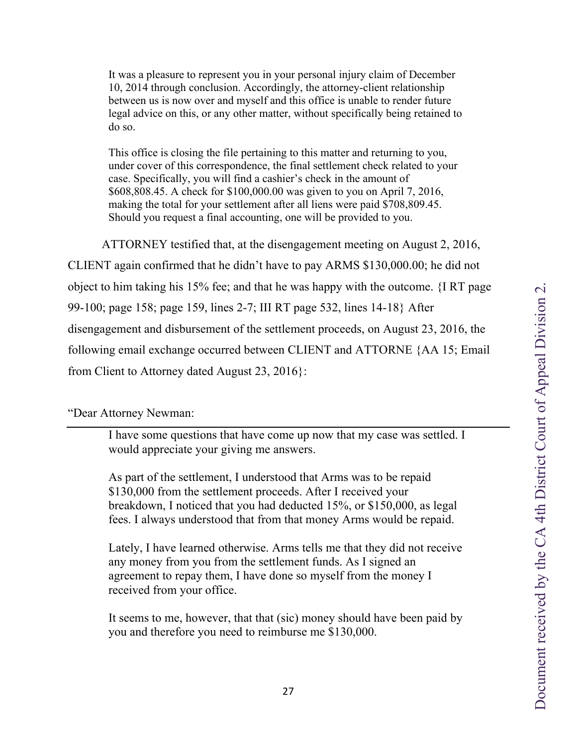> It was a pleasure to represent you in your personal injury claim of December 10, 2014 through conclusion. Accordingly, the attorney-client relationship between us is now over and myself and this office is unable to render future legal advice on this, or any other matter, without specifically being retained to do so.
>
> This office is closing the file pertaining to this matter and returning to you, under cover of this correspondence, the final settlement check related to your case. Specifically, you will find a cashier's check in the amount of $608,808.45. A check for $100,000.00 was given to you on April 7, 2016, making the total for your settlement after all liens were paid $708,809.45. Should you request a final accounting, one will be provided to you.

ATTORNEY testified that, at the disengagement meeting on August 2, 2016, CLIENT again confirmed that he didn't have to pay ARMS $130,000.00; he did not object to him taking his 15% fee; and that he was happy with the outcome. {I RT page 99-100; page 158; page 159, lines 2-7; III RT page 532, lines 14-18} After disengagement and disbursement of the settlement proceeds, on August 23, 2016, the following email exchange occurred between CLIENT and ATTORNE {AA 15; Email from Client to Attorney dated August 23, 2016}:

"Dear Attorney Newman:

---

> I have some questions that have come up now that my case was settled. I would appreciate your giving me answers.
>
> As part of the settlement, I understood that Arms was to be repaid $130,000 from the settlement proceeds. After I received your breakdown, I noticed that you had deducted 15%, or $150,000, as legal fees. I always understood that from that money Arms would be repaid.
>
> Lately, I have learned otherwise. Arms tells me that they did not receive any money from you from the settlement funds. As I signed an agreement to repay them, I have done so myself from the money I received from your office.
>
> It seems to me, however, that that (sic) money should have been paid by you and therefore you need to reimburse me $130,000.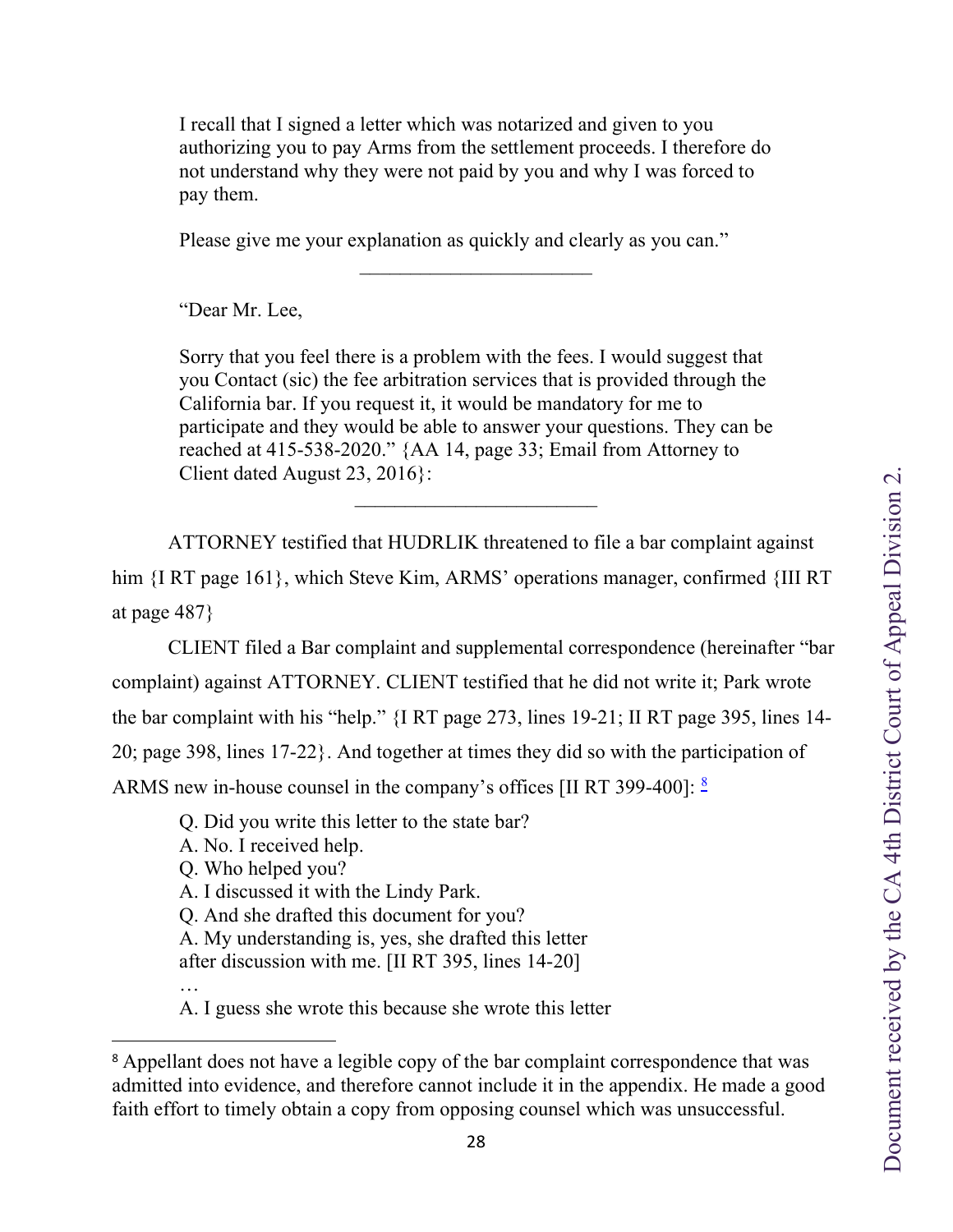> I recall that I signed a letter which was notarized and given to you authorizing you to pay Arms from the settlement proceeds. I therefore do not understand why they were not paid by you and why I was forced to pay them.
>
> Please give me your explanation as quickly and clearly as you can."
>
> ---
>
> "Dear Mr. Lee,
>
> Sorry that you feel there is a problem with the fees. I would suggest that you Contact (sic) the fee arbitration services that is provided through the California bar. If you request it, it would be mandatory for me to participate and they would be able to answer your questions. They can be reached at 415-538-2020." {AA 14, page 33; Email from Attorney to Client dated August 23, 2016}:
>
> ---

ATTORNEY testified that HUDRLIK threatened to file a bar complaint against him {I RT page 161}, which Steve Kim, ARMS' operations manager, confirmed {III RT at page 487}

CLIENT filed a Bar complaint and supplemental correspondence (hereinafter "bar complaint) against ATTORNEY. CLIENT testified that he did not write it; Park wrote the bar complaint with his "help." {I RT page 273, lines 19-21; II RT page 395, lines 14-20; page 398, lines 17-22}. And together at times they did so with the participation of ARMS new in-house counsel in the company's offices [II RT 399-400]: [8]

> Q. Did you write this letter to the state bar?
> A. No. I received help.
> Q. Who helped you?
> A. I discussed it with the Lindy Park.
> Q. And she drafted this document for you?
> A. My understanding is, yes, she drafted this letter after discussion with me. [II RT 395, lines 14-20]
> …
> A. I guess she wrote this because she wrote this letter

[8] Appellant does not have a legible copy of the bar complaint correspondence that was admitted into evidence, and therefore cannot include it in the appendix. He made a good faith effort to timely obtain a copy from opposing counsel which was unsuccessful.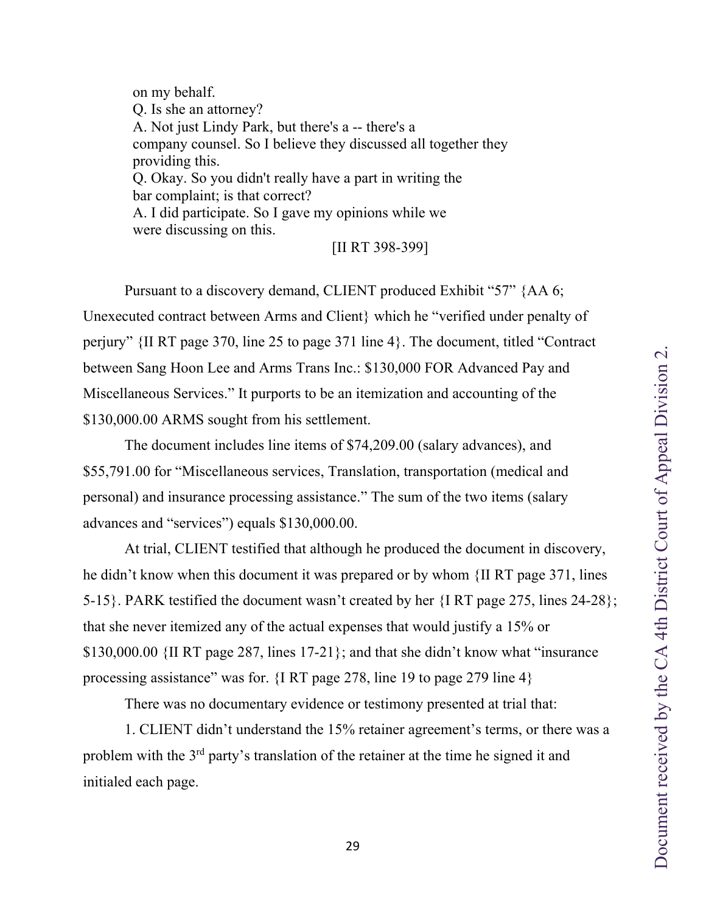on my behalf.
Q. Is she an attorney?
A. Not just Lindy Park, but there's a -- there's a company counsel. So I believe they discussed all together they providing this.
Q. Okay. So you didn't really have a part in writing the bar complaint; is that correct?
A. I did participate. So I gave my opinions while we were discussing on this.

[II RT 398-399]

Pursuant to a discovery demand, CLIENT produced Exhibit "57" {AA 6; Unexecuted contract between Arms and Client} which he "verified under penalty of perjury" {II RT page 370, line 25 to page 371 line 4}. The document, titled "Contract between Sang Hoon Lee and Arms Trans Inc.: $130,000 FOR Advanced Pay and Miscellaneous Services." It purports to be an itemization and accounting of the $130,000.00 ARMS sought from his settlement.

The document includes line items of $74,209.00 (salary advances), and $55,791.00 for "Miscellaneous services, Translation, transportation (medical and personal) and insurance processing assistance." The sum of the two items (salary advances and "services") equals $130,000.00.

At trial, CLIENT testified that although he produced the document in discovery, he didn't know when this document it was prepared or by whom {II RT page 371, lines 5-15}. PARK testified the document wasn't created by her {I RT page 275, lines 24-28}; that she never itemized any of the actual expenses that would justify a 15% or $130,000.00 {II RT page 287, lines 17-21}; and that she didn't know what "insurance processing assistance" was for. {I RT page 278, line 19 to page 279 line 4}

There was no documentary evidence or testimony presented at trial that:

1. CLIENT didn't understand the 15% retainer agreement's terms, or there was a problem with the 3rd party's translation of the retainer at the time he signed it and initialed each page.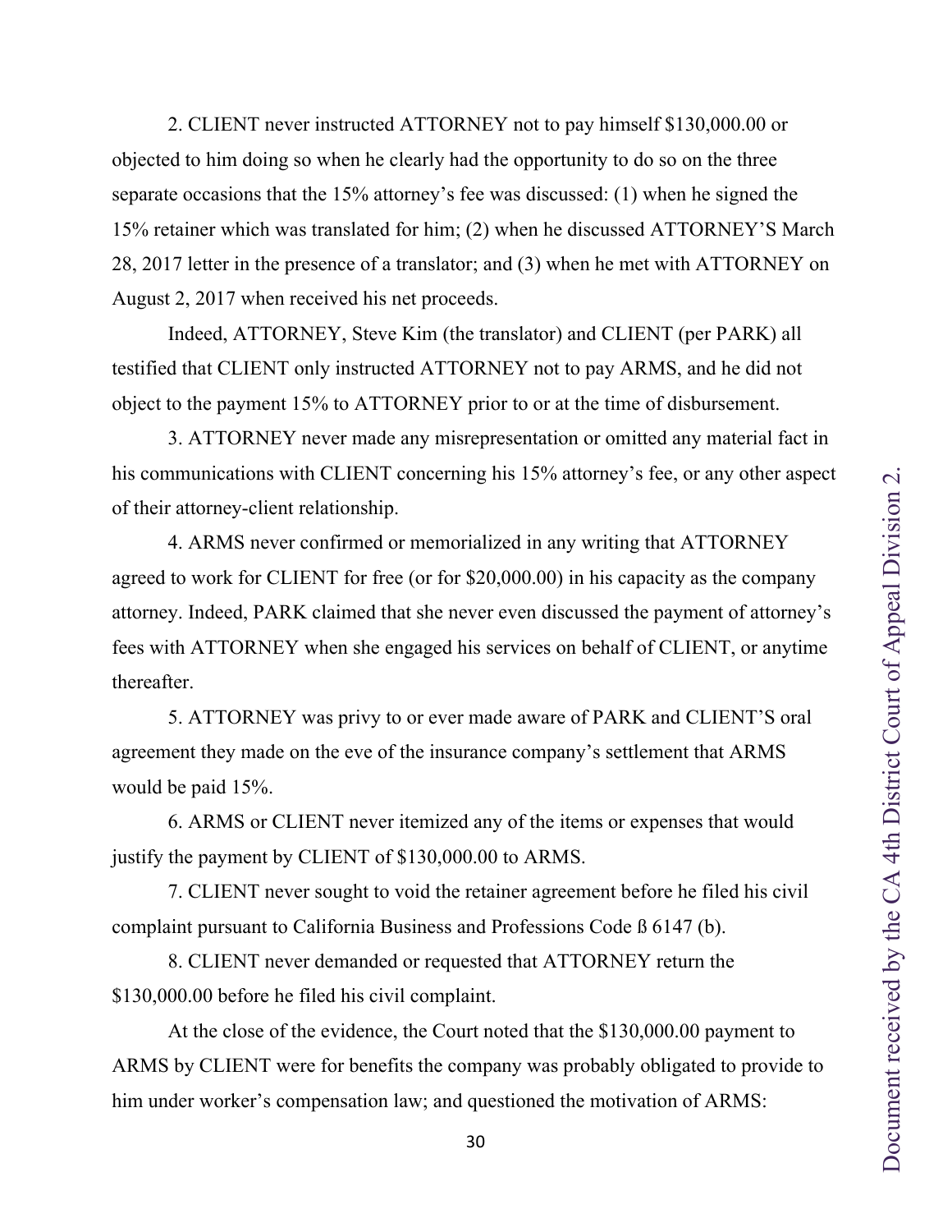2. CLIENT never instructed ATTORNEY not to pay himself $130,000.00 or objected to him doing so when he clearly had the opportunity to do so on the three separate occasions that the 15% attorney's fee was discussed: (1) when he signed the 15% retainer which was translated for him; (2) when he discussed ATTORNEY'S March 28, 2017 letter in the presence of a translator; and (3) when he met with ATTORNEY on August 2, 2017 when received his net proceeds.

Indeed, ATTORNEY, Steve Kim (the translator) and CLIENT (per PARK) all testified that CLIENT only instructed ATTORNEY not to pay ARMS, and he did not object to the payment 15% to ATTORNEY prior to or at the time of disbursement.

3. ATTORNEY never made any misrepresentation or omitted any material fact in his communications with CLIENT concerning his 15% attorney's fee, or any other aspect of their attorney-client relationship.

4. ARMS never confirmed or memorialized in any writing that ATTORNEY agreed to work for CLIENT for free (or for $20,000.00) in his capacity as the company attorney. Indeed, PARK claimed that she never even discussed the payment of attorney's fees with ATTORNEY when she engaged his services on behalf of CLIENT, or anytime thereafter.

5. ATTORNEY was privy to or ever made aware of PARK and CLIENT'S oral agreement they made on the eve of the insurance company's settlement that ARMS would be paid 15%.

6. ARMS or CLIENT never itemized any of the items or expenses that would justify the payment by CLIENT of $130,000.00 to ARMS.

7. CLIENT never sought to void the retainer agreement before he filed his civil complaint pursuant to California Business and Professions Code ß 6147 (b).

8. CLIENT never demanded or requested that ATTORNEY return the $130,000.00 before he filed his civil complaint.

At the close of the evidence, the Court noted that the $130,000.00 payment to ARMS by CLIENT were for benefits the company was probably obligated to provide to him under worker's compensation law; and questioned the motivation of ARMS: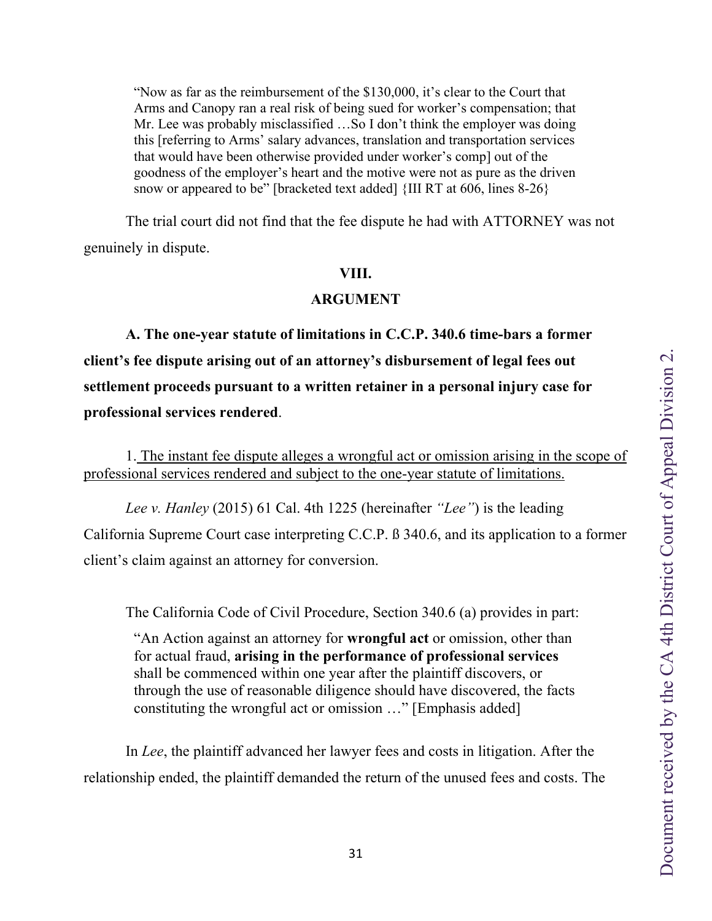> "Now as far as the reimbursement of the $130,000, it's clear to the Court that Arms and Canopy ran a real risk of being sued for worker's compensation; that Mr. Lee was probably misclassified …So I don't think the employer was doing this [referring to Arms' salary advances, translation and transportation services that would have been otherwise provided under worker's comp] out of the goodness of the employer's heart and the motive were not as pure as the driven snow or appeared to be" [bracketed text added] {III RT at 606, lines 8-26}

The trial court did not find that the fee dispute he had with ATTORNEY was not genuinely in dispute.

## VIII.

## ARGUMENT

### A. The one-year statute of limitations in C.C.P. 340.6 time-bars a former client's fee dispute arising out of an attorney's disbursement of legal fees out settlement proceeds pursuant to a written retainer in a personal injury case for professional services rendered.

1. <u>The instant fee dispute alleges a wrongful act or omission arising in the scope of professional services rendered and subject to the one-year statute of limitations.</u>

*Lee v. Hanley* (2015) 61 Cal. 4th 1225 (hereinafter *"Lee"*) is the leading California Supreme Court case interpreting C.C.P. ß 340.6, and its application to a former client's claim against an attorney for conversion.

The California Code of Civil Procedure, Section 340.6 (a) provides in part:

> "An Action against an attorney for **wrongful act** or omission, other than for actual fraud, **arising in the performance of professional services** shall be commenced within one year after the plaintiff discovers, or through the use of reasonable diligence should have discovered, the facts constituting the wrongful act or omission …" [Emphasis added]

In *Lee*, the plaintiff advanced her lawyer fees and costs in litigation. After the relationship ended, the plaintiff demanded the return of the unused fees and costs. The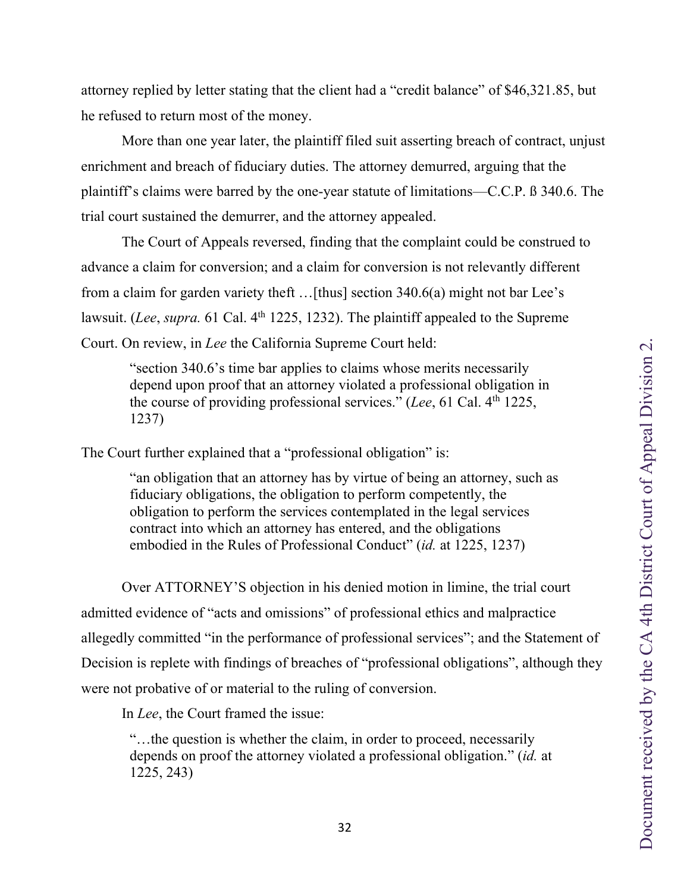attorney replied by letter stating that the client had a "credit balance" of $46,321.85, but he refused to return most of the money.

More than one year later, the plaintiff filed suit asserting breach of contract, unjust enrichment and breach of fiduciary duties. The attorney demurred, arguing that the plaintiff's claims were barred by the one-year statute of limitations—C.C.P. ß 340.6. The trial court sustained the demurrer, and the attorney appealed.

The Court of Appeals reversed, finding that the complaint could be construed to advance a claim for conversion; and a claim for conversion is not relevantly different from a claim for garden variety theft …[thus] section 340.6(a) might not bar Lee's lawsuit. (*Lee*, *supra.* 61 Cal. 4th 1225, 1232). The plaintiff appealed to the Supreme Court. On review, in *Lee* the California Supreme Court held:

> "section 340.6's time bar applies to claims whose merits necessarily depend upon proof that an attorney violated a professional obligation in the course of providing professional services." (*Lee*, 61 Cal. 4th 1225, 1237)

The Court further explained that a "professional obligation" is:

> "an obligation that an attorney has by virtue of being an attorney, such as fiduciary obligations, the obligation to perform competently, the obligation to perform the services contemplated in the legal services contract into which an attorney has entered, and the obligations embodied in the Rules of Professional Conduct" (*id.* at 1225, 1237)

Over ATTORNEY'S objection in his denied motion in limine, the trial court admitted evidence of "acts and omissions" of professional ethics and malpractice allegedly committed "in the performance of professional services"; and the Statement of Decision is replete with findings of breaches of "professional obligations", although they were not probative of or material to the ruling of conversion.

In *Lee*, the Court framed the issue:

> "…the question is whether the claim, in order to proceed, necessarily depends on proof the attorney violated a professional obligation." (*id.* at 1225, 243)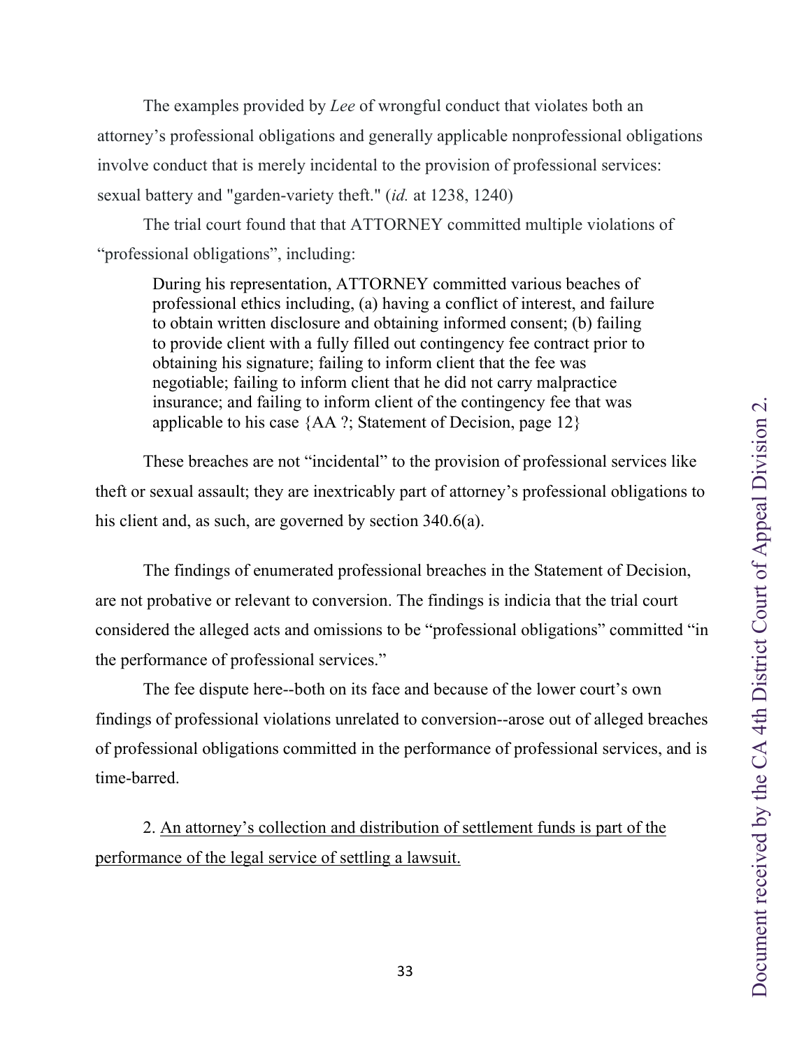The examples provided by *Lee* of wrongful conduct that violates both an attorney's professional obligations and generally applicable nonprofessional obligations involve conduct that is merely incidental to the provision of professional services: sexual battery and "garden-variety theft." (*id.* at 1238, 1240)

The trial court found that that ATTORNEY committed multiple violations of "professional obligations", including:

> During his representation, ATTORNEY committed various beaches of professional ethics including, (a) having a conflict of interest, and failure to obtain written disclosure and obtaining informed consent; (b) failing to provide client with a fully filled out contingency fee contract prior to obtaining his signature; failing to inform client that the fee was negotiable; failing to inform client that he did not carry malpractice insurance; and failing to inform client of the contingency fee that was applicable to his case {AA ?; Statement of Decision, page 12}

These breaches are not "incidental" to the provision of professional services like theft or sexual assault; they are inextricably part of attorney's professional obligations to his client and, as such, are governed by section 340.6(a).

The findings of enumerated professional breaches in the Statement of Decision, are not probative or relevant to conversion. The findings is indicia that the trial court considered the alleged acts and omissions to be "professional obligations" committed "in the performance of professional services."

The fee dispute here--both on its face and because of the lower court's own findings of professional violations unrelated to conversion--arose out of alleged breaches of professional obligations committed in the performance of professional services, and is time-barred.

2. <u>An attorney's collection and distribution of settlement funds is part of the performance of the legal service of settling a lawsuit.</u>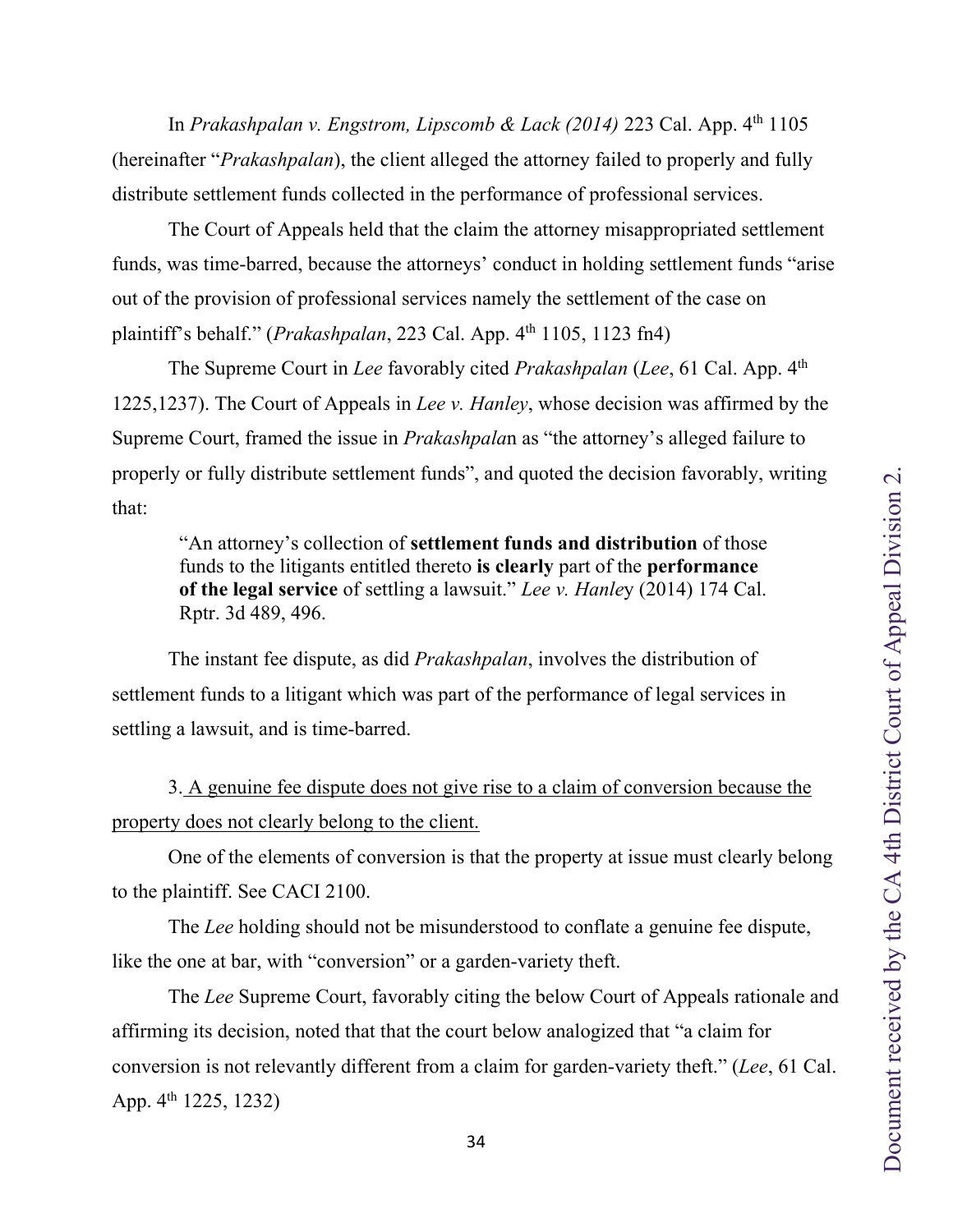In *Prakashpalan v. Engstrom, Lipscomb & Lack (2014)* 223 Cal. App. 4th 1105 (hereinafter "*Prakashpalan*), the client alleged the attorney failed to properly and fully distribute settlement funds collected in the performance of professional services.

The Court of Appeals held that the claim the attorney misappropriated settlement funds, was time-barred, because the attorneys' conduct in holding settlement funds "arise out of the provision of professional services namely the settlement of the case on plaintiff's behalf." (*Prakashpalan*, 223 Cal. App. 4th 1105, 1123 fn4)

The Supreme Court in *Lee* favorably cited *Prakashpalan* (*Lee*, 61 Cal. App. 4th 1225,1237). The Court of Appeals in *Lee v. Hanley*, whose decision was affirmed by the Supreme Court, framed the issue in *Prakashpalan* as "the attorney's alleged failure to properly or fully distribute settlement funds", and quoted the decision favorably, writing that:

> "An attorney's collection of **settlement funds and distribution** of those funds to the litigants entitled thereto **is clearly** part of the **performance of the legal service** of settling a lawsuit." *Lee v. Hanley* (2014) 174 Cal. Rptr. 3d 489, 496.

The instant fee dispute, as did *Prakashpalan*, involves the distribution of settlement funds to a litigant which was part of the performance of legal services in settling a lawsuit, and is time-barred.

3. <u>A genuine fee dispute does not give rise to a claim of conversion because the property does not clearly belong to the client.</u>

One of the elements of conversion is that the property at issue must clearly belong to the plaintiff. See CACI 2100.

The *Lee* holding should not be misunderstood to conflate a genuine fee dispute, like the one at bar, with "conversion" or a garden-variety theft.

The *Lee* Supreme Court, favorably citing the below Court of Appeals rationale and affirming its decision, noted that that the court below analogized that "a claim for conversion is not relevantly different from a claim for garden-variety theft." (*Lee*, 61 Cal. App. 4th 1225, 1232)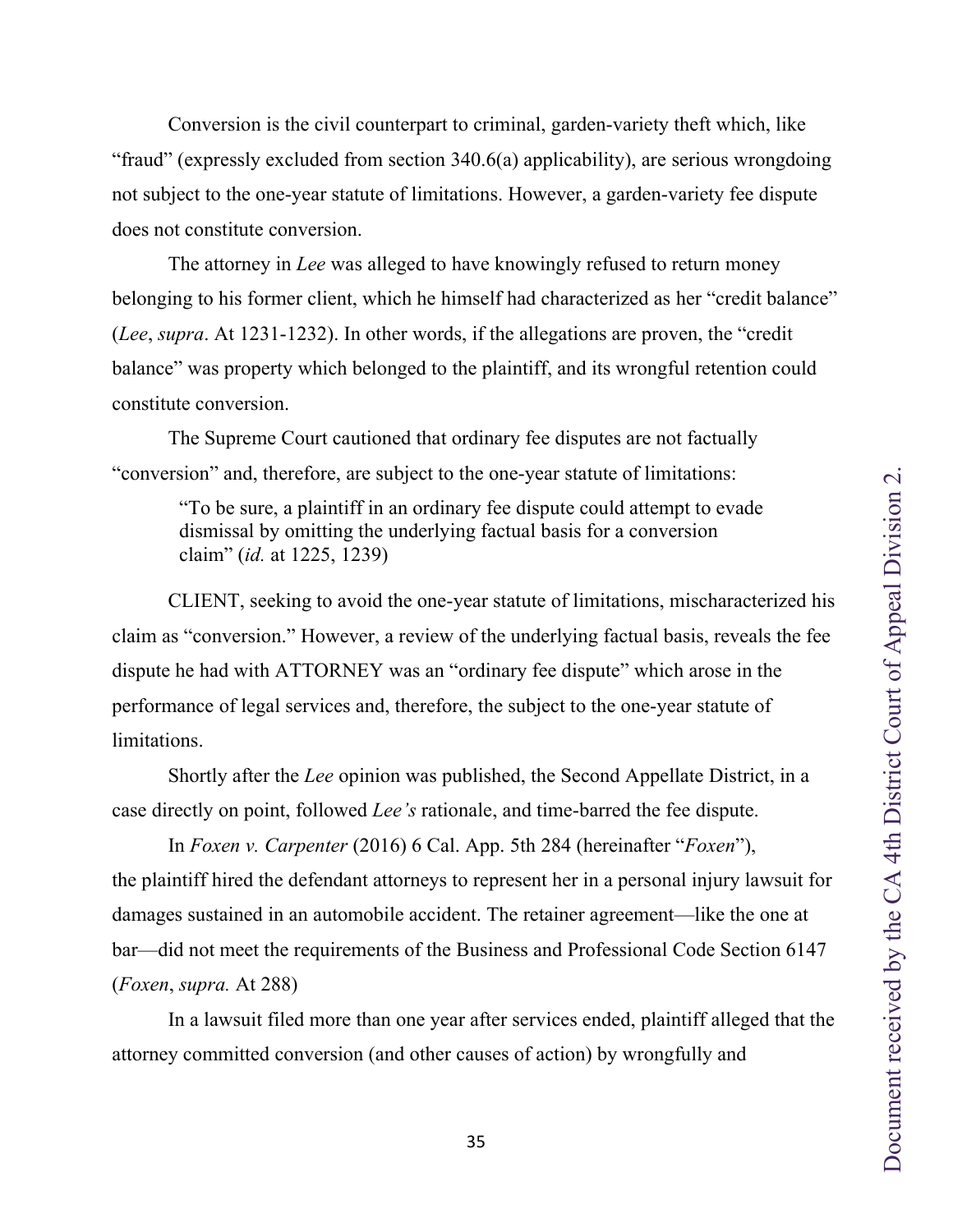Conversion is the civil counterpart to criminal, garden-variety theft which, like "fraud" (expressly excluded from section 340.6(a) applicability), are serious wrongdoing not subject to the one-year statute of limitations. However, a garden-variety fee dispute does not constitute conversion.

The attorney in *Lee* was alleged to have knowingly refused to return money belonging to his former client, which he himself had characterized as her "credit balance" (*Lee*, *supra*. At 1231-1232). In other words, if the allegations are proven, the "credit balance" was property which belonged to the plaintiff, and its wrongful retention could constitute conversion.

The Supreme Court cautioned that ordinary fee disputes are not factually "conversion" and, therefore, are subject to the one-year statute of limitations:

> "To be sure, a plaintiff in an ordinary fee dispute could attempt to evade dismissal by omitting the underlying factual basis for a conversion claim" (*id.* at 1225, 1239)

CLIENT, seeking to avoid the one-year statute of limitations, mischaracterized his claim as "conversion." However, a review of the underlying factual basis, reveals the fee dispute he had with ATTORNEY was an "ordinary fee dispute" which arose in the performance of legal services and, therefore, the subject to the one-year statute of limitations.

Shortly after the *Lee* opinion was published, the Second Appellate District, in a case directly on point, followed *Lee's* rationale, and time-barred the fee dispute.

In *Foxen v. Carpenter* (2016) 6 Cal. App. 5th 284 (hereinafter "*Foxen*"), the plaintiff hired the defendant attorneys to represent her in a personal injury lawsuit for damages sustained in an automobile accident. The retainer agreement—like the one at bar—did not meet the requirements of the Business and Professional Code Section 6147 (*Foxen*, *supra.* At 288)

In a lawsuit filed more than one year after services ended, plaintiff alleged that the attorney committed conversion (and other causes of action) by wrongfully and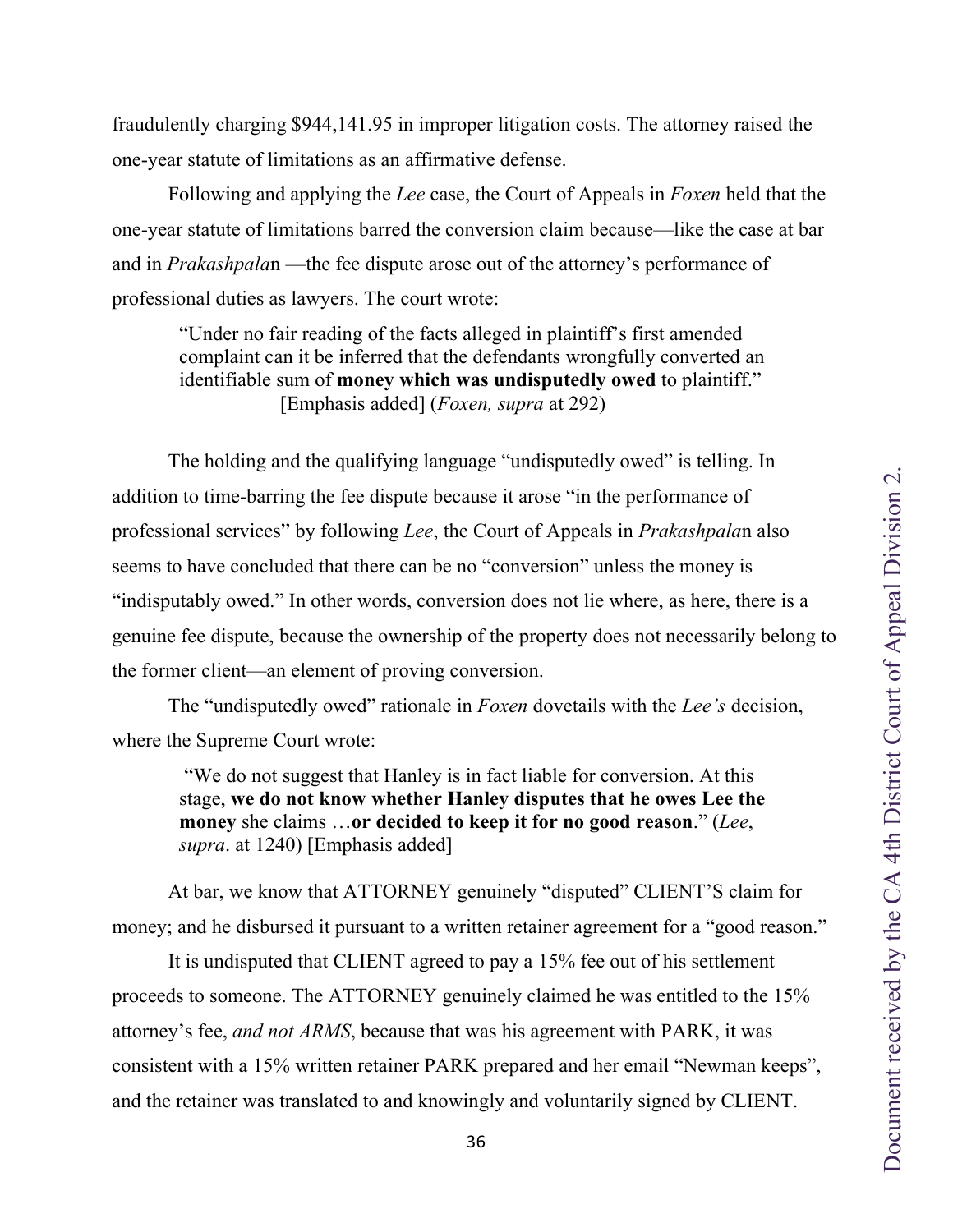fraudulently charging $944,141.95 in improper litigation costs. The attorney raised the one-year statute of limitations as an affirmative defense.

Following and applying the *Lee* case, the Court of Appeals in *Foxen* held that the one-year statute of limitations barred the conversion claim because—like the case at bar and in *Prakashpala*n —the fee dispute arose out of the attorney's performance of professional duties as lawyers. The court wrote:

> "Under no fair reading of the facts alleged in plaintiff's first amended complaint can it be inferred that the defendants wrongfully converted an identifiable sum of **money which was undisputedly owed** to plaintiff."
> [Emphasis added] (*Foxen, supra* at 292)

The holding and the qualifying language "undisputedly owed" is telling. In addition to time-barring the fee dispute because it arose "in the performance of professional services" by following *Lee*, the Court of Appeals in *Prakashpala*n also seems to have concluded that there can be no "conversion" unless the money is "indisputably owed." In other words, conversion does not lie where, as here, there is a genuine fee dispute, because the ownership of the property does not necessarily belong to the former client—an element of proving conversion.

The "undisputedly owed" rationale in *Foxen* dovetails with the *Lee's* decision, where the Supreme Court wrote:

> "We do not suggest that Hanley is in fact liable for conversion. At this stage, **we do not know whether Hanley disputes that he owes Lee the money** she claims …**or decided to keep it for no good reason**." (*Lee*, *supra*. at 1240) [Emphasis added]

At bar, we know that ATTORNEY genuinely "disputed" CLIENT'S claim for money; and he disbursed it pursuant to a written retainer agreement for a "good reason."

It is undisputed that CLIENT agreed to pay a 15% fee out of his settlement proceeds to someone. The ATTORNEY genuinely claimed he was entitled to the 15% attorney's fee, *and not ARMS*, because that was his agreement with PARK, it was consistent with a 15% written retainer PARK prepared and her email "Newman keeps", and the retainer was translated to and knowingly and voluntarily signed by CLIENT.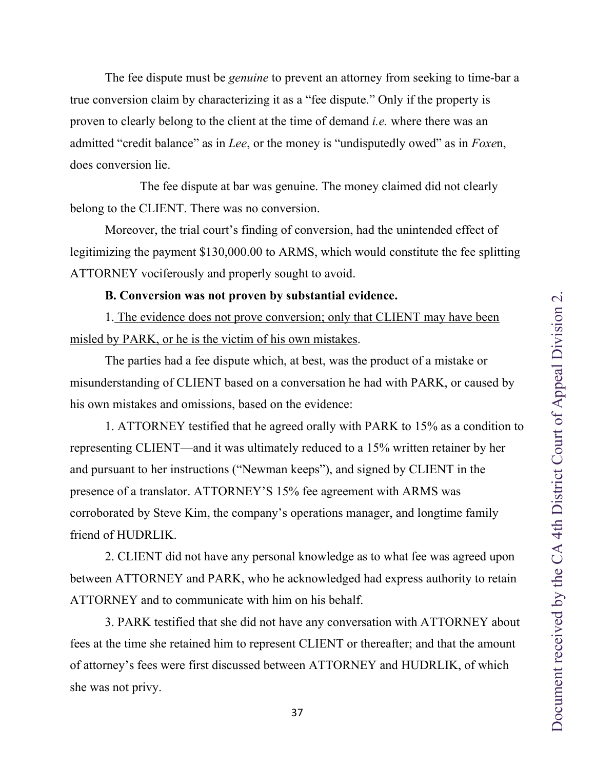The fee dispute must be *genuine* to prevent an attorney from seeking to time-bar a true conversion claim by characterizing it as a "fee dispute." Only if the property is proven to clearly belong to the client at the time of demand *i.e.* where there was an admitted "credit balance" as in *Lee*, or the money is "undisputedly owed" as in *Foxe*n, does conversion lie.

The fee dispute at bar was genuine. The money claimed did not clearly belong to the CLIENT. There was no conversion.

Moreover, the trial court's finding of conversion, had the unintended effect of legitimizing the payment $130,000.00 to ARMS, which would constitute the fee splitting ATTORNEY vociferously and properly sought to avoid.

**B. Conversion was not proven by substantial evidence.**

1. <u>The evidence does not prove conversion; only that CLIENT may have been misled by PARK, or he is the victim of his own mistakes</u>.

The parties had a fee dispute which, at best, was the product of a mistake or misunderstanding of CLIENT based on a conversation he had with PARK, or caused by his own mistakes and omissions, based on the evidence:

1. ATTORNEY testified that he agreed orally with PARK to 15% as a condition to representing CLIENT—and it was ultimately reduced to a 15% written retainer by her and pursuant to her instructions ("Newman keeps"), and signed by CLIENT in the presence of a translator. ATTORNEY'S 15% fee agreement with ARMS was corroborated by Steve Kim, the company's operations manager, and longtime family friend of HUDRLIK.

2. CLIENT did not have any personal knowledge as to what fee was agreed upon between ATTORNEY and PARK, who he acknowledged had express authority to retain ATTORNEY and to communicate with him on his behalf.

3. PARK testified that she did not have any conversation with ATTORNEY about fees at the time she retained him to represent CLIENT or thereafter; and that the amount of attorney's fees were first discussed between ATTORNEY and HUDRLIK, of which she was not privy.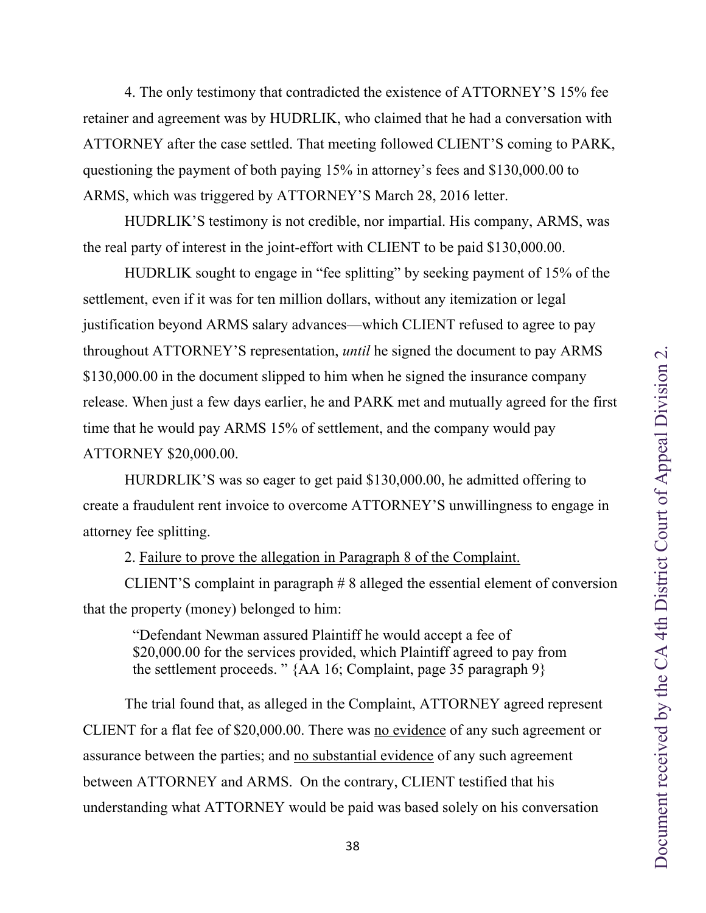4. The only testimony that contradicted the existence of ATTORNEY'S 15% fee retainer and agreement was by HUDRLIK, who claimed that he had a conversation with ATTORNEY after the case settled. That meeting followed CLIENT'S coming to PARK, questioning the payment of both paying 15% in attorney's fees and $130,000.00 to ARMS, which was triggered by ATTORNEY'S March 28, 2016 letter.

HUDRLIK'S testimony is not credible, nor impartial. His company, ARMS, was the real party of interest in the joint-effort with CLIENT to be paid $130,000.00.

HUDRLIK sought to engage in "fee splitting" by seeking payment of 15% of the settlement, even if it was for ten million dollars, without any itemization or legal justification beyond ARMS salary advances—which CLIENT refused to agree to pay throughout ATTORNEY'S representation, *until* he signed the document to pay ARMS $130,000.00 in the document slipped to him when he signed the insurance company release. When just a few days earlier, he and PARK met and mutually agreed for the first time that he would pay ARMS 15% of settlement, and the company would pay ATTORNEY $20,000.00.

HURDRLIK'S was so eager to get paid $130,000.00, he admitted offering to create a fraudulent rent invoice to overcome ATTORNEY'S unwillingness to engage in attorney fee splitting.

2. <u>Failure to prove the allegation in Paragraph 8 of the Complaint.</u>

CLIENT'S complaint in paragraph # 8 alleged the essential element of conversion that the property (money) belonged to him:

> "Defendant Newman assured Plaintiff he would accept a fee of $20,000.00 for the services provided, which Plaintiff agreed to pay from the settlement proceeds. " {AA 16; Complaint, page 35 paragraph 9}

The trial found that, as alleged in the Complaint, ATTORNEY agreed represent CLIENT for a flat fee of $20,000.00. There was <u>no evidence</u> of any such agreement or assurance between the parties; and <u>no substantial evidence</u> of any such agreement between ATTORNEY and ARMS. On the contrary, CLIENT testified that his understanding what ATTORNEY would be paid was based solely on his conversation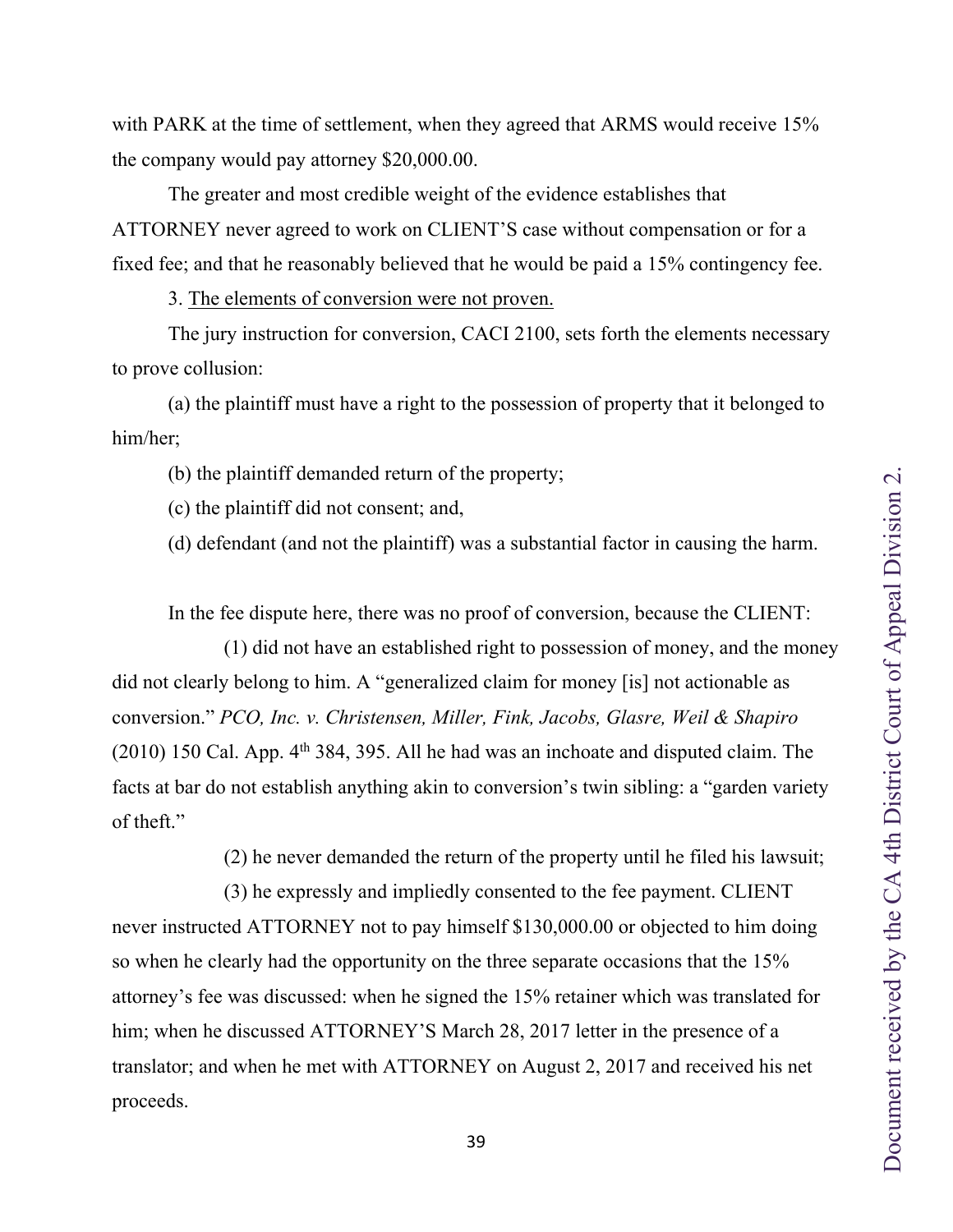with PARK at the time of settlement, when they agreed that ARMS would receive 15% the company would pay attorney $20,000.00.

The greater and most credible weight of the evidence establishes that ATTORNEY never agreed to work on CLIENT'S case without compensation or for a fixed fee; and that he reasonably believed that he would be paid a 15% contingency fee.

3. <u>The elements of conversion were not proven.</u>

The jury instruction for conversion, CACI 2100, sets forth the elements necessary to prove collusion:

(a) the plaintiff must have a right to the possession of property that it belonged to him/her;

(b) the plaintiff demanded return of the property;

(c) the plaintiff did not consent; and,

(d) defendant (and not the plaintiff) was a substantial factor in causing the harm.

In the fee dispute here, there was no proof of conversion, because the CLIENT:

(1) did not have an established right to possession of money, and the money did not clearly belong to him. A "generalized claim for money [is] not actionable as conversion." *PCO, Inc. v. Christensen, Miller, Fink, Jacobs, Glasre, Weil & Shapiro* (2010) 150 Cal. App. 4th 384, 395. All he had was an inchoate and disputed claim. The facts at bar do not establish anything akin to conversion's twin sibling: a "garden variety of theft."

(2) he never demanded the return of the property until he filed his lawsuit;

(3) he expressly and impliedly consented to the fee payment. CLIENT never instructed ATTORNEY not to pay himself $130,000.00 or objected to him doing so when he clearly had the opportunity on the three separate occasions that the 15% attorney's fee was discussed: when he signed the 15% retainer which was translated for him; when he discussed ATTORNEY'S March 28, 2017 letter in the presence of a translator; and when he met with ATTORNEY on August 2, 2017 and received his net proceeds.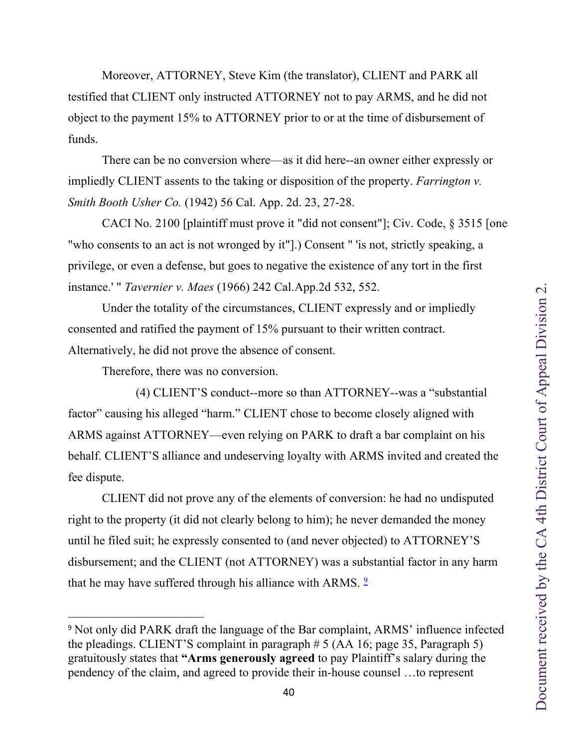Moreover, ATTORNEY, Steve Kim (the translator), CLIENT and PARK all testified that CLIENT only instructed ATTORNEY not to pay ARMS, and he did not object to the payment 15% to ATTORNEY prior to or at the time of disbursement of funds.

There can be no conversion where—as it did here--an owner either expressly or impliedly CLIENT assents to the taking or disposition of the property. *Farrington v. Smith Booth Usher Co.* (1942) 56 Cal. App. 2d. 23, 27-28.

CACI No. 2100 [plaintiff must prove it "did not consent"]; Civ. Code, § 3515 [one "who consents to an act is not wronged by it"].) Consent " 'is not, strictly speaking, a privilege, or even a defense, but goes to negative the existence of any tort in the first instance.' " *Tavernier v. Maes* (1966) 242 Cal.App.2d 532, 552.

Under the totality of the circumstances, CLIENT expressly and or impliedly consented and ratified the payment of 15% pursuant to their written contract. Alternatively, he did not prove the absence of consent.

Therefore, there was no conversion.

(4) CLIENT'S conduct--more so than ATTORNEY--was a "substantial factor" causing his alleged "harm." CLIENT chose to become closely aligned with ARMS against ATTORNEY—even relying on PARK to draft a bar complaint on his behalf. CLIENT'S alliance and undeserving loyalty with ARMS invited and created the fee dispute.

CLIENT did not prove any of the elements of conversion: he had no undisputed right to the property (it did not clearly belong to him); he never demanded the money until he filed suit; he expressly consented to (and never objected) to ATTORNEY'S disbursement; and the CLIENT (not ATTORNEY) was a substantial factor in any harm that he may have suffered through his alliance with ARMS. [9]

---

[9] Not only did PARK draft the language of the Bar complaint, ARMS' influence infected the pleadings. CLIENT'S complaint in paragraph # 5 (AA 16; page 35, Paragraph 5) gratuitously states that **"Arms generously agreed** to pay Plaintiff's salary during the pendency of the claim, and agreed to provide their in-house counsel …to represent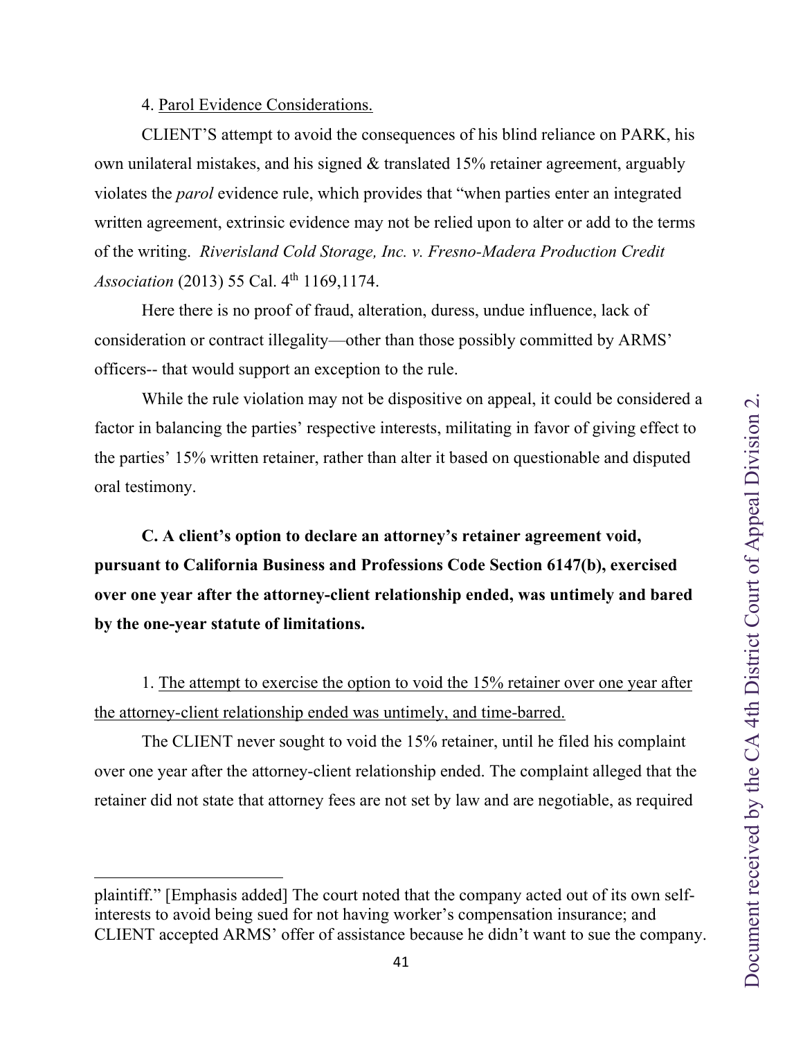4. Parol Evidence Considerations.

CLIENT'S attempt to avoid the consequences of his blind reliance on PARK, his own unilateral mistakes, and his signed & translated 15% retainer agreement, arguably violates the *parol* evidence rule, which provides that "when parties enter an integrated written agreement, extrinsic evidence may not be relied upon to alter or add to the terms of the writing. *Riverisland Cold Storage, Inc. v. Fresno-Madera Production Credit Association* (2013) 55 Cal. 4th 1169,1174.

Here there is no proof of fraud, alteration, duress, undue influence, lack of consideration or contract illegality—other than those possibly committed by ARMS' officers-- that would support an exception to the rule.

While the rule violation may not be dispositive on appeal, it could be considered a factor in balancing the parties' respective interests, militating in favor of giving effect to the parties' 15% written retainer, rather than alter it based on questionable and disputed oral testimony.

**C. A client's option to declare an attorney's retainer agreement void, pursuant to California Business and Professions Code Section 6147(b), exercised over one year after the attorney-client relationship ended, was untimely and bared by the one-year statute of limitations.**

1. The attempt to exercise the option to void the 15% retainer over one year after the attorney-client relationship ended was untimely, and time-barred.

The CLIENT never sought to void the 15% retainer, until he filed his complaint over one year after the attorney-client relationship ended. The complaint alleged that the retainer did not state that attorney fees are not set by law and are negotiable, as required

---

plaintiff." [Emphasis added] The court noted that the company acted out of its own self-interests to avoid being sued for not having worker's compensation insurance; and CLIENT accepted ARMS' offer of assistance because he didn't want to sue the company.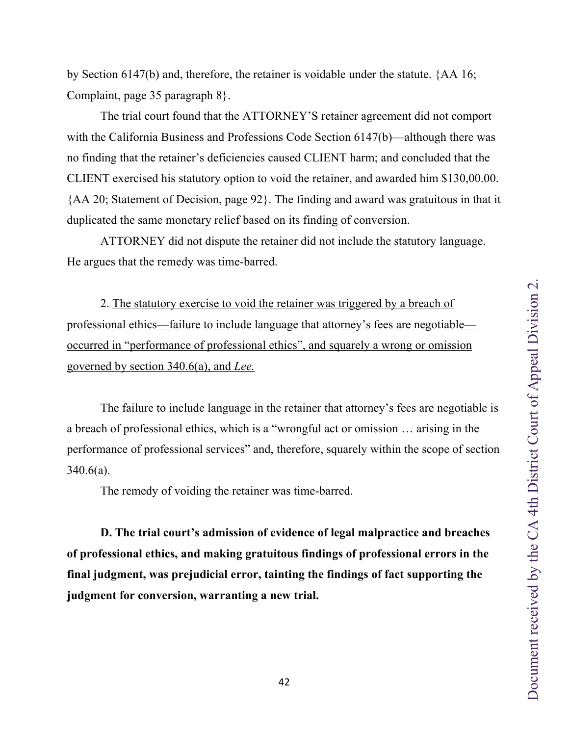by Section 6147(b) and, therefore, the retainer is voidable under the statute. {AA 16; Complaint, page 35 paragraph 8}.

The trial court found that the ATTORNEY'S retainer agreement did not comport with the California Business and Professions Code Section 6147(b)—although there was no finding that the retainer's deficiencies caused CLIENT harm; and concluded that the CLIENT exercised his statutory option to void the retainer, and awarded him $130,00.00. {AA 20; Statement of Decision, page 92}. The finding and award was gratuitous in that it duplicated the same monetary relief based on its finding of conversion.

ATTORNEY did not dispute the retainer did not include the statutory language. He argues that the remedy was time-barred.

2. <u>The statutory exercise to void the retainer was triggered by a breach of professional ethics—failure to include language that attorney's fees are negotiable—occurred in "performance of professional ethics", and squarely a wrong or omission governed by section 340.6(a), and *Lee.*</u>

The failure to include language in the retainer that attorney's fees are negotiable is a breach of professional ethics, which is a "wrongful act or omission … arising in the performance of professional services" and, therefore, squarely within the scope of section 340.6(a).

The remedy of voiding the retainer was time-barred.

**D. The trial court's admission of evidence of legal malpractice and breaches of professional ethics, and making gratuitous findings of professional errors in the final judgment, was prejudicial error, tainting the findings of fact supporting the judgment for conversion, warranting a new trial.**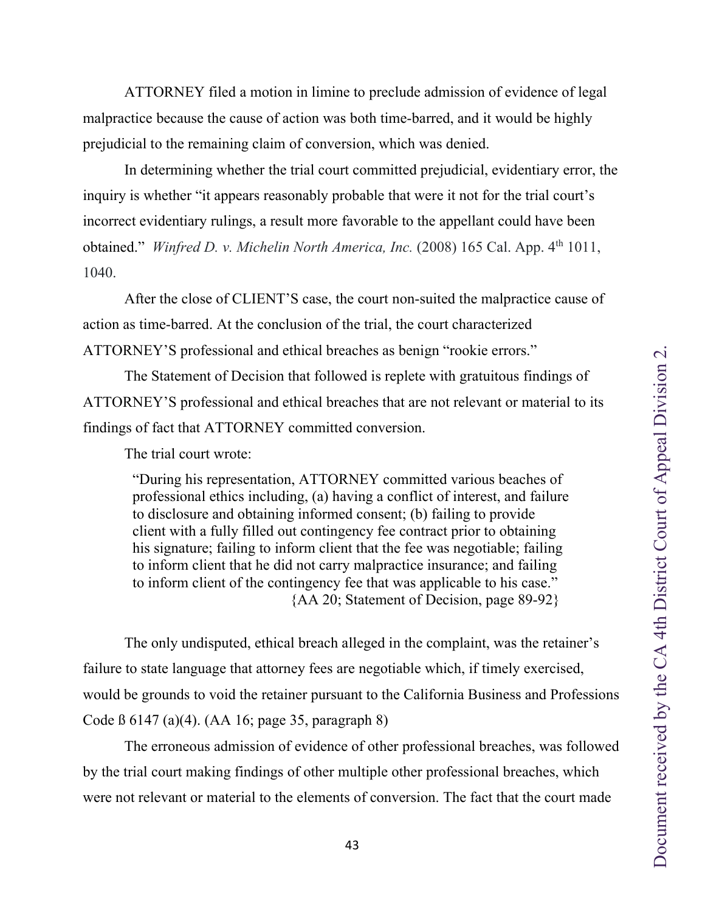ATTORNEY filed a motion in limine to preclude admission of evidence of legal malpractice because the cause of action was both time-barred, and it would be highly prejudicial to the remaining claim of conversion, which was denied.

In determining whether the trial court committed prejudicial, evidentiary error, the inquiry is whether "it appears reasonably probable that were it not for the trial court's incorrect evidentiary rulings, a result more favorable to the appellant could have been obtained." *Winfred D. v. Michelin North America, Inc.* (2008) 165 Cal. App. 4th 1011, 1040.

After the close of CLIENT'S case, the court non-suited the malpractice cause of action as time-barred. At the conclusion of the trial, the court characterized ATTORNEY'S professional and ethical breaches as benign "rookie errors."

The Statement of Decision that followed is replete with gratuitous findings of ATTORNEY'S professional and ethical breaches that are not relevant or material to its findings of fact that ATTORNEY committed conversion.

The trial court wrote:

> "During his representation, ATTORNEY committed various beaches of professional ethics including, (a) having a conflict of interest, and failure to disclosure and obtaining informed consent; (b) failing to provide client with a fully filled out contingency fee contract prior to obtaining his signature; failing to inform client that the fee was negotiable; failing to inform client that he did not carry malpractice insurance; and failing to inform client of the contingency fee that was applicable to his case."
> {AA 20; Statement of Decision, page 89-92}

The only undisputed, ethical breach alleged in the complaint, was the retainer's failure to state language that attorney fees are negotiable which, if timely exercised, would be grounds to void the retainer pursuant to the California Business and Professions Code ß 6147 (a)(4). (AA 16; page 35, paragraph 8)

The erroneous admission of evidence of other professional breaches, was followed by the trial court making findings of other multiple other professional breaches, which were not relevant or material to the elements of conversion. The fact that the court made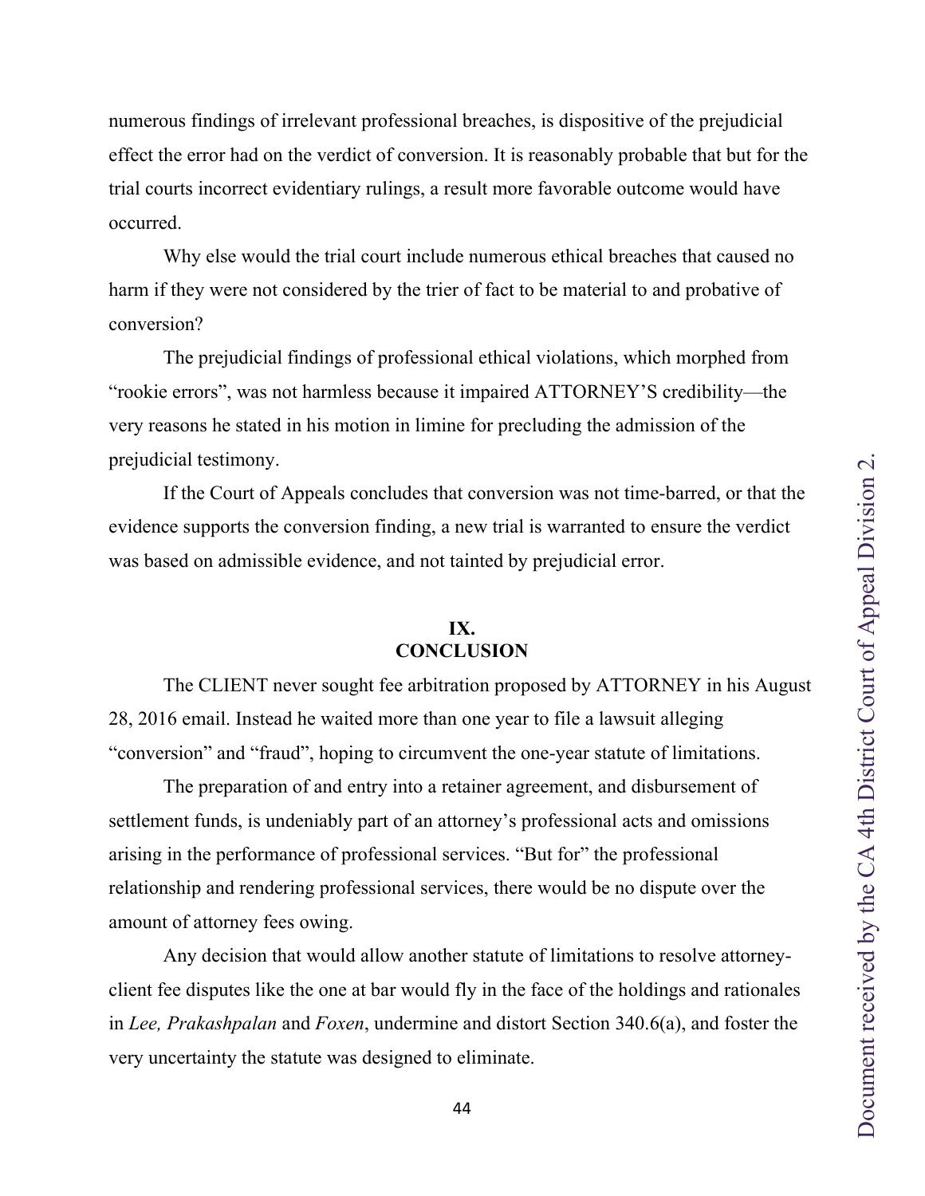numerous findings of irrelevant professional breaches, is dispositive of the prejudicial effect the error had on the verdict of conversion. It is reasonably probable that but for the trial courts incorrect evidentiary rulings, a result more favorable outcome would have occurred.

Why else would the trial court include numerous ethical breaches that caused no harm if they were not considered by the trier of fact to be material to and probative of conversion?

The prejudicial findings of professional ethical violations, which morphed from "rookie errors", was not harmless because it impaired ATTORNEY'S credibility—the very reasons he stated in his motion in limine for precluding the admission of the prejudicial testimony.

If the Court of Appeals concludes that conversion was not time-barred, or that the evidence supports the conversion finding, a new trial is warranted to ensure the verdict was based on admissible evidence, and not tainted by prejudicial error.

## IX. CONCLUSION

The CLIENT never sought fee arbitration proposed by ATTORNEY in his August 28, 2016 email. Instead he waited more than one year to file a lawsuit alleging "conversion" and "fraud", hoping to circumvent the one-year statute of limitations.

The preparation of and entry into a retainer agreement, and disbursement of settlement funds, is undeniably part of an attorney's professional acts and omissions arising in the performance of professional services. "But for" the professional relationship and rendering professional services, there would be no dispute over the amount of attorney fees owing.

Any decision that would allow another statute of limitations to resolve attorney-client fee disputes like the one at bar would fly in the face of the holdings and rationales in *Lee, Prakashpalan* and *Foxen*, undermine and distort Section 340.6(a), and foster the very uncertainty the statute was designed to eliminate.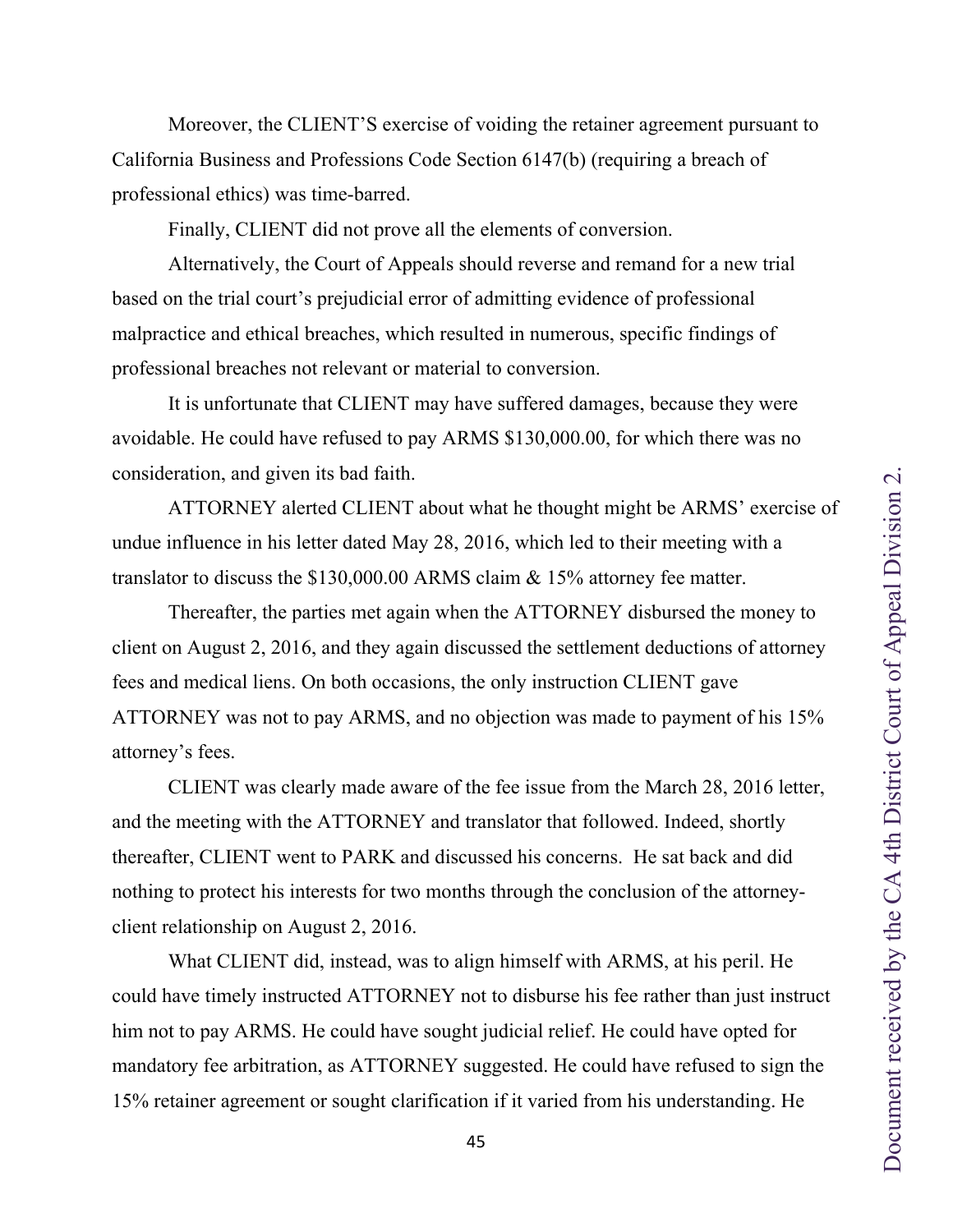Moreover, the CLIENT'S exercise of voiding the retainer agreement pursuant to California Business and Professions Code Section 6147(b) (requiring a breach of professional ethics) was time-barred.

Finally, CLIENT did not prove all the elements of conversion.

Alternatively, the Court of Appeals should reverse and remand for a new trial based on the trial court's prejudicial error of admitting evidence of professional malpractice and ethical breaches, which resulted in numerous, specific findings of professional breaches not relevant or material to conversion.

It is unfortunate that CLIENT may have suffered damages, because they were avoidable. He could have refused to pay ARMS $130,000.00, for which there was no consideration, and given its bad faith.

ATTORNEY alerted CLIENT about what he thought might be ARMS' exercise of undue influence in his letter dated May 28, 2016, which led to their meeting with a translator to discuss the $130,000.00 ARMS claim & 15% attorney fee matter.

Thereafter, the parties met again when the ATTORNEY disbursed the money to client on August 2, 2016, and they again discussed the settlement deductions of attorney fees and medical liens. On both occasions, the only instruction CLIENT gave ATTORNEY was not to pay ARMS, and no objection was made to payment of his 15% attorney's fees.

CLIENT was clearly made aware of the fee issue from the March 28, 2016 letter, and the meeting with the ATTORNEY and translator that followed. Indeed, shortly thereafter, CLIENT went to PARK and discussed his concerns. He sat back and did nothing to protect his interests for two months through the conclusion of the attorney-client relationship on August 2, 2016.

What CLIENT did, instead, was to align himself with ARMS, at his peril. He could have timely instructed ATTORNEY not to disburse his fee rather than just instruct him not to pay ARMS. He could have sought judicial relief. He could have opted for mandatory fee arbitration, as ATTORNEY suggested. He could have refused to sign the 15% retainer agreement or sought clarification if it varied from his understanding. He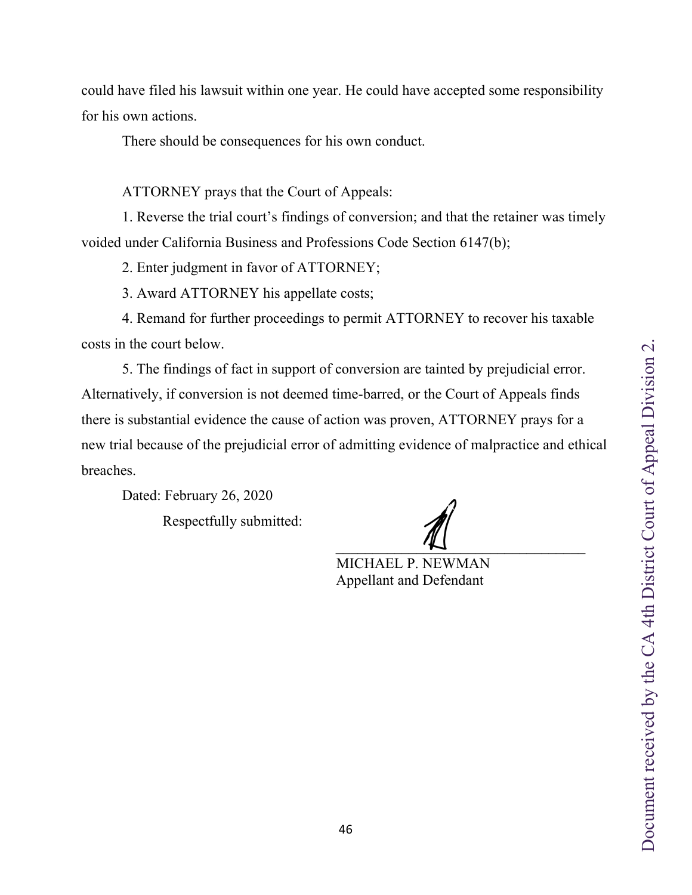could have filed his lawsuit within one year. He could have accepted some responsibility for his own actions.

There should be consequences for his own conduct.

ATTORNEY prays that the Court of Appeals:

1. Reverse the trial court's findings of conversion; and that the retainer was timely voided under California Business and Professions Code Section 6147(b);

2. Enter judgment in favor of ATTORNEY;

3. Award ATTORNEY his appellate costs;

4. Remand for further proceedings to permit ATTORNEY to recover his taxable costs in the court below.

5. The findings of fact in support of conversion are tainted by prejudicial error. Alternatively, if conversion is not deemed time-barred, or the Court of Appeals finds there is substantial evidence the cause of action was proven, ATTORNEY prays for a new trial because of the prejudicial error of admitting evidence of malpractice and ethical breaches.

Dated: February 26, 2020

Respectfully submitted:

\_\_\_\_\_\_\_\_\_\_\_\_\_\_\_\_\_\_\_\_\_\_\_\_\_\_\_\_\_\_\_\_\_\_\_\_

MICHAEL P. NEWMAN
Appellant and Defendant

Document received by the CA 4th District Court of Appeal Division 2.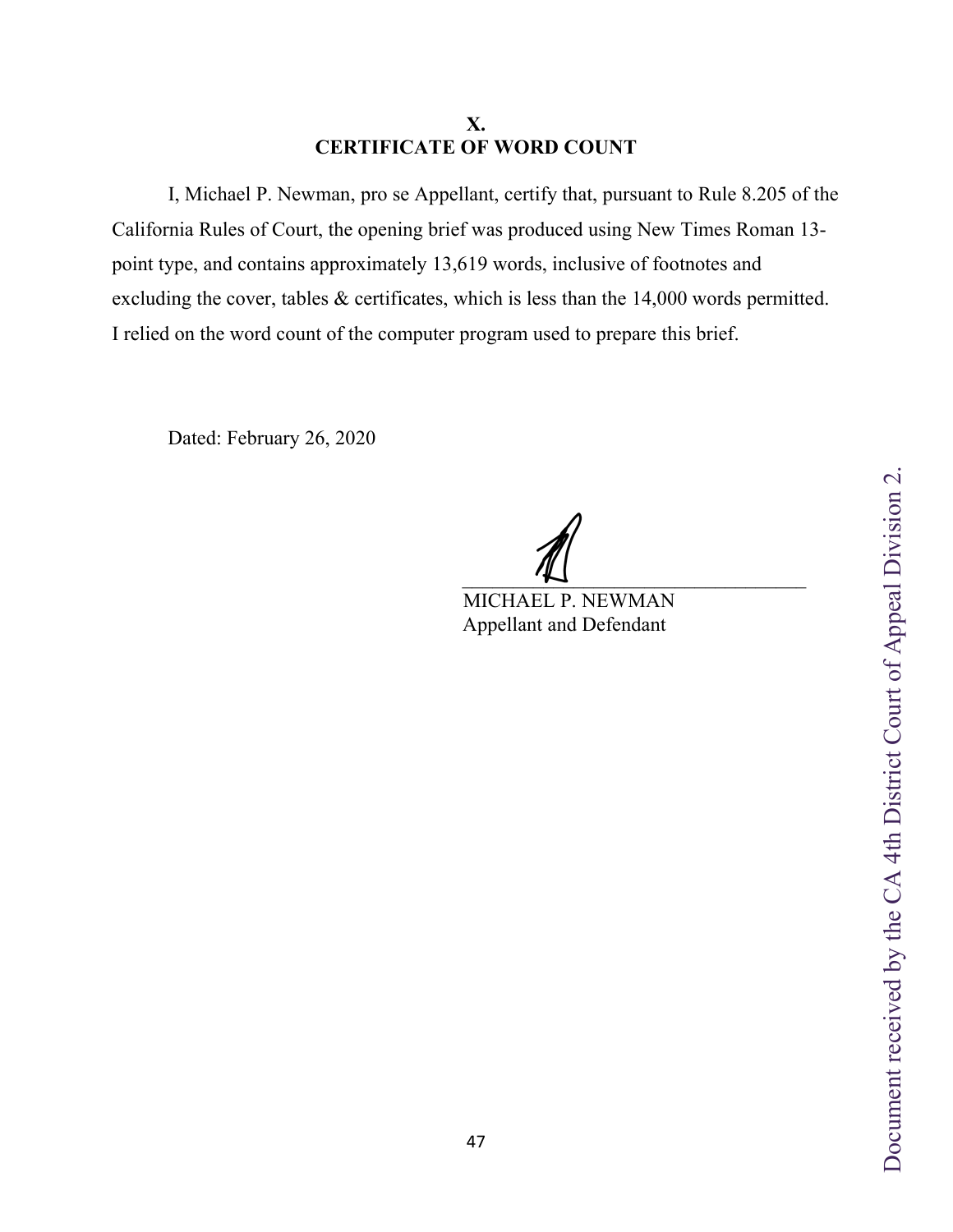# X.
# CERTIFICATE OF WORD COUNT

I, Michael P. Newman, pro se Appellant, certify that, pursuant to Rule 8.205 of the California Rules of Court, the opening brief was produced using New Times Roman 13-point type, and contains approximately 13,619 words, inclusive of footnotes and excluding the cover, tables & certificates, which is less than the 14,000 words permitted. I relied on the word count of the computer program used to prepare this brief.

Dated: February 26, 2020

\_\_\_\_\_\_\_\_\_\_\_\_\_\_\_\_\_\_\_\_\_\_\_\_\_\_\_\_\_\_\_\_\_\_\_\_

MICHAEL P. NEWMAN
Appellant and Defendant

Document received by the CA 4th District Court of Appeal Division 2.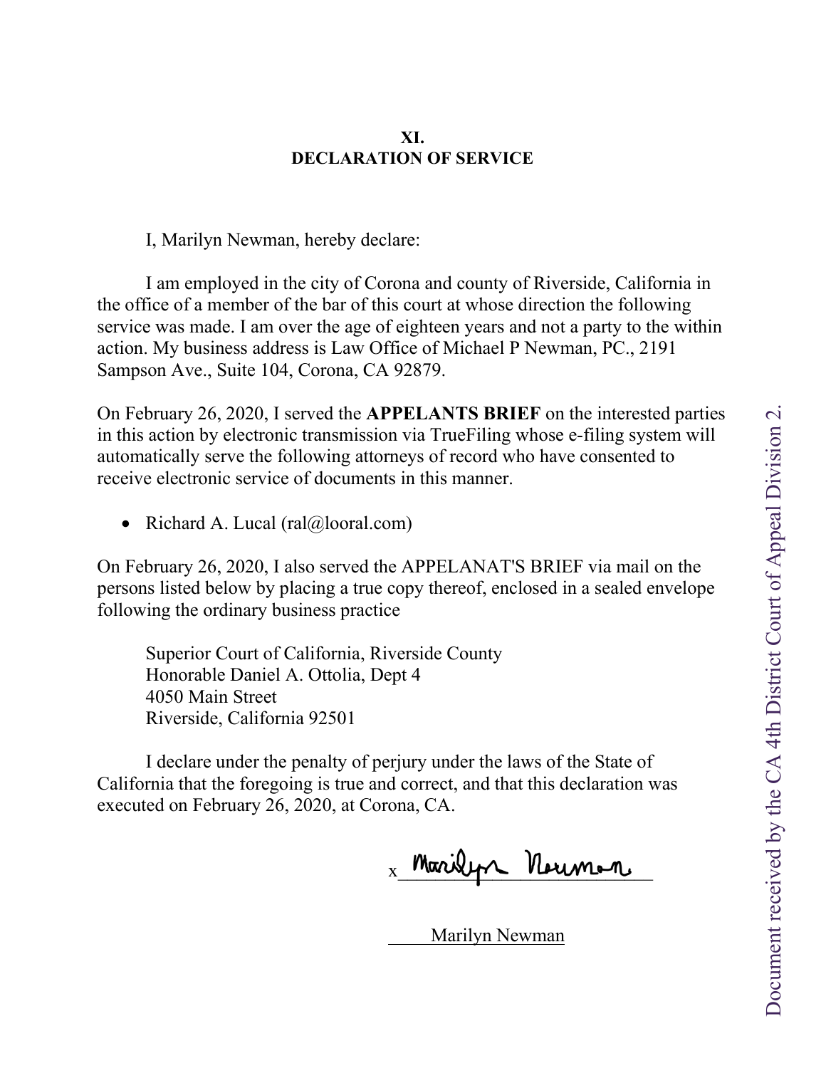## XI.
## DECLARATION OF SERVICE

I, Marilyn Newman, hereby declare:

I am employed in the city of Corona and county of Riverside, California in the office of a member of the bar of this court at whose direction the following service was made. I am over the age of eighteen years and not a party to the within action. My business address is Law Office of Michael P Newman, PC., 2191 Sampson Ave., Suite 104, Corona, CA 92879.

On February 26, 2020, I served the **APPELANTS BRIEF** on the interested parties in this action by electronic transmission via TrueFiling whose e-filing system will automatically serve the following attorneys of record who have consented to receive electronic service of documents in this manner.

- Richard A. Lucal (ral@looral.com)

On February 26, 2020, I also served the APPELANAT'S BRIEF via mail on the persons listed below by placing a true copy thereof, enclosed in a sealed envelope following the ordinary business practice

Superior Court of California, Riverside County
Honorable Daniel A. Ottolia, Dept 4
4050 Main Street
Riverside, California 92501

I declare under the penalty of perjury under the laws of the State of California that the foregoing is true and correct, and that this declaration was executed on February 26, 2020, at Corona, CA.

x Marilyn Newman

Marilyn Newman

Document received by the CA 4th District Court of Appeal Division 2.